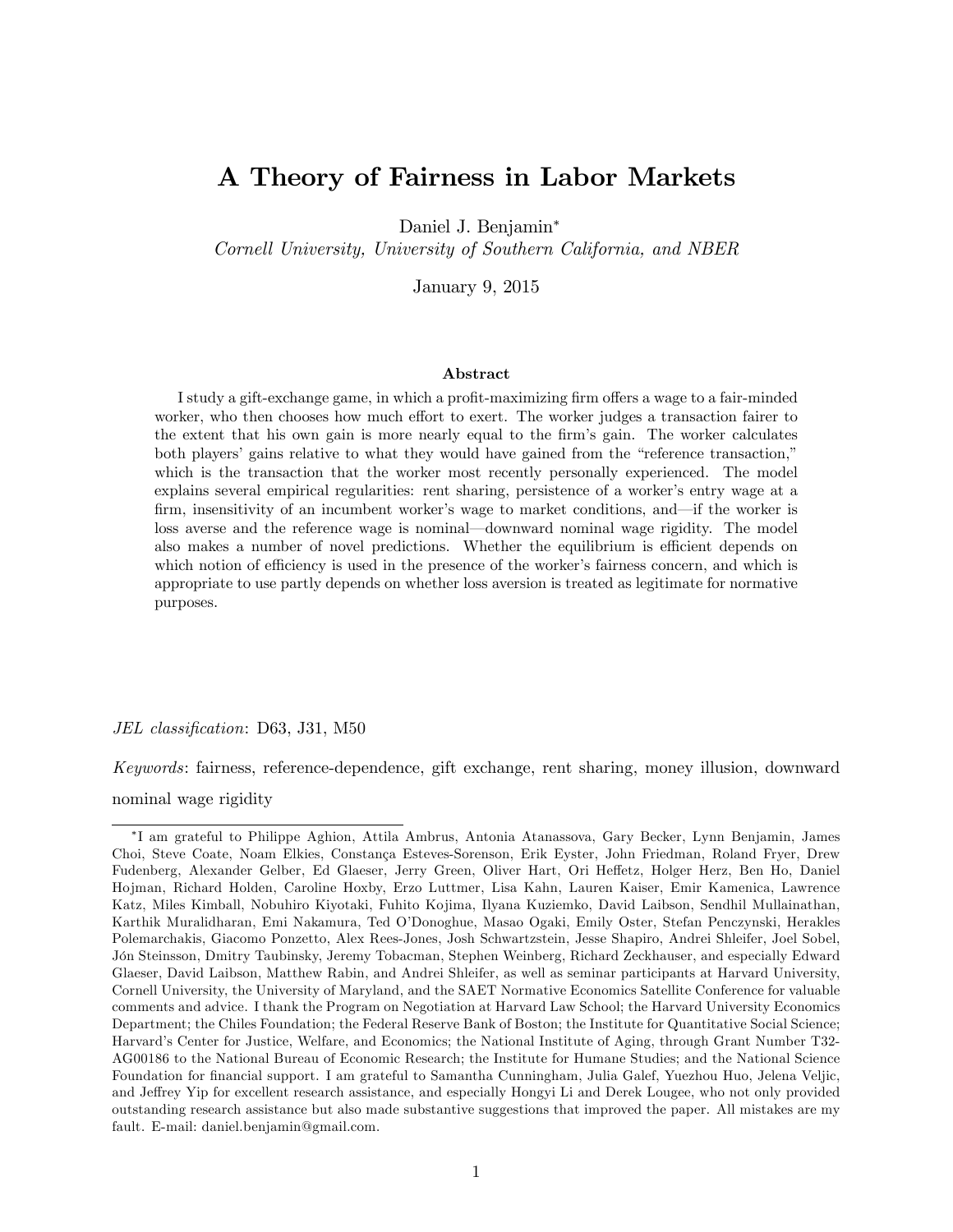# A Theory of Fairness in Labor Markets

Daniel J. Benjamin*

*Cornell University, University of Southern California, and NBER*

January 9, 2015

## Abstract

I study a gift-exchange game, in which a profit-maximizing firm offers a wage to a fair-minded worker, who then chooses how much effort to exert. The worker judges a transaction fairer to the extent that his own gain is more nearly equal to the firm's gain. The worker calculates both players' gains relative to what they would have gained from the "reference transaction," which is the transaction that the worker most recently personally experienced. The model explains several empirical regularities: rent sharing, persistence of a worker's entry wage at a firm, insensitivity of an incumbent worker's wage to market conditions, and—if the worker is loss averse and the reference wage is nominal—downward nominal wage rigidity. The model also makes a number of novel predictions. Whether the equilibrium is efficient depends on which notion of efficiency is used in the presence of the worker's fairness concern, and which is appropriate to use partly depends on whether loss aversion is treated as legitimate for normative purposes.

*JEL classification*: D63, J31, M50

*Keywords*: fairness, reference-dependence, gift exchange, rent sharing, money illusion, downward nominal wage rigidity

---

*I am grateful to Philippe Aghion, Attila Ambrus, Antonia Atanassova, Gary Becker, Lynn Benjamin, James Choi, Steve Coate, Noam Elkies, Constança Esteves-Sorenson, Erik Eyster, John Friedman, Roland Fryer, Drew Fudenberg, Alexander Gelber, Ed Glaeser, Jerry Green, Oliver Hart, Ori Heffetz, Holger Herz, Ben Ho, Daniel Hojman, Richard Holden, Caroline Hoxby, Erzo Luttmer, Lisa Kahn, Lauren Kaiser, Emir Kamenica, Lawrence Katz, Miles Kimball, Nobuhiro Kiyotaki, Fuhito Kojima, Ilyana Kuziemko, David Laibson, Sendhil Mullainathan, Karthik Muralidharan, Emi Nakamura, Ted O'Donoghue, Masao Ogaki, Emily Oster, Stefan Penczynski, Herakles Polemarchakis, Giacomo Ponzetto, Alex Rees-Jones, Josh Schwartzstein, Jesse Shapiro, Andrei Shleifer, Joel Sobel, Jón Steinsson, Dmitry Taubinsky, Jeremy Tobacman, Stephen Weinberg, Richard Zeckhauser, and especially Edward Glaeser, David Laibson, Matthew Rabin, and Andrei Shleifer, as well as seminar participants at Harvard University, Cornell University, the University of Maryland, and the SAET Normative Economics Satellite Conference for valuable comments and advice. I thank the Program on Negotiation at Harvard Law School; the Harvard University Economics Department; the Chiles Foundation; the Federal Reserve Bank of Boston; the Institute for Quantitative Social Science; Harvard's Center for Justice, Welfare, and Economics; the National Institute of Aging, through Grant Number T32-AG00186 to the National Bureau of Economic Research; the Institute for Humane Studies; and the National Science Foundation for financial support. I am grateful to Samantha Cunningham, Julia Galef, Yuezhou Huo, Jelena Veljic, and Jeffrey Yip for excellent research assistance, and especially Hongyi Li and Derek Lougee, who not only provided outstanding research assistance but also made substantive suggestions that improved the paper. All mistakes are my fault. E-mail: daniel.benjamin@gmail.com.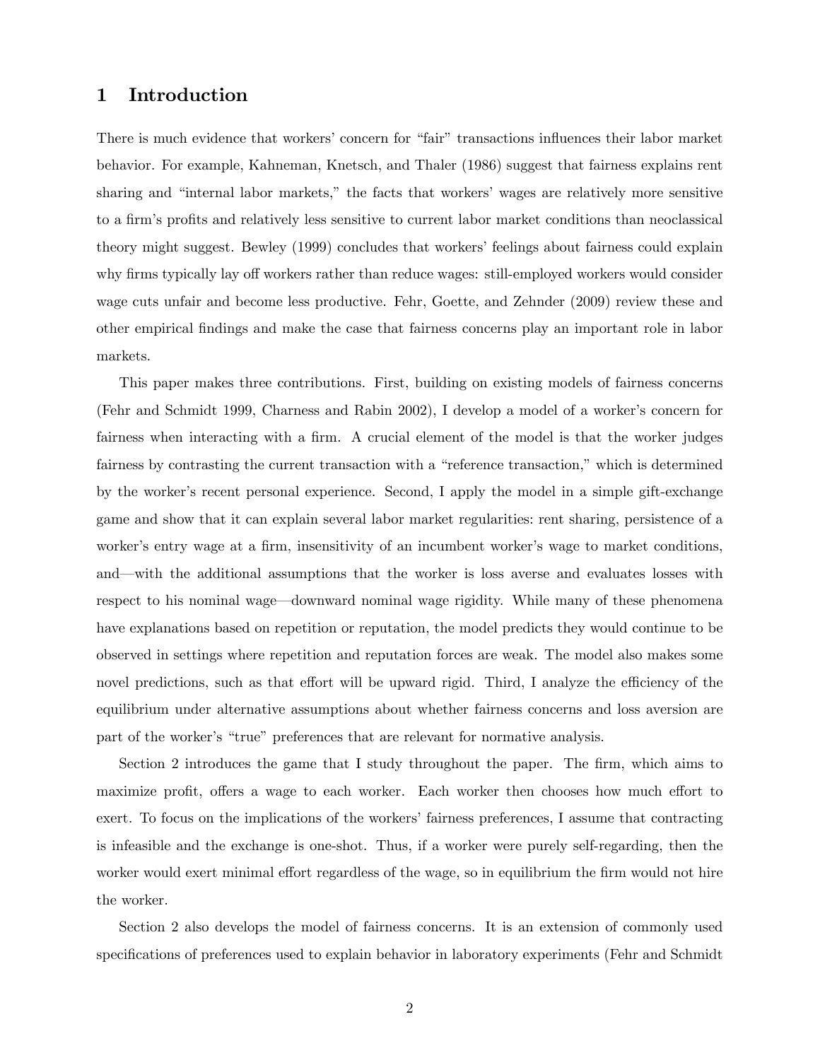# 1 Introduction

There is much evidence that workers' concern for "fair" transactions influences their labor market behavior. For example, Kahneman, Knetsch, and Thaler (1986) suggest that fairness explains rent sharing and "internal labor markets," the facts that workers' wages are relatively more sensitive to a firm's profits and relatively less sensitive to current labor market conditions than neoclassical theory might suggest. Bewley (1999) concludes that workers' feelings about fairness could explain why firms typically lay off workers rather than reduce wages: still-employed workers would consider wage cuts unfair and become less productive. Fehr, Goette, and Zehnder (2009) review these and other empirical findings and make the case that fairness concerns play an important role in labor markets.

This paper makes three contributions. First, building on existing models of fairness concerns (Fehr and Schmidt 1999, Charness and Rabin 2002), I develop a model of a worker's concern for fairness when interacting with a firm. A crucial element of the model is that the worker judges fairness by contrasting the current transaction with a "reference transaction," which is determined by the worker's recent personal experience. Second, I apply the model in a simple gift-exchange game and show that it can explain several labor market regularities: rent sharing, persistence of a worker's entry wage at a firm, insensitivity of an incumbent worker's wage to market conditions, and—with the additional assumptions that the worker is loss averse and evaluates losses with respect to his nominal wage—downward nominal wage rigidity. While many of these phenomena have explanations based on repetition or reputation, the model predicts they would continue to be observed in settings where repetition and reputation forces are weak. The model also makes some novel predictions, such as that effort will be upward rigid. Third, I analyze the efficiency of the equilibrium under alternative assumptions about whether fairness concerns and loss aversion are part of the worker's "true" preferences that are relevant for normative analysis.

Section 2 introduces the game that I study throughout the paper. The firm, which aims to maximize profit, offers a wage to each worker. Each worker then chooses how much effort to exert. To focus on the implications of the workers' fairness preferences, I assume that contracting is infeasible and the exchange is one-shot. Thus, if a worker were purely self-regarding, then the worker would exert minimal effort regardless of the wage, so in equilibrium the firm would not hire the worker.

Section 2 also develops the model of fairness concerns. It is an extension of commonly used specifications of preferences used to explain behavior in laboratory experiments (Fehr and Schmidt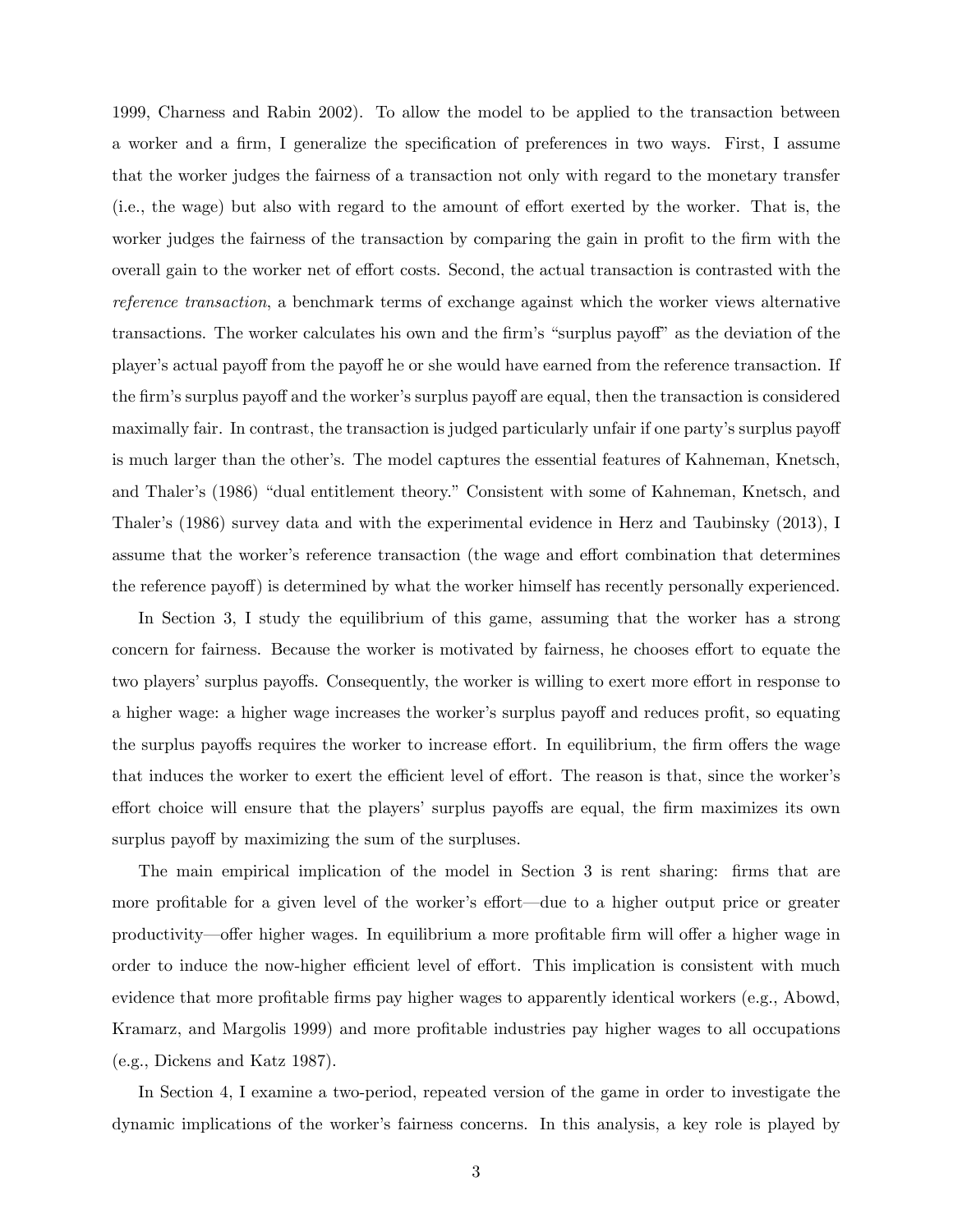1999, Charness and Rabin 2002). To allow the model to be applied to the transaction between a worker and a firm, I generalize the specification of preferences in two ways. First, I assume that the worker judges the fairness of a transaction not only with regard to the monetary transfer (i.e., the wage) but also with regard to the amount of effort exerted by the worker. That is, the worker judges the fairness of the transaction by comparing the gain in profit to the firm with the overall gain to the worker net of effort costs. Second, the actual transaction is contrasted with the *reference transaction*, a benchmark terms of exchange against which the worker views alternative transactions. The worker calculates his own and the firm's "surplus payoff" as the deviation of the player's actual payoff from the payoff he or she would have earned from the reference transaction. If the firm's surplus payoff and the worker's surplus payoff are equal, then the transaction is considered maximally fair. In contrast, the transaction is judged particularly unfair if one party's surplus payoff is much larger than the other's. The model captures the essential features of Kahneman, Knetsch, and Thaler's (1986) "dual entitlement theory." Consistent with some of Kahneman, Knetsch, and Thaler's (1986) survey data and with the experimental evidence in Herz and Taubinsky (2013), I assume that the worker's reference transaction (the wage and effort combination that determines the reference payoff) is determined by what the worker himself has recently personally experienced.

In Section 3, I study the equilibrium of this game, assuming that the worker has a strong concern for fairness. Because the worker is motivated by fairness, he chooses effort to equate the two players' surplus payoffs. Consequently, the worker is willing to exert more effort in response to a higher wage: a higher wage increases the worker's surplus payoff and reduces profit, so equating the surplus payoffs requires the worker to increase effort. In equilibrium, the firm offers the wage that induces the worker to exert the efficient level of effort. The reason is that, since the worker's effort choice will ensure that the players' surplus payoffs are equal, the firm maximizes its own surplus payoff by maximizing the sum of the surpluses.

The main empirical implication of the model in Section 3 is rent sharing: firms that are more profitable for a given level of the worker's effort—due to a higher output price or greater productivity—offer higher wages. In equilibrium a more profitable firm will offer a higher wage in order to induce the now-higher efficient level of effort. This implication is consistent with much evidence that more profitable firms pay higher wages to apparently identical workers (e.g., Abowd, Kramarz, and Margolis 1999) and more profitable industries pay higher wages to all occupations (e.g., Dickens and Katz 1987).

In Section 4, I examine a two-period, repeated version of the game in order to investigate the dynamic implications of the worker's fairness concerns. In this analysis, a key role is played by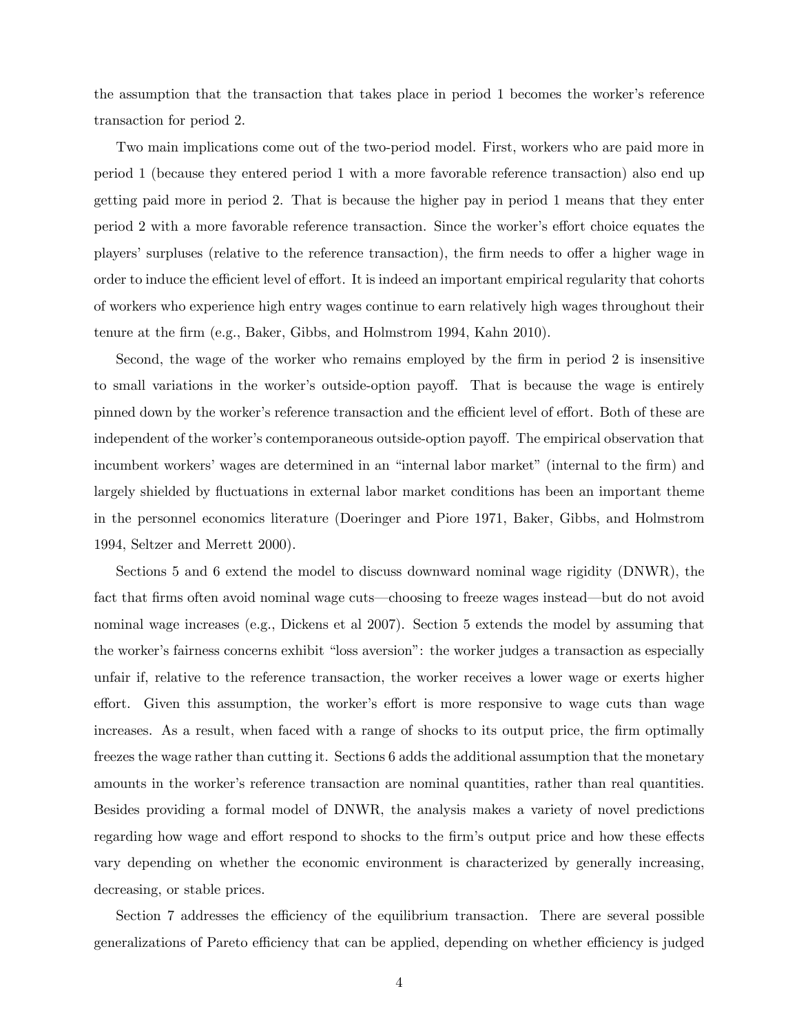the assumption that the transaction that takes place in period 1 becomes the worker's reference transaction for period 2.

Two main implications come out of the two-period model. First, workers who are paid more in period 1 (because they entered period 1 with a more favorable reference transaction) also end up getting paid more in period 2. That is because the higher pay in period 1 means that they enter period 2 with a more favorable reference transaction. Since the worker's effort choice equates the players' surpluses (relative to the reference transaction), the firm needs to offer a higher wage in order to induce the efficient level of effort. It is indeed an important empirical regularity that cohorts of workers who experience high entry wages continue to earn relatively high wages throughout their tenure at the firm (e.g., Baker, Gibbs, and Holmstrom 1994, Kahn 2010).

Second, the wage of the worker who remains employed by the firm in period 2 is insensitive to small variations in the worker's outside-option payoff. That is because the wage is entirely pinned down by the worker's reference transaction and the efficient level of effort. Both of these are independent of the worker's contemporaneous outside-option payoff. The empirical observation that incumbent workers' wages are determined in an "internal labor market" (internal to the firm) and largely shielded by fluctuations in external labor market conditions has been an important theme in the personnel economics literature (Doeringer and Piore 1971, Baker, Gibbs, and Holmstrom 1994, Seltzer and Merrett 2000).

Sections 5 and 6 extend the model to discuss downward nominal wage rigidity (DNWR), the fact that firms often avoid nominal wage cuts—choosing to freeze wages instead—but do not avoid nominal wage increases (e.g., Dickens et al 2007). Section 5 extends the model by assuming that the worker's fairness concerns exhibit "loss aversion": the worker judges a transaction as especially unfair if, relative to the reference transaction, the worker receives a lower wage or exerts higher effort. Given this assumption, the worker's effort is more responsive to wage cuts than wage increases. As a result, when faced with a range of shocks to its output price, the firm optimally freezes the wage rather than cutting it. Sections 6 adds the additional assumption that the monetary amounts in the worker's reference transaction are nominal quantities, rather than real quantities. Besides providing a formal model of DNWR, the analysis makes a variety of novel predictions regarding how wage and effort respond to shocks to the firm's output price and how these effects vary depending on whether the economic environment is characterized by generally increasing, decreasing, or stable prices.

Section 7 addresses the efficiency of the equilibrium transaction. There are several possible generalizations of Pareto efficiency that can be applied, depending on whether efficiency is judged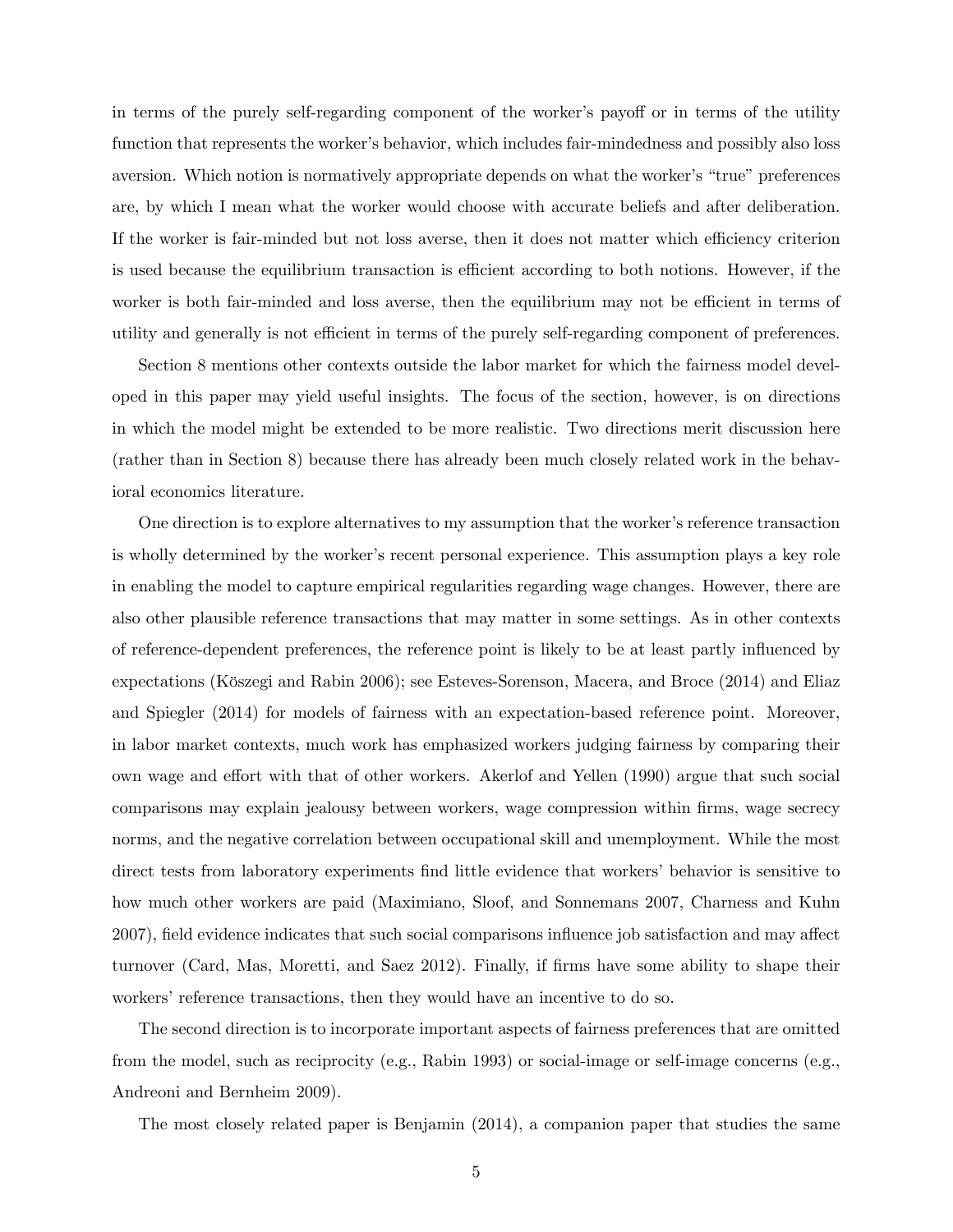in terms of the purely self-regarding component of the worker's payoff or in terms of the utility function that represents the worker's behavior, which includes fair-mindedness and possibly also loss aversion. Which notion is normatively appropriate depends on what the worker's "true" preferences are, by which I mean what the worker would choose with accurate beliefs and after deliberation. If the worker is fair-minded but not loss averse, then it does not matter which efficiency criterion is used because the equilibrium transaction is efficient according to both notions. However, if the worker is both fair-minded and loss averse, then the equilibrium may not be efficient in terms of utility and generally is not efficient in terms of the purely self-regarding component of preferences.

Section 8 mentions other contexts outside the labor market for which the fairness model developed in this paper may yield useful insights. The focus of the section, however, is on directions in which the model might be extended to be more realistic. Two directions merit discussion here (rather than in Section 8) because there has already been much closely related work in the behavioral economics literature.

One direction is to explore alternatives to my assumption that the worker's reference transaction is wholly determined by the worker's recent personal experience. This assumption plays a key role in enabling the model to capture empirical regularities regarding wage changes. However, there are also other plausible reference transactions that may matter in some settings. As in other contexts of reference-dependent preferences, the reference point is likely to be at least partly influenced by expectations (Köszegi and Rabin 2006); see Esteves-Sorenson, Macera, and Broce (2014) and Eliaz and Spiegler (2014) for models of fairness with an expectation-based reference point. Moreover, in labor market contexts, much work has emphasized workers judging fairness by comparing their own wage and effort with that of other workers. Akerlof and Yellen (1990) argue that such social comparisons may explain jealousy between workers, wage compression within firms, wage secrecy norms, and the negative correlation between occupational skill and unemployment. While the most direct tests from laboratory experiments find little evidence that workers' behavior is sensitive to how much other workers are paid (Maximiano, Sloof, and Sonnemans 2007, Charness and Kuhn 2007), field evidence indicates that such social comparisons influence job satisfaction and may affect turnover (Card, Mas, Moretti, and Saez 2012). Finally, if firms have some ability to shape their workers' reference transactions, then they would have an incentive to do so.

The second direction is to incorporate important aspects of fairness preferences that are omitted from the model, such as reciprocity (e.g., Rabin 1993) or social-image or self-image concerns (e.g., Andreoni and Bernheim 2009).

The most closely related paper is Benjamin (2014), a companion paper that studies the same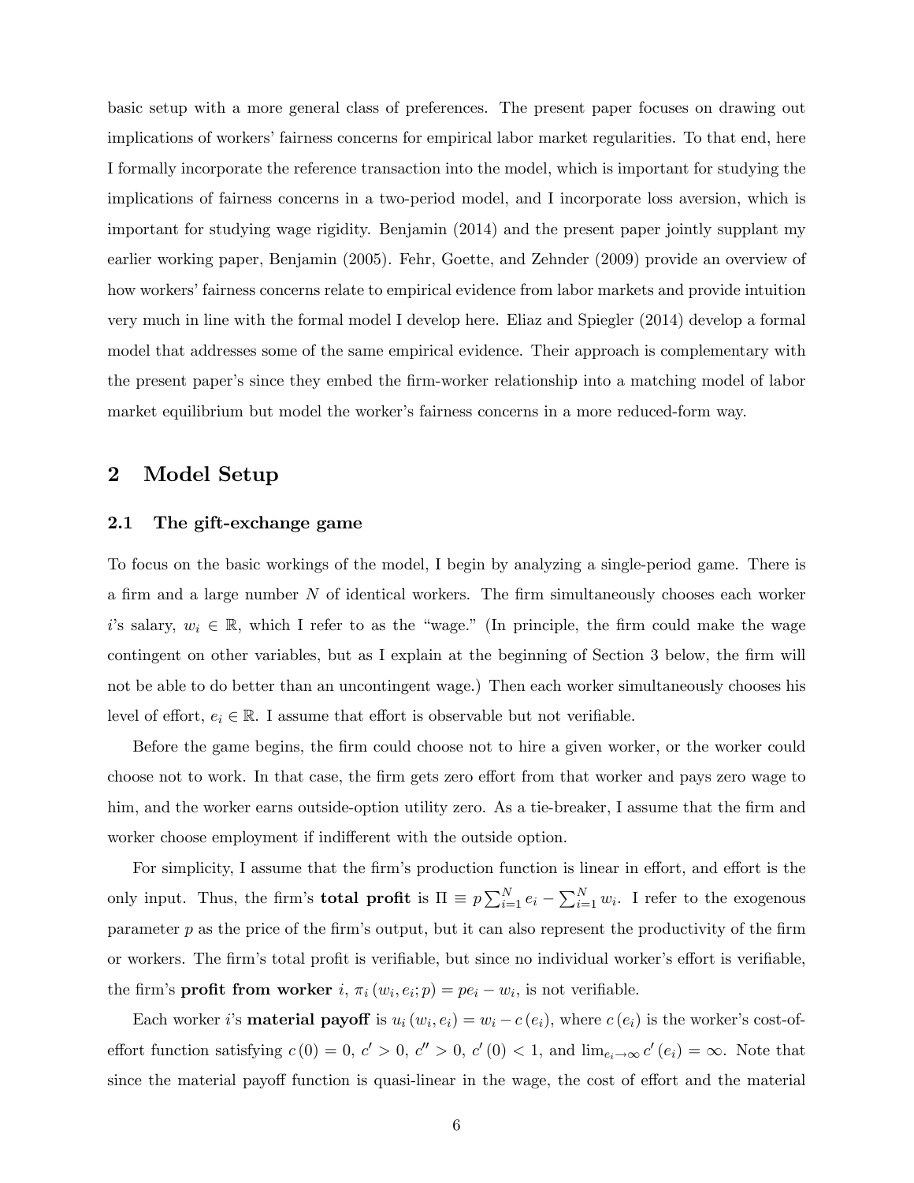basic setup with a more general class of preferences. The present paper focuses on drawing out implications of workers' fairness concerns for empirical labor market regularities. To that end, here I formally incorporate the reference transaction into the model, which is important for studying the implications of fairness concerns in a two-period model, and I incorporate loss aversion, which is important for studying wage rigidity. Benjamin (2014) and the present paper jointly supplant my earlier working paper, Benjamin (2005). Fehr, Goette, and Zehnder (2009) provide an overview of how workers' fairness concerns relate to empirical evidence from labor markets and provide intuition very much in line with the formal model I develop here. Eliaz and Spiegler (2014) develop a formal model that addresses some of the same empirical evidence. Their approach is complementary with the present paper's since they embed the firm-worker relationship into a matching model of labor market equilibrium but model the worker's fairness concerns in a more reduced-form way.

## 2 Model Setup

### 2.1 The gift-exchange game

To focus on the basic workings of the model, I begin by analyzing a single-period game. There is a firm and a large number $N$ of identical workers. The firm simultaneously chooses each worker $i$'s salary, $w_i \in \mathbb{R}$, which I refer to as the "wage." (In principle, the firm could make the wage contingent on other variables, but as I explain at the beginning of Section 3 below, the firm will not be able to do better than an uncontingent wage.) Then each worker simultaneously chooses his level of effort, $e_i \in \mathbb{R}$. I assume that effort is observable but not verifiable.

Before the game begins, the firm could choose not to hire a given worker, or the worker could choose not to work. In that case, the firm gets zero effort from that worker and pays zero wage to him, and the worker earns outside-option utility zero. As a tie-breaker, I assume that the firm and worker choose employment if indifferent with the outside option.

For simplicity, I assume that the firm's production function is linear in effort, and effort is the only input. Thus, the firm's **total profit** is $\Pi \equiv p \sum_{i=1}^{N} e_i - \sum_{i=1}^{N} w_i$. I refer to the exogenous parameter $p$ as the price of the firm's output, but it can also represent the productivity of the firm or workers. The firm's total profit is verifiable, but since no individual worker's effort is verifiable, the firm's **profit from worker** $i$, $\pi_i (w_i, e_i; p) = pe_i - w_i$, is not verifiable.

Each worker $i$'s **material payoff** is $u_i (w_i, e_i) = w_i - c(e_i)$, where $c(e_i)$ is the worker's cost-of-effort function satisfying $c(0) = 0$, $c' > 0$, $c'' > 0$, $c'(0) < 1$, and $\lim_{e_i \to \infty} c'(e_i) = \infty$. Note that since the material payoff function is quasi-linear in the wage, the cost of effort and the material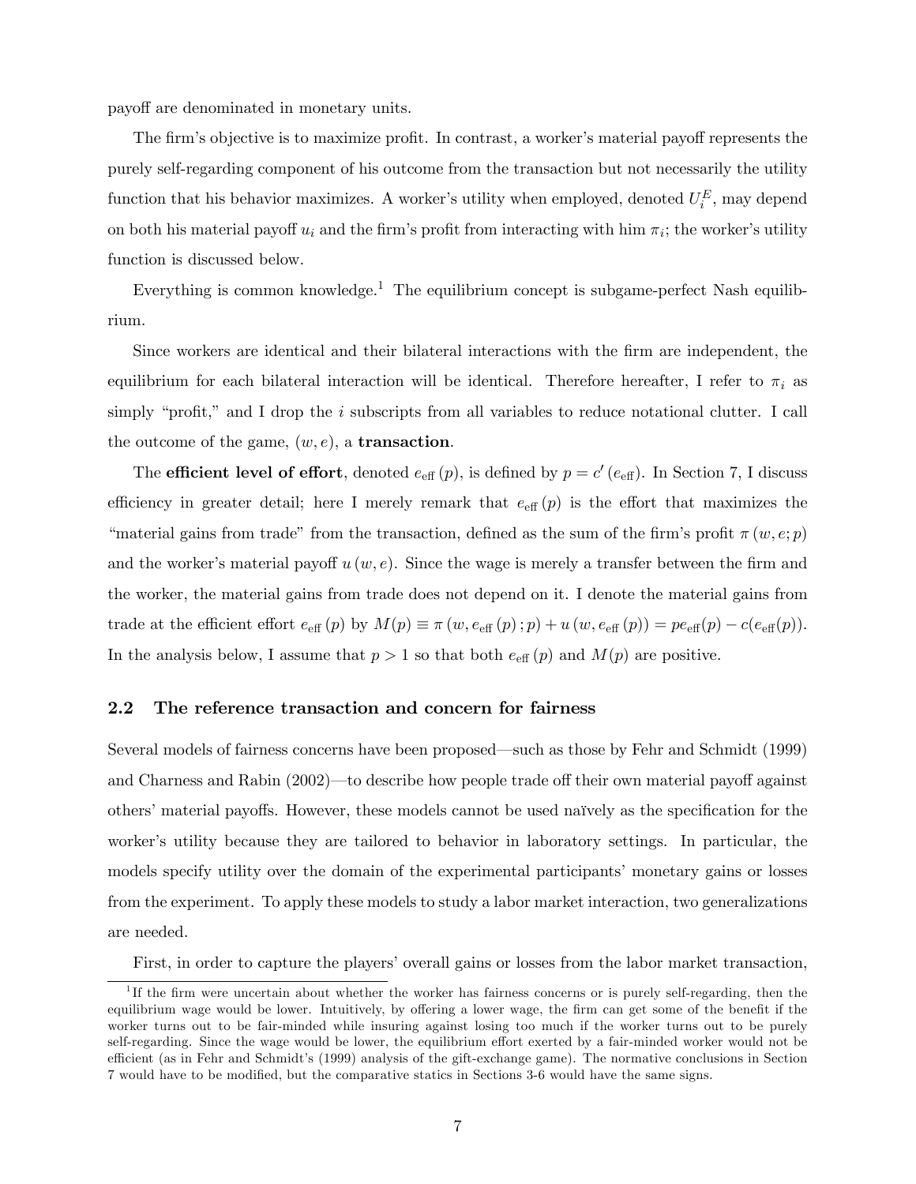payoff are denominated in monetary units.

The firm's objective is to maximize profit. In contrast, a worker's material payoff represents the purely self-regarding component of his outcome from the transaction but not necessarily the utility function that his behavior maximizes. A worker's utility when employed, denoted $U_i^E$, may depend on both his material payoff $u_i$ and the firm's profit from interacting with him $\pi_i$; the worker's utility function is discussed below.

Everything is common knowledge.[1] The equilibrium concept is subgame-perfect Nash equilibrium.

Since workers are identical and their bilateral interactions with the firm are independent, the equilibrium for each bilateral interaction will be identical. Therefore hereafter, I refer to $\pi_i$ as simply "profit," and I drop the $i$ subscripts from all variables to reduce notational clutter. I call the outcome of the game, $(w, e)$, a **transaction**.

The **efficient level of effort**, denoted $e_{\text{eff}}(p)$, is defined by $p = c'(e_{\text{eff}})$. In Section 7, I discuss efficiency in greater detail; here I merely remark that $e_{\text{eff}}(p)$ is the effort that maximizes the "material gains from trade" from the transaction, defined as the sum of the firm's profit $\pi(w, e; p)$ and the worker's material payoff $u(w, e)$. Since the wage is merely a transfer between the firm and the worker, the material gains from trade does not depend on it. I denote the material gains from trade at the efficient effort $e_{\text{eff}}(p)$ by $M(p) \equiv \pi(w, e_{\text{eff}}(p); p) + u(w, e_{\text{eff}}(p)) = pe_{\text{eff}}(p) - c(e_{\text{eff}}(p))$. In the analysis below, I assume that $p > 1$ so that both $e_{\text{eff}}(p)$ and $M(p)$ are positive.

## 2.2 The reference transaction and concern for fairness

Several models of fairness concerns have been proposed—such as those by Fehr and Schmidt (1999) and Charness and Rabin (2002)—to describe how people trade off their own material payoff against others' material payoffs. However, these models cannot be used naïvely as the specification for the worker's utility because they are tailored to behavior in laboratory settings. In particular, the models specify utility over the domain of the experimental participants' monetary gains or losses from the experiment. To apply these models to study a labor market interaction, two generalizations are needed.

First, in order to capture the players' overall gains or losses from the labor market transaction,

[1] If the firm were uncertain about whether the worker has fairness concerns or is purely self-regarding, then the equilibrium wage would be lower. Intuitively, by offering a lower wage, the firm can get some of the benefit if the worker turns out to be fair-minded while insuring against losing too much if the worker turns out to be purely self-regarding. Since the wage would be lower, the equilibrium effort exerted by a fair-minded worker would not be efficient (as in Fehr and Schmidt's (1999) analysis of the gift-exchange game). The normative conclusions in Section 7 would have to be modified, but the comparative statics in Sections 3-6 would have the same signs.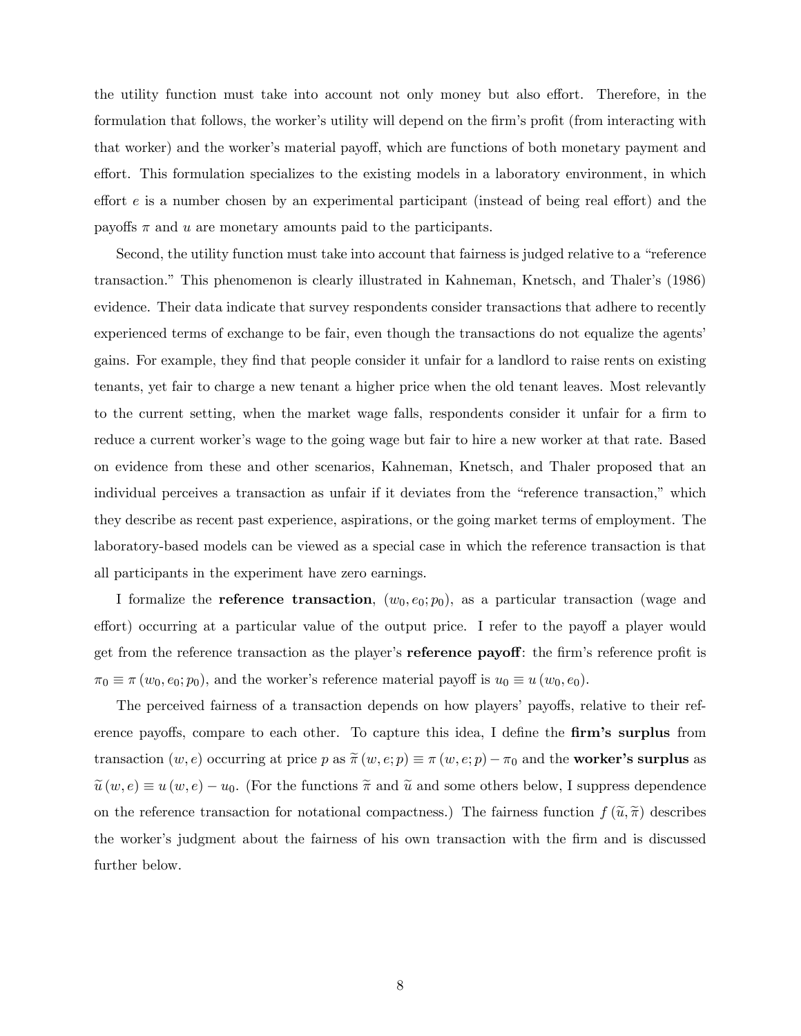the utility function must take into account not only money but also effort. Therefore, in the formulation that follows, the worker's utility will depend on the firm's profit (from interacting with that worker) and the worker's material payoff, which are functions of both monetary payment and effort. This formulation specializes to the existing models in a laboratory environment, in which effort $e$ is a number chosen by an experimental participant (instead of being real effort) and the payoffs $\pi$ and $u$ are monetary amounts paid to the participants.

Second, the utility function must take into account that fairness is judged relative to a "reference transaction." This phenomenon is clearly illustrated in Kahneman, Knetsch, and Thaler's (1986) evidence. Their data indicate that survey respondents consider transactions that adhere to recently experienced terms of exchange to be fair, even though the transactions do not equalize the agents' gains. For example, they find that people consider it unfair for a landlord to raise rents on existing tenants, yet fair to charge a new tenant a higher price when the old tenant leaves. Most relevantly to the current setting, when the market wage falls, respondents consider it unfair for a firm to reduce a current worker's wage to the going wage but fair to hire a new worker at that rate. Based on evidence from these and other scenarios, Kahneman, Knetsch, and Thaler proposed that an individual perceives a transaction as unfair if it deviates from the "reference transaction," which they describe as recent past experience, aspirations, or the going market terms of employment. The laboratory-based models can be viewed as a special case in which the reference transaction is that all participants in the experiment have zero earnings.

I formalize the **reference transaction**, $(w_0, e_0; p_0)$, as a particular transaction (wage and effort) occurring at a particular value of the output price. I refer to the payoff a player would get from the reference transaction as the player's **reference payoff**: the firm's reference profit is $\pi_0 \equiv \pi(w_0, e_0; p_0)$, and the worker's reference material payoff is $u_0 \equiv u(w_0, e_0)$.

The perceived fairness of a transaction depends on how players' payoffs, relative to their reference payoffs, compare to each other. To capture this idea, I define the **firm's surplus** from transaction $(w, e)$ occurring at price $p$ as $\widetilde{\pi}(w, e; p) \equiv \pi(w, e; p) - \pi_0$ and the **worker's surplus** as $\widetilde{u}(w, e) \equiv u(w, e) - u_0$. (For the functions $\widetilde{\pi}$ and $\widetilde{u}$ and some others below, I suppress dependence on the reference transaction for notational compactness.) The fairness function $f(\widetilde{u}, \widetilde{\pi})$ describes the worker's judgment about the fairness of his own transaction with the firm and is discussed further below.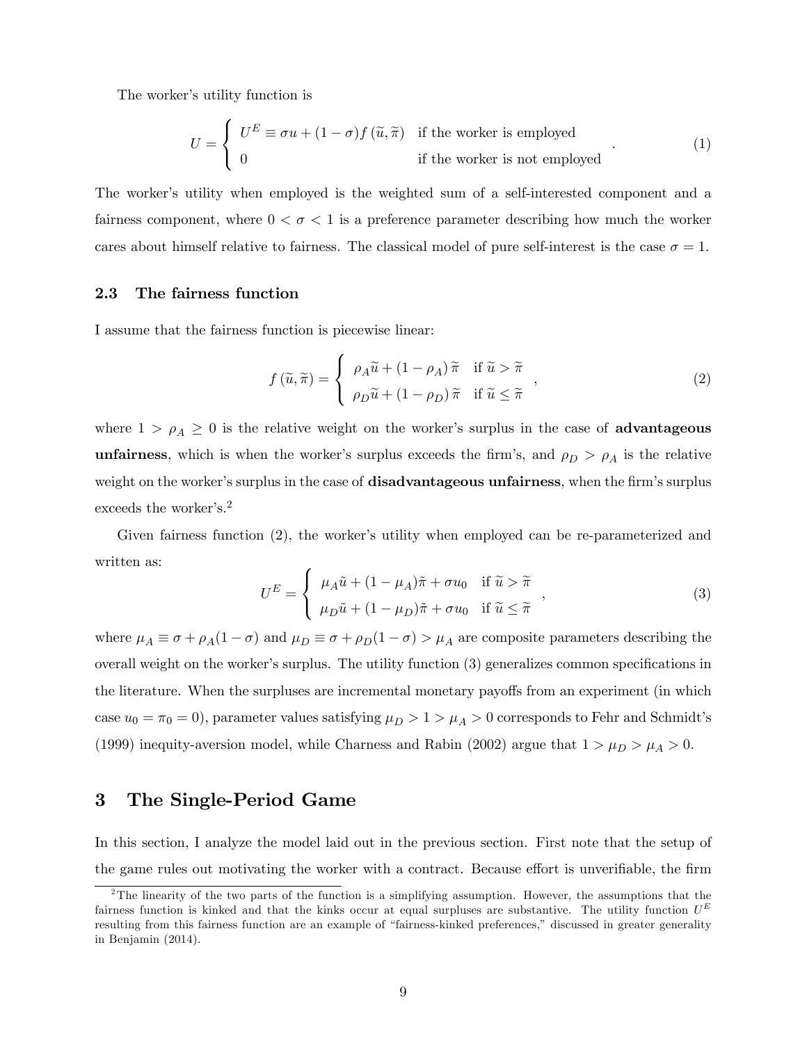The worker's utility function is

$$U = \begin{cases} U^E \equiv \sigma u + (1-\sigma) f\left(\widetilde{u}, \widetilde{\pi}\right) & \text{if the worker is employed} \\ 0 & \text{if the worker is not employed} \end{cases}. \tag{1}$$

The worker's utility when employed is the weighted sum of a self-interested component and a fairness component, where $0 < \sigma < 1$ is a preference parameter describing how much the worker cares about himself relative to fairness. The classical model of pure self-interest is the case $\sigma = 1$.

### 2.3 The fairness function

I assume that the fairness function is piecewise linear:

$$f\left(\widetilde{u}, \widetilde{\pi}\right) = \begin{cases} \rho_A \widetilde{u} + (1-\rho_A)\, \widetilde{\pi} & \text{if } \widetilde{u} > \widetilde{\pi} \\ \rho_D \widetilde{u} + (1-\rho_D)\, \widetilde{\pi} & \text{if } \widetilde{u} \leq \widetilde{\pi} \end{cases}, \tag{2}$$

where $1 > \rho_A \geq 0$ is the relative weight on the worker's surplus in the case of **advantageous unfairness**, which is when the worker's surplus exceeds the firm's, and $\rho_D > \rho_A$ is the relative weight on the worker's surplus in the case of **disadvantageous unfairness**, when the firm's surplus exceeds the worker's.[2]

Given fairness function (2), the worker's utility when employed can be re-parameterized and written as:

$$U^E = \begin{cases} \mu_A \tilde{u} + (1-\mu_A)\tilde{\pi} + \sigma u_0 & \text{if } \widetilde{u} > \widetilde{\pi} \\ \mu_D \tilde{u} + (1-\mu_D)\tilde{\pi} + \sigma u_0 & \text{if } \widetilde{u} \leq \widetilde{\pi} \end{cases}, \tag{3}$$

where $\mu_A \equiv \sigma + \rho_A(1-\sigma)$ and $\mu_D \equiv \sigma + \rho_D(1-\sigma) > \mu_A$ are composite parameters describing the overall weight on the worker's surplus. The utility function (3) generalizes common specifications in the literature. When the surpluses are incremental monetary payoffs from an experiment (in which case $u_0 = \pi_0 = 0$), parameter values satisfying $\mu_D > 1 > \mu_A > 0$ corresponds to Fehr and Schmidt's (1999) inequity-aversion model, while Charness and Rabin (2002) argue that $1 > \mu_D > \mu_A > 0$.

## 3 The Single-Period Game

In this section, I analyze the model laid out in the previous section. First note that the setup of the game rules out motivating the worker with a contract. Because effort is unverifiable, the firm

[2] The linearity of the two parts of the function is a simplifying assumption. However, the assumptions that the fairness function is kinked and that the kinks occur at equal surpluses are substantive. The utility function $U^E$ resulting from this fairness function are an example of "fairness-kinked preferences," discussed in greater generality in Benjamin (2014).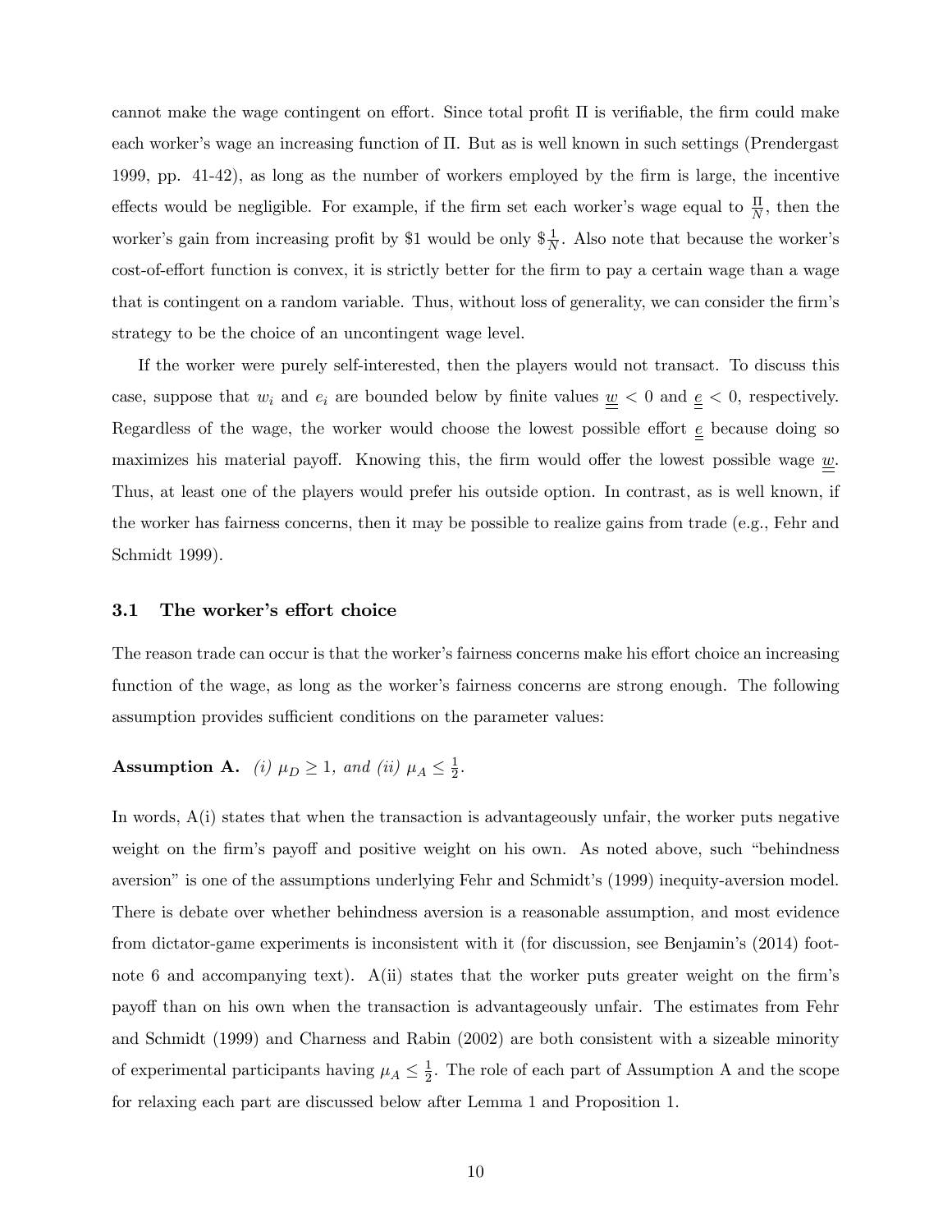cannot make the wage contingent on effort. Since total profit $\Pi$ is verifiable, the firm could make each worker's wage an increasing function of $\Pi$. But as is well known in such settings (Prendergast 1999, pp. 41-42), as long as the number of workers employed by the firm is large, the incentive effects would be negligible. For example, if the firm set each worker's wage equal to $\frac{\Pi}{N}$, then the worker's gain from increasing profit by \$1 would be only $\$\frac{1}{N}$. Also note that because the worker's cost-of-effort function is convex, it is strictly better for the firm to pay a certain wage than a wage that is contingent on a random variable. Thus, without loss of generality, we can consider the firm's strategy to be the choice of an uncontingent wage level.

If the worker were purely self-interested, then the players would not transact. To discuss this case, suppose that $w_i$ and $e_i$ are bounded below by finite values $\underline{\underline{w}} < 0$ and $\underline{\underline{e}} < 0$, respectively. Regardless of the wage, the worker would choose the lowest possible effort $\underline{\underline{e}}$ because doing so maximizes his material payoff. Knowing this, the firm would offer the lowest possible wage $\underline{\underline{w}}$. Thus, at least one of the players would prefer his outside option. In contrast, as is well known, if the worker has fairness concerns, then it may be possible to realize gains from trade (e.g., Fehr and Schmidt 1999).

### 3.1 The worker's effort choice

The reason trade can occur is that the worker's fairness concerns make his effort choice an increasing function of the wage, as long as the worker's fairness concerns are strong enough. The following assumption provides sufficient conditions on the parameter values:

**Assumption A.** *(i)* $\mu_D \geq 1$*, and (ii)* $\mu_A \leq \frac{1}{2}$.

In words, A(i) states that when the transaction is advantageously unfair, the worker puts negative weight on the firm's payoff and positive weight on his own. As noted above, such "behindness aversion" is one of the assumptions underlying Fehr and Schmidt's (1999) inequity-aversion model. There is debate over whether behindness aversion is a reasonable assumption, and most evidence from dictator-game experiments is inconsistent with it (for discussion, see Benjamin's (2014) footnote 6 and accompanying text). A(ii) states that the worker puts greater weight on the firm's payoff than on his own when the transaction is advantageously unfair. The estimates from Fehr and Schmidt (1999) and Charness and Rabin (2002) are both consistent with a sizeable minority of experimental participants having $\mu_A \leq \frac{1}{2}$. The role of each part of Assumption A and the scope for relaxing each part are discussed below after Lemma 1 and Proposition 1.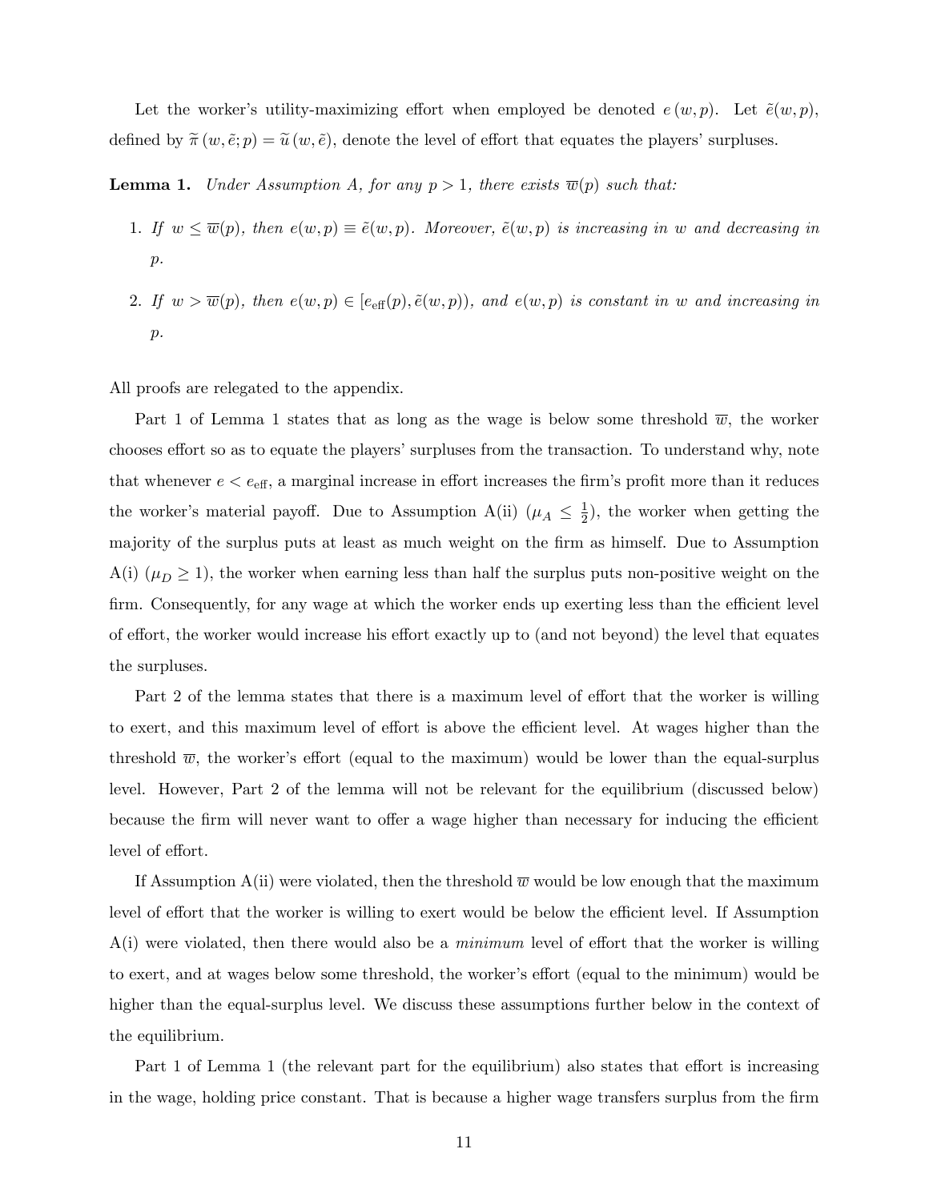Let the worker's utility-maximizing effort when employed be denoted $e(w, p)$. Let $\tilde{e}(w, p)$, defined by $\widetilde{\pi}(w, \tilde{e}; p) = \widetilde{u}(w, \tilde{e})$, denote the level of effort that equates the players' surpluses.

**Lemma 1.** *Under Assumption A, for any $p > 1$, there exists $\overline{w}(p)$ such that:*

1. *If $w \leq \overline{w}(p)$, then $e(w, p) \equiv \tilde{e}(w, p)$. Moreover, $\tilde{e}(w, p)$ is increasing in $w$ and decreasing in $p$.*
2. *If $w > \overline{w}(p)$, then $e(w, p) \in [e_{\text{eff}}(p), \tilde{e}(w, p))$, and $e(w, p)$ is constant in $w$ and increasing in $p$.*

All proofs are relegated to the appendix.

Part 1 of Lemma 1 states that as long as the wage is below some threshold $\overline{w}$, the worker chooses effort so as to equate the players' surpluses from the transaction. To understand why, note that whenever $e < e_{\text{eff}}$, a marginal increase in effort increases the firm's profit more than it reduces the worker's material payoff. Due to Assumption A(ii) ($\mu_A \leq \frac{1}{2}$), the worker when getting the majority of the surplus puts at least as much weight on the firm as himself. Due to Assumption A(i) ($\mu_D \geq 1$), the worker when earning less than half the surplus puts non-positive weight on the firm. Consequently, for any wage at which the worker ends up exerting less than the efficient level of effort, the worker would increase his effort exactly up to (and not beyond) the level that equates the surpluses.

Part 2 of the lemma states that there is a maximum level of effort that the worker is willing to exert, and this maximum level of effort is above the efficient level. At wages higher than the threshold $\overline{w}$, the worker's effort (equal to the maximum) would be lower than the equal-surplus level. However, Part 2 of the lemma will not be relevant for the equilibrium (discussed below) because the firm will never want to offer a wage higher than necessary for inducing the efficient level of effort.

If Assumption A(ii) were violated, then the threshold $\overline{w}$ would be low enough that the maximum level of effort that the worker is willing to exert would be below the efficient level. If Assumption A(i) were violated, then there would also be a *minimum* level of effort that the worker is willing to exert, and at wages below some threshold, the worker's effort (equal to the minimum) would be higher than the equal-surplus level. We discuss these assumptions further below in the context of the equilibrium.

Part 1 of Lemma 1 (the relevant part for the equilibrium) also states that effort is increasing in the wage, holding price constant. That is because a higher wage transfers surplus from the firm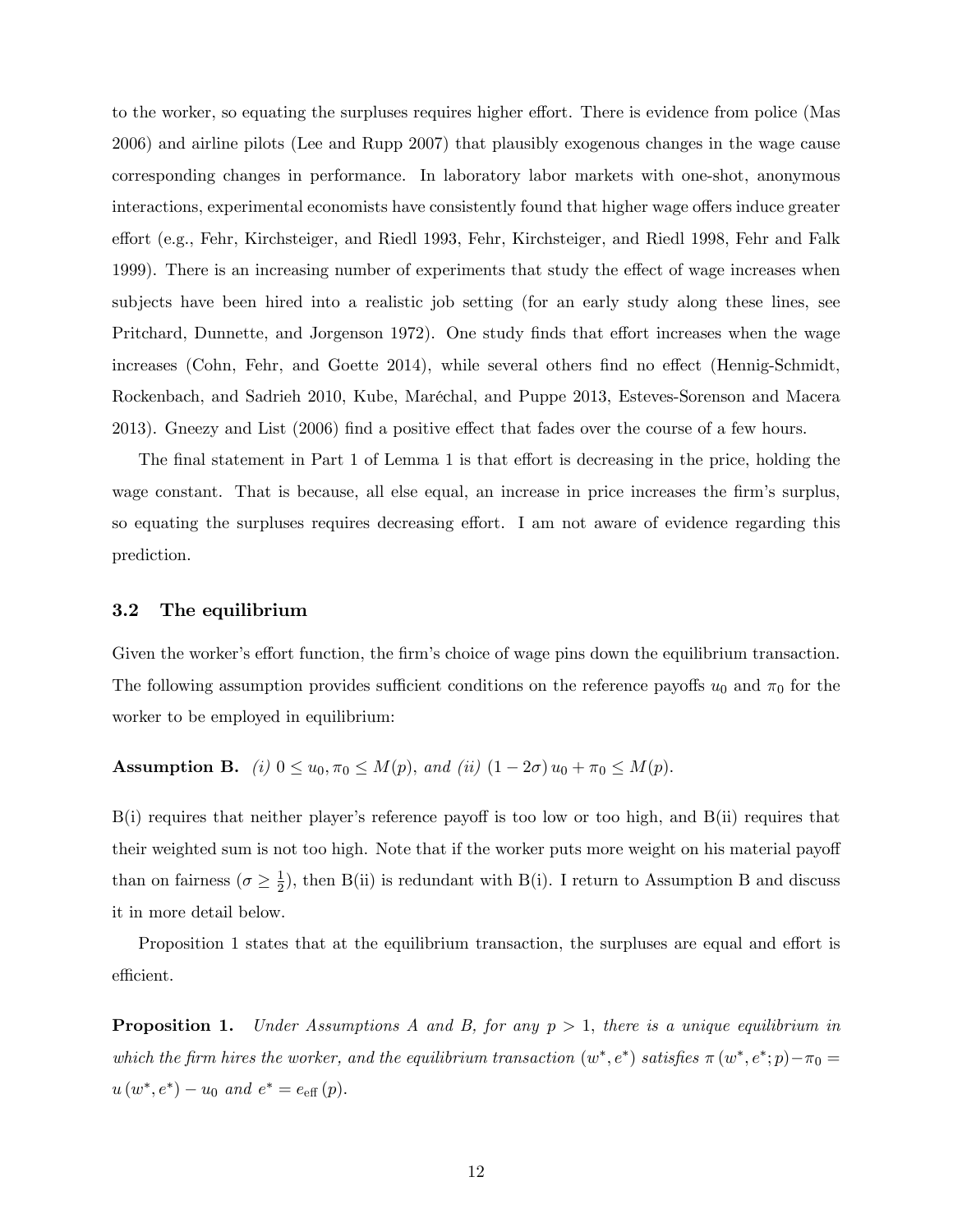to the worker, so equating the surpluses requires higher effort. There is evidence from police (Mas 2006) and airline pilots (Lee and Rupp 2007) that plausibly exogenous changes in the wage cause corresponding changes in performance. In laboratory labor markets with one-shot, anonymous interactions, experimental economists have consistently found that higher wage offers induce greater effort (e.g., Fehr, Kirchsteiger, and Riedl 1993, Fehr, Kirchsteiger, and Riedl 1998, Fehr and Falk 1999). There is an increasing number of experiments that study the effect of wage increases when subjects have been hired into a realistic job setting (for an early study along these lines, see Pritchard, Dunnette, and Jorgenson 1972). One study finds that effort increases when the wage increases (Cohn, Fehr, and Goette 2014), while several others find no effect (Hennig-Schmidt, Rockenbach, and Sadrieh 2010, Kube, Maréchal, and Puppe 2013, Esteves-Sorenson and Macera 2013). Gneezy and List (2006) find a positive effect that fades over the course of a few hours.

The final statement in Part 1 of Lemma 1 is that effort is decreasing in the price, holding the wage constant. That is because, all else equal, an increase in price increases the firm's surplus, so equating the surpluses requires decreasing effort. I am not aware of evidence regarding this prediction.

### 3.2 The equilibrium

Given the worker's effort function, the firm's choice of wage pins down the equilibrium transaction. The following assumption provides sufficient conditions on the reference payoffs $u_0$ and $\pi_0$ for the worker to be employed in equilibrium:

**Assumption B.** *(i)* $0 \leq u_0, \pi_0 \leq M(p)$*, and (ii)* $(1 - 2\sigma)\, u_0 + \pi_0 \leq M(p)$*.*

B(i) requires that neither player's reference payoff is too low or too high, and B(ii) requires that their weighted sum is not too high. Note that if the worker puts more weight on his material payoff than on fairness ($\sigma \geq \frac{1}{2}$), then B(ii) is redundant with B(i). I return to Assumption B and discuss it in more detail below.

Proposition 1 states that at the equilibrium transaction, the surpluses are equal and effort is efficient.

**Proposition 1.** *Under Assumptions A and B, for any* $p > 1$*, there is a unique equilibrium in which the firm hires the worker, and the equilibrium transaction* $(w^*, e^*)$ *satisfies* $\pi\,(w^*, e^*; p) - \pi_0 = u\,(w^*, e^*) - u_0$ *and* $e^* = e_{\text{eff}}\,(p)$*.*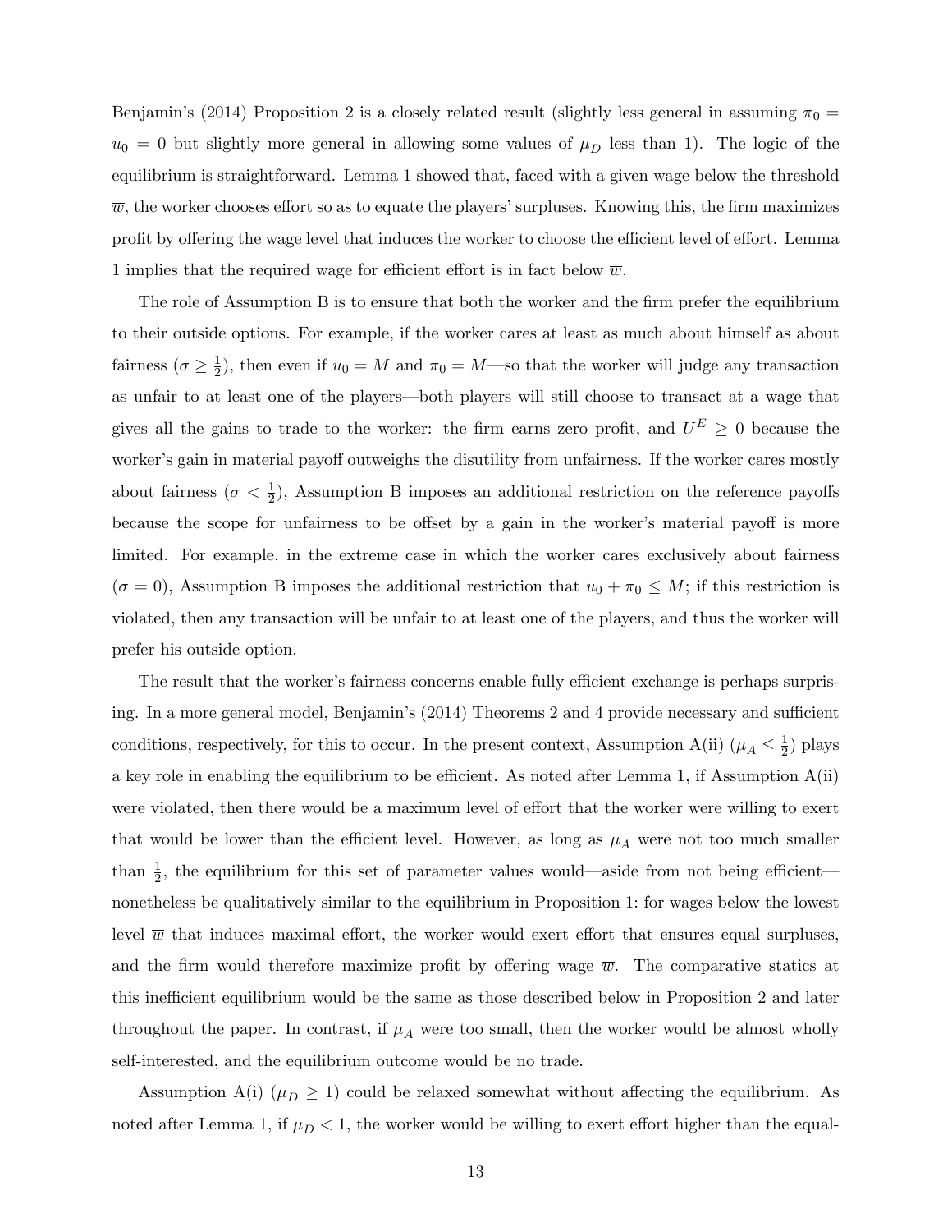Benjamin's (2014) Proposition 2 is a closely related result (slightly less general in assuming $\pi_0 = u_0 = 0$ but slightly more general in allowing some values of $\mu_D$ less than 1). The logic of the equilibrium is straightforward. Lemma 1 showed that, faced with a given wage below the threshold $\overline{w}$, the worker chooses effort so as to equate the players' surpluses. Knowing this, the firm maximizes profit by offering the wage level that induces the worker to choose the efficient level of effort. Lemma 1 implies that the required wage for efficient effort is in fact below $\overline{w}$.

The role of Assumption B is to ensure that both the worker and the firm prefer the equilibrium to their outside options. For example, if the worker cares at least as much about himself as about fairness ($\sigma \geq \frac{1}{2}$), then even if $u_0 = M$ and $\pi_0 = M$—so that the worker will judge any transaction as unfair to at least one of the players—both players will still choose to transact at a wage that gives all the gains to trade to the worker: the firm earns zero profit, and $U^E \geq 0$ because the worker's gain in material payoff outweighs the disutility from unfairness. If the worker cares mostly about fairness ($\sigma < \frac{1}{2}$), Assumption B imposes an additional restriction on the reference payoffs because the scope for unfairness to be offset by a gain in the worker's material payoff is more limited. For example, in the extreme case in which the worker cares exclusively about fairness ($\sigma = 0$), Assumption B imposes the additional restriction that $u_0 + \pi_0 \leq M$; if this restriction is violated, then any transaction will be unfair to at least one of the players, and thus the worker will prefer his outside option.

The result that the worker's fairness concerns enable fully efficient exchange is perhaps surprising. In a more general model, Benjamin's (2014) Theorems 2 and 4 provide necessary and sufficient conditions, respectively, for this to occur. In the present context, Assumption A(ii) ($\mu_A \leq \frac{1}{2}$) plays a key role in enabling the equilibrium to be efficient. As noted after Lemma 1, if Assumption A(ii) were violated, then there would be a maximum level of effort that the worker were willing to exert that would be lower than the efficient level. However, as long as $\mu_A$ were not too much smaller than $\frac{1}{2}$, the equilibrium for this set of parameter values would—aside from not being efficient—nonetheless be qualitatively similar to the equilibrium in Proposition 1: for wages below the lowest level $\overline{w}$ that induces maximal effort, the worker would exert effort that ensures equal surpluses, and the firm would therefore maximize profit by offering wage $\overline{w}$. The comparative statics at this inefficient equilibrium would be the same as those described below in Proposition 2 and later throughout the paper. In contrast, if $\mu_A$ were too small, then the worker would be almost wholly self-interested, and the equilibrium outcome would be no trade.

Assumption A(i) ($\mu_D \geq 1$) could be relaxed somewhat without affecting the equilibrium. As noted after Lemma 1, if $\mu_D < 1$, the worker would be willing to exert effort higher than the equal-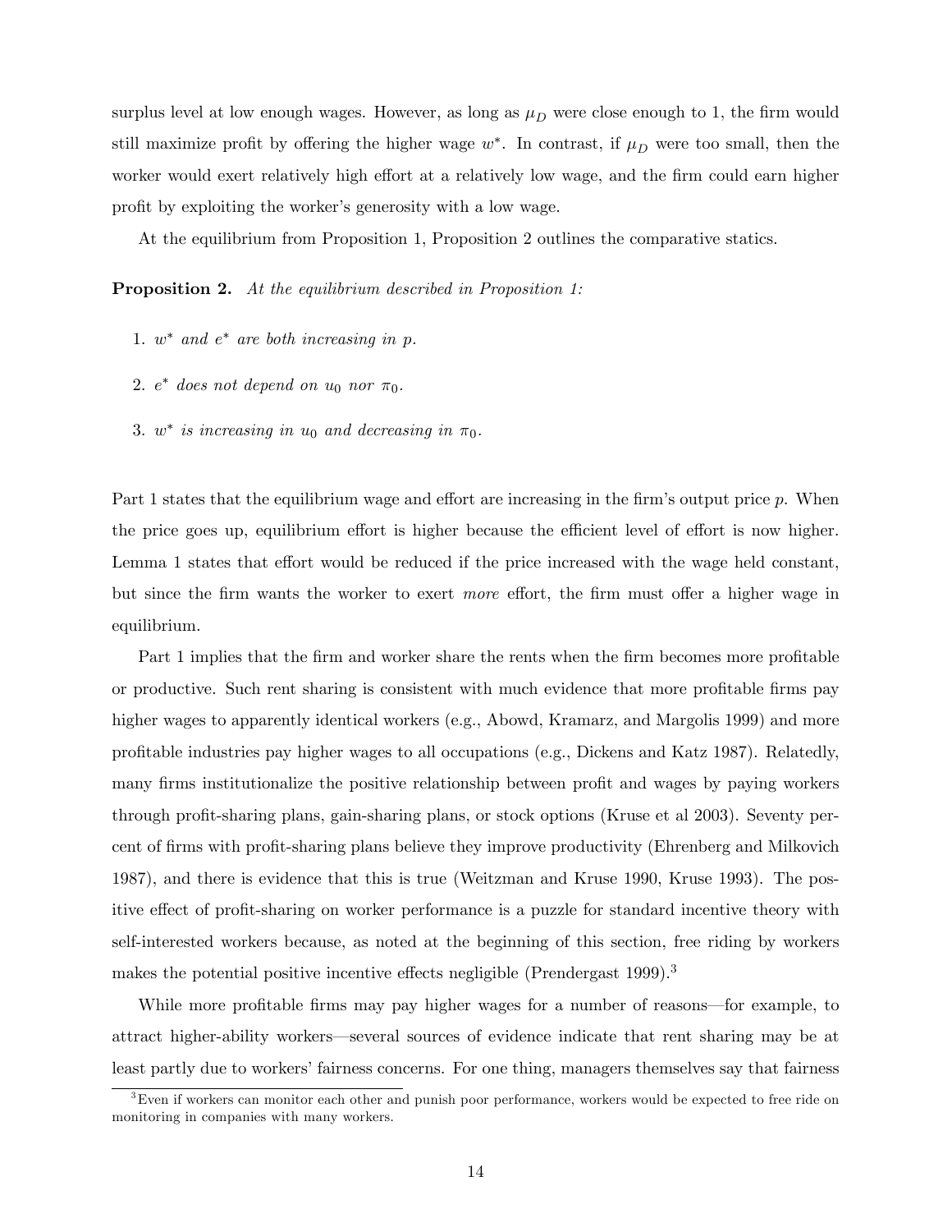surplus level at low enough wages. However, as long as $\mu_D$ were close enough to 1, the firm would still maximize profit by offering the higher wage $w^*$. In contrast, if $\mu_D$ were too small, then the worker would exert relatively high effort at a relatively low wage, and the firm could earn higher profit by exploiting the worker's generosity with a low wage.

At the equilibrium from Proposition 1, Proposition 2 outlines the comparative statics.

**Proposition 2.** *At the equilibrium described in Proposition 1:*

1. $w^*$ *and* $e^*$ *are both increasing in* $p$.
2. $e^*$ *does not depend on* $u_0$ *nor* $\pi_0$.
3. $w^*$ *is increasing in* $u_0$ *and decreasing in* $\pi_0$.

Part 1 states that the equilibrium wage and effort are increasing in the firm's output price $p$. When the price goes up, equilibrium effort is higher because the efficient level of effort is now higher. Lemma 1 states that effort would be reduced if the price increased with the wage held constant, but since the firm wants the worker to exert *more* effort, the firm must offer a higher wage in equilibrium.

Part 1 implies that the firm and worker share the rents when the firm becomes more profitable or productive. Such rent sharing is consistent with much evidence that more profitable firms pay higher wages to apparently identical workers (e.g., Abowd, Kramarz, and Margolis 1999) and more profitable industries pay higher wages to all occupations (e.g., Dickens and Katz 1987). Relatedly, many firms institutionalize the positive relationship between profit and wages by paying workers through profit-sharing plans, gain-sharing plans, or stock options (Kruse et al 2003). Seventy percent of firms with profit-sharing plans believe they improve productivity (Ehrenberg and Milkovich 1987), and there is evidence that this is true (Weitzman and Kruse 1990, Kruse 1993). The positive effect of profit-sharing on worker performance is a puzzle for standard incentive theory with self-interested workers because, as noted at the beginning of this section, free riding by workers makes the potential positive incentive effects negligible (Prendergast 1999).[3]

While more profitable firms may pay higher wages for a number of reasons—for example, to attract higher-ability workers—several sources of evidence indicate that rent sharing may be at least partly due to workers' fairness concerns. For one thing, managers themselves say that fairness

[3]Even if workers can monitor each other and punish poor performance, workers would be expected to free ride on monitoring in companies with many workers.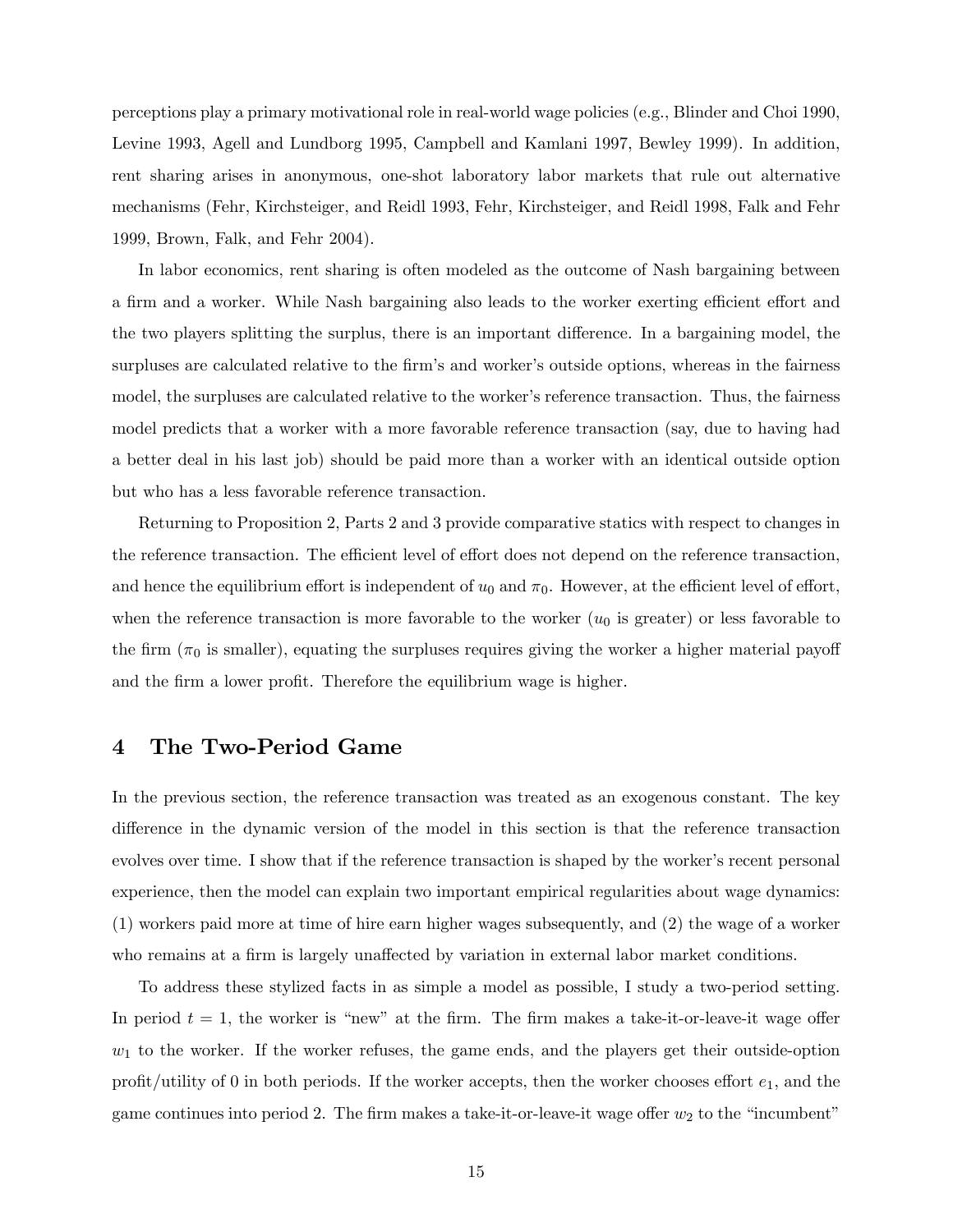perceptions play a primary motivational role in real-world wage policies (e.g., Blinder and Choi 1990, Levine 1993, Agell and Lundborg 1995, Campbell and Kamlani 1997, Bewley 1999). In addition, rent sharing arises in anonymous, one-shot laboratory labor markets that rule out alternative mechanisms (Fehr, Kirchsteiger, and Reidl 1993, Fehr, Kirchsteiger, and Reidl 1998, Falk and Fehr 1999, Brown, Falk, and Fehr 2004).

In labor economics, rent sharing is often modeled as the outcome of Nash bargaining between a firm and a worker. While Nash bargaining also leads to the worker exerting efficient effort and the two players splitting the surplus, there is an important difference. In a bargaining model, the surpluses are calculated relative to the firm's and worker's outside options, whereas in the fairness model, the surpluses are calculated relative to the worker's reference transaction. Thus, the fairness model predicts that a worker with a more favorable reference transaction (say, due to having had a better deal in his last job) should be paid more than a worker with an identical outside option but who has a less favorable reference transaction.

Returning to Proposition 2, Parts 2 and 3 provide comparative statics with respect to changes in the reference transaction. The efficient level of effort does not depend on the reference transaction, and hence the equilibrium effort is independent of $u_0$ and $\pi_0$. However, at the efficient level of effort, when the reference transaction is more favorable to the worker ($u_0$ is greater) or less favorable to the firm ($\pi_0$ is smaller), equating the surpluses requires giving the worker a higher material payoff and the firm a lower profit. Therefore the equilibrium wage is higher.

## 4 The Two-Period Game

In the previous section, the reference transaction was treated as an exogenous constant. The key difference in the dynamic version of the model in this section is that the reference transaction evolves over time. I show that if the reference transaction is shaped by the worker's recent personal experience, then the model can explain two important empirical regularities about wage dynamics: (1) workers paid more at time of hire earn higher wages subsequently, and (2) the wage of a worker who remains at a firm is largely unaffected by variation in external labor market conditions.

To address these stylized facts in as simple a model as possible, I study a two-period setting. In period $t = 1$, the worker is "new" at the firm. The firm makes a take-it-or-leave-it wage offer $w_1$ to the worker. If the worker refuses, the game ends, and the players get their outside-option profit/utility of 0 in both periods. If the worker accepts, then the worker chooses effort $e_1$, and the game continues into period 2. The firm makes a take-it-or-leave-it wage offer $w_2$ to the "incumbent"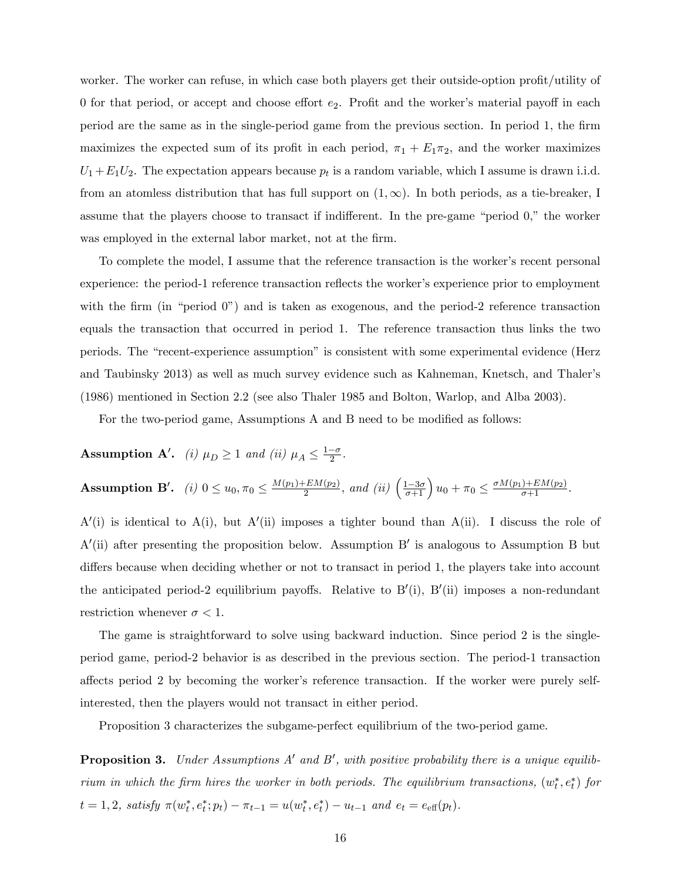worker. The worker can refuse, in which case both players get their outside-option profit/utility of 0 for that period, or accept and choose effort $e_2$. Profit and the worker's material payoff in each period are the same as in the single-period game from the previous section. In period 1, the firm maximizes the expected sum of its profit in each period, $\pi_1 + E_1\pi_2$, and the worker maximizes $U_1 + E_1 U_2$. The expectation appears because $p_t$ is a random variable, which I assume is drawn i.i.d. from an atomless distribution that has full support on $(1, \infty)$. In both periods, as a tie-breaker, I assume that the players choose to transact if indifferent. In the pre-game "period 0," the worker was employed in the external labor market, not at the firm.

To complete the model, I assume that the reference transaction is the worker's recent personal experience: the period-1 reference transaction reflects the worker's experience prior to employment with the firm (in "period 0") and is taken as exogenous, and the period-2 reference transaction equals the transaction that occurred in period 1. The reference transaction thus links the two periods. The "recent-experience assumption" is consistent with some experimental evidence (Herz and Taubinsky 2013) as well as much survey evidence such as Kahneman, Knetsch, and Thaler's (1986) mentioned in Section 2.2 (see also Thaler 1985 and Bolton, Warlop, and Alba 2003).

For the two-period game, Assumptions A and B need to be modified as follows:

**Assumption A$'$.** *(i)* $\mu_D \geq 1$ *and (ii)* $\mu_A \leq \frac{1-\sigma}{2}$.

**Assumption B$'$.** *(i)* $0 \leq u_0, \pi_0 \leq \frac{M(p_1)+EM(p_2)}{2}$, *and (ii)* $\left(\frac{1-3\sigma}{\sigma+1}\right) u_0 + \pi_0 \leq \frac{\sigma M(p_1)+EM(p_2)}{\sigma+1}$.

A$'$(i) is identical to A(i), but A$'$(ii) imposes a tighter bound than A(ii). I discuss the role of A$'$(ii) after presenting the proposition below. Assumption B$'$ is analogous to Assumption B but differs because when deciding whether or not to transact in period 1, the players take into account the anticipated period-2 equilibrium payoffs. Relative to B$'$(i), B$'$(ii) imposes a non-redundant restriction whenever $\sigma < 1$.

The game is straightforward to solve using backward induction. Since period 2 is the single-period game, period-2 behavior is as described in the previous section. The period-1 transaction affects period 2 by becoming the worker's reference transaction. If the worker were purely self-interested, then the players would not transact in either period.

Proposition 3 characterizes the subgame-perfect equilibrium of the two-period game.

**Proposition 3.** *Under Assumptions A$'$ and B$'$, with positive probability there is a unique equilibrium in which the firm hires the worker in both periods. The equilibrium transactions,* $(w_t^*, e_t^*)$ *for* $t = 1, 2$*, satisfy* $\pi(w_t^*, e_t^*; p_t) - \pi_{t-1} = u(w_t^*, e_t^*) - u_{t-1}$ *and* $e_t = e_{\text{eff}}(p_t)$.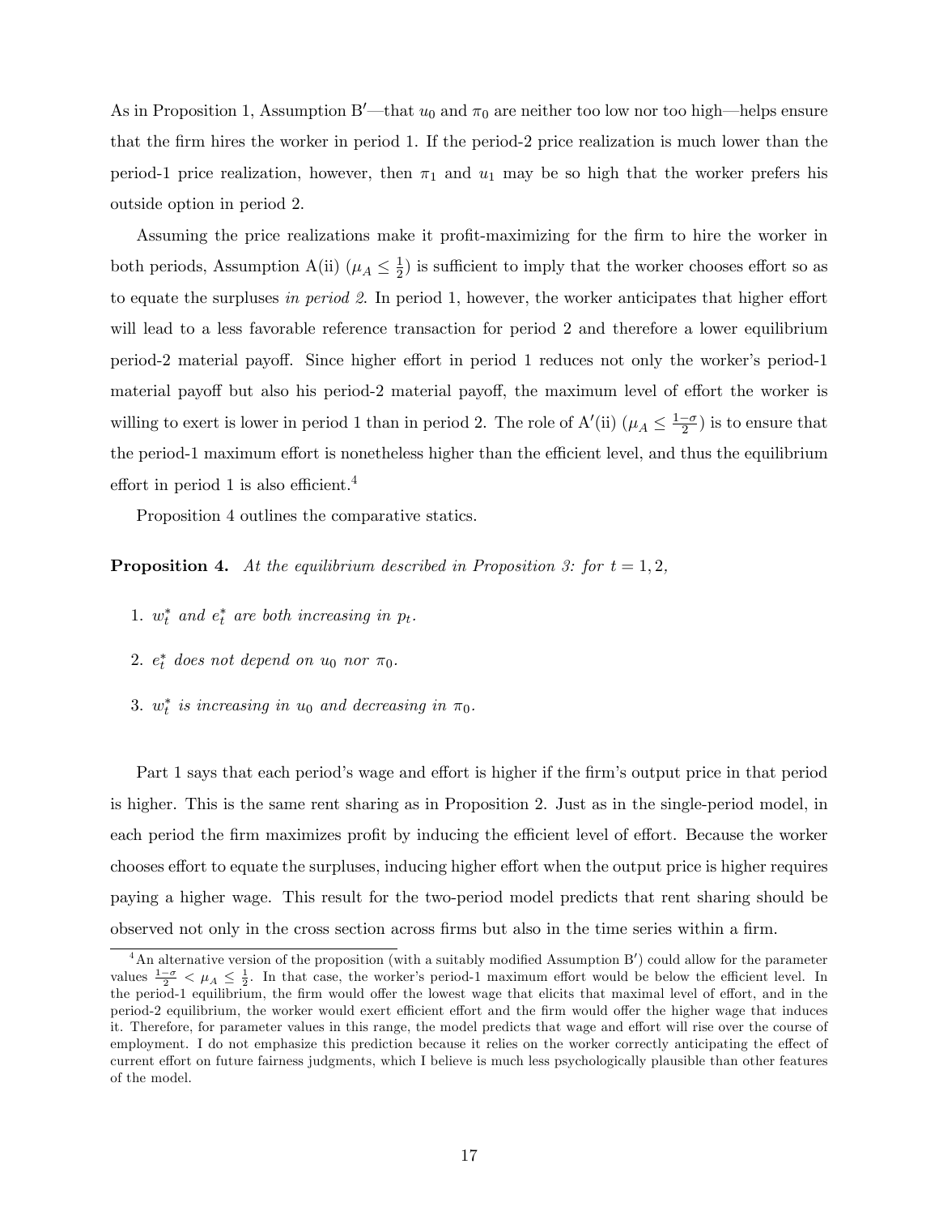As in Proposition 1, Assumption B′—that $u_0$ and $\pi_0$ are neither too low nor too high—helps ensure that the firm hires the worker in period 1. If the period-2 price realization is much lower than the period-1 price realization, however, then $\pi_1$ and $u_1$ may be so high that the worker prefers his outside option in period 2.

Assuming the price realizations make it profit-maximizing for the firm to hire the worker in both periods, Assumption A(ii) ($\mu_A \leq \frac{1}{2}$) is sufficient to imply that the worker chooses effort so as to equate the surpluses *in period 2*. In period 1, however, the worker anticipates that higher effort will lead to a less favorable reference transaction for period 2 and therefore a lower equilibrium period-2 material payoff. Since higher effort in period 1 reduces not only the worker's period-1 material payoff but also his period-2 material payoff, the maximum level of effort the worker is willing to exert is lower in period 1 than in period 2. The role of A′(ii) ($\mu_A \leq \frac{1-\sigma}{2}$) is to ensure that the period-1 maximum effort is nonetheless higher than the efficient level, and thus the equilibrium effort in period 1 is also efficient.[4]

Proposition 4 outlines the comparative statics.

**Proposition 4.** *At the equilibrium described in Proposition 3: for $t = 1, 2$,*

1. *$w_t^*$ and $e_t^*$ are both increasing in $p_t$.*
2. *$e_t^*$ does not depend on $u_0$ nor $\pi_0$.*
3. *$w_t^*$ is increasing in $u_0$ and decreasing in $\pi_0$.*

Part 1 says that each period's wage and effort is higher if the firm's output price in that period is higher. This is the same rent sharing as in Proposition 2. Just as in the single-period model, in each period the firm maximizes profit by inducing the efficient level of effort. Because the worker chooses effort to equate the surpluses, inducing higher effort when the output price is higher requires paying a higher wage. This result for the two-period model predicts that rent sharing should be observed not only in the cross section across firms but also in the time series within a firm.

[4] An alternative version of the proposition (with a suitably modified Assumption B′) could allow for the parameter values $\frac{1-\sigma}{2} < \mu_A \leq \frac{1}{2}$. In that case, the worker's period-1 maximum effort would be below the efficient level. In the period-1 equilibrium, the firm would offer the lowest wage that elicits that maximal level of effort, and in the period-2 equilibrium, the worker would exert efficient effort and the firm would offer the higher wage that induces it. Therefore, for parameter values in this range, the model predicts that wage and effort will rise over the course of employment. I do not emphasize this prediction because it relies on the worker correctly anticipating the effect of current effort on future fairness judgments, which I believe is much less psychologically plausible than other features of the model.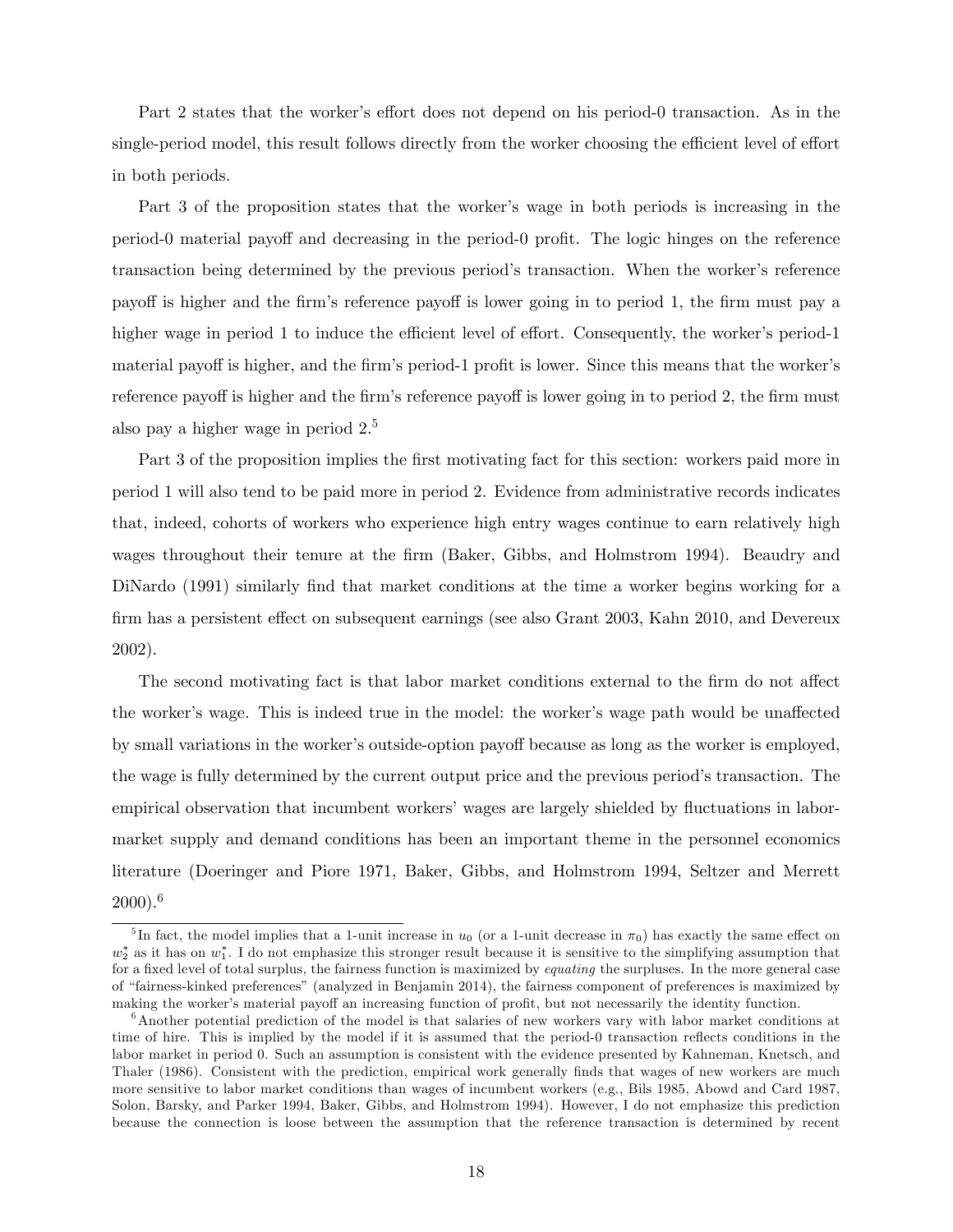Part 2 states that the worker's effort does not depend on his period-0 transaction. As in the single-period model, this result follows directly from the worker choosing the efficient level of effort in both periods.

Part 3 of the proposition states that the worker's wage in both periods is increasing in the period-0 material payoff and decreasing in the period-0 profit. The logic hinges on the reference transaction being determined by the previous period's transaction. When the worker's reference payoff is higher and the firm's reference payoff is lower going in to period 1, the firm must pay a higher wage in period 1 to induce the efficient level of effort. Consequently, the worker's period-1 material payoff is higher, and the firm's period-1 profit is lower. Since this means that the worker's reference payoff is higher and the firm's reference payoff is lower going in to period 2, the firm must also pay a higher wage in period 2.[5]

Part 3 of the proposition implies the first motivating fact for this section: workers paid more in period 1 will also tend to be paid more in period 2. Evidence from administrative records indicates that, indeed, cohorts of workers who experience high entry wages continue to earn relatively high wages throughout their tenure at the firm (Baker, Gibbs, and Holmstrom 1994). Beaudry and DiNardo (1991) similarly find that market conditions at the time a worker begins working for a firm has a persistent effect on subsequent earnings (see also Grant 2003, Kahn 2010, and Devereux 2002).

The second motivating fact is that labor market conditions external to the firm do not affect the worker's wage. This is indeed true in the model: the worker's wage path would be unaffected by small variations in the worker's outside-option payoff because as long as the worker is employed, the wage is fully determined by the current output price and the previous period's transaction. The empirical observation that incumbent workers' wages are largely shielded by fluctuations in labor-market supply and demand conditions has been an important theme in the personnel economics literature (Doeringer and Piore 1971, Baker, Gibbs, and Holmstrom 1994, Seltzer and Merrett 2000).[6]

---

[5] In fact, the model implies that a 1-unit increase in $u_0$ (or a 1-unit decrease in $\pi_0$) has exactly the same effect on $w_2^*$ as it has on $w_1^*$. I do not emphasize this stronger result because it is sensitive to the simplifying assumption that for a fixed level of total surplus, the fairness function is maximized by *equating* the surpluses. In the more general case of "fairness-kinked preferences" (analyzed in Benjamin 2014), the fairness component of preferences is maximized by making the worker's material payoff an increasing function of profit, but not necessarily the identity function.

[6] Another potential prediction of the model is that salaries of new workers vary with labor market conditions at time of hire. This is implied by the model if it is assumed that the period-0 transaction reflects conditions in the labor market in period 0. Such an assumption is consistent with the evidence presented by Kahneman, Knetsch, and Thaler (1986). Consistent with the prediction, empirical work generally finds that wages of new workers are much more sensitive to labor market conditions than wages of incumbent workers (e.g., Bils 1985, Abowd and Card 1987, Solon, Barsky, and Parker 1994, Baker, Gibbs, and Holmstrom 1994). However, I do not emphasize this prediction because the connection is loose between the assumption that the reference transaction is determined by recent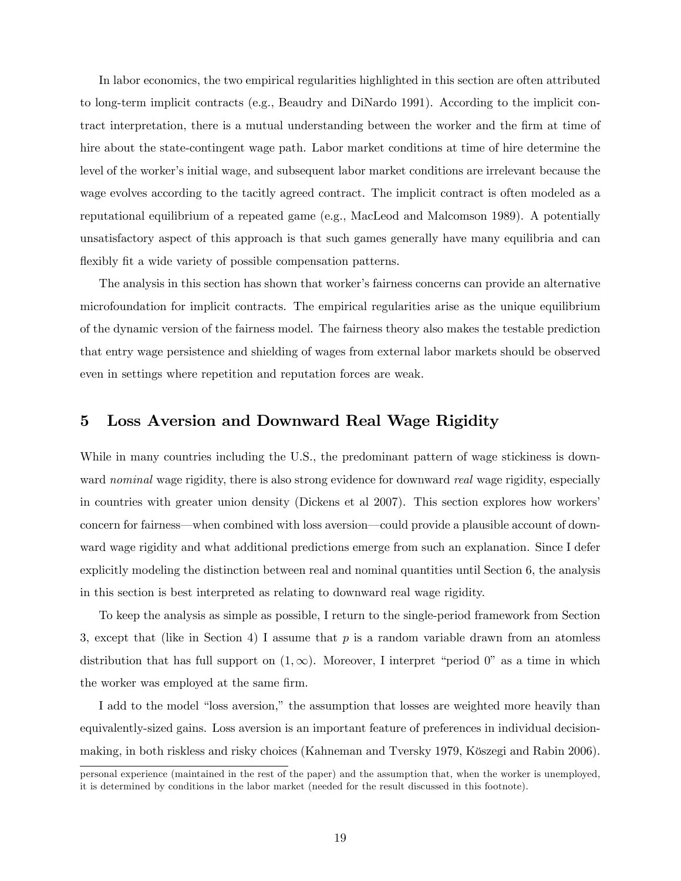In labor economics, the two empirical regularities highlighted in this section are often attributed to long-term implicit contracts (e.g., Beaudry and DiNardo 1991). According to the implicit contract interpretation, there is a mutual understanding between the worker and the firm at time of hire about the state-contingent wage path. Labor market conditions at time of hire determine the level of the worker's initial wage, and subsequent labor market conditions are irrelevant because the wage evolves according to the tacitly agreed contract. The implicit contract is often modeled as a reputational equilibrium of a repeated game (e.g., MacLeod and Malcomson 1989). A potentially unsatisfactory aspect of this approach is that such games generally have many equilibria and can flexibly fit a wide variety of possible compensation patterns.

The analysis in this section has shown that worker's fairness concerns can provide an alternative microfoundation for implicit contracts. The empirical regularities arise as the unique equilibrium of the dynamic version of the fairness model. The fairness theory also makes the testable prediction that entry wage persistence and shielding of wages from external labor markets should be observed even in settings where repetition and reputation forces are weak.

## 5 Loss Aversion and Downward Real Wage Rigidity

While in many countries including the U.S., the predominant pattern of wage stickiness is downward *nominal* wage rigidity, there is also strong evidence for downward *real* wage rigidity, especially in countries with greater union density (Dickens et al 2007). This section explores how workers' concern for fairness—when combined with loss aversion—could provide a plausible account of downward wage rigidity and what additional predictions emerge from such an explanation. Since I defer explicitly modeling the distinction between real and nominal quantities until Section 6, the analysis in this section is best interpreted as relating to downward real wage rigidity.

To keep the analysis as simple as possible, I return to the single-period framework from Section 3, except that (like in Section 4) I assume that $p$ is a random variable drawn from an atomless distribution that has full support on $(1, \infty)$. Moreover, I interpret "period 0" as a time in which the worker was employed at the same firm.

I add to the model "loss aversion," the assumption that losses are weighted more heavily than equivalently-sized gains. Loss aversion is an important feature of preferences in individual decision-making, in both riskless and risky choices (Kahneman and Tversky 1979, Kőszegi and Rabin 2006).

personal experience (maintained in the rest of the paper) and the assumption that, when the worker is unemployed, it is determined by conditions in the labor market (needed for the result discussed in this footnote).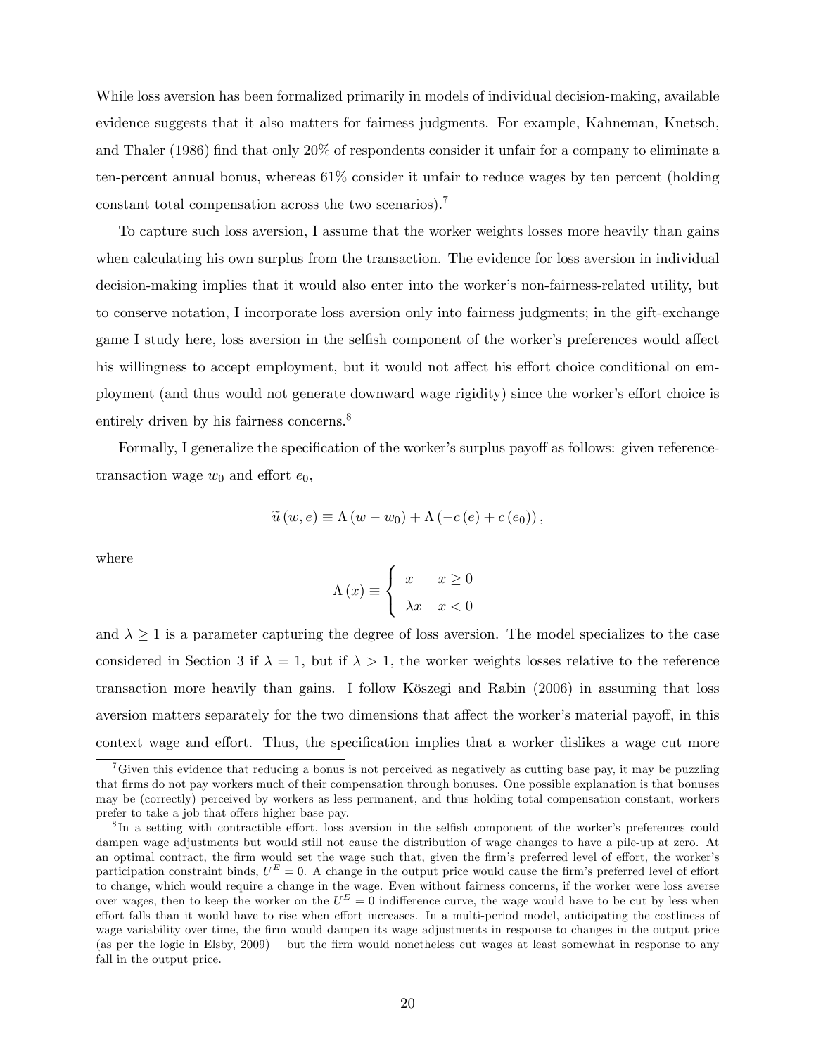While loss aversion has been formalized primarily in models of individual decision-making, available evidence suggests that it also matters for fairness judgments. For example, Kahneman, Knetsch, and Thaler (1986) find that only 20% of respondents consider it unfair for a company to eliminate a ten-percent annual bonus, whereas 61% consider it unfair to reduce wages by ten percent (holding constant total compensation across the two scenarios).[7]

To capture such loss aversion, I assume that the worker weights losses more heavily than gains when calculating his own surplus from the transaction. The evidence for loss aversion in individual decision-making implies that it would also enter into the worker's non-fairness-related utility, but to conserve notation, I incorporate loss aversion only into fairness judgments; in the gift-exchange game I study here, loss aversion in the selfish component of the worker's preferences would affect his willingness to accept employment, but it would not affect his effort choice conditional on employment (and thus would not generate downward wage rigidity) since the worker's effort choice is entirely driven by his fairness concerns.[8]

Formally, I generalize the specification of the worker's surplus payoff as follows: given reference-transaction wage $w_0$ and effort $e_0$,

$$\widetilde{u}(w, e) \equiv \Lambda(w - w_0) + \Lambda(-c(e) + c(e_0)),$$

where

$$\Lambda(x) \equiv \begin{cases} x & x \geq 0 \\ \lambda x & x < 0 \end{cases}$$

and $\lambda \geq 1$ is a parameter capturing the degree of loss aversion. The model specializes to the case considered in Section 3 if $\lambda = 1$, but if $\lambda > 1$, the worker weights losses relative to the reference transaction more heavily than gains. I follow Köszegi and Rabin (2006) in assuming that loss aversion matters separately for the two dimensions that affect the worker's material payoff, in this context wage and effort. Thus, the specification implies that a worker dislikes a wage cut more

[7] Given this evidence that reducing a bonus is not perceived as negatively as cutting base pay, it may be puzzling that firms do not pay workers much of their compensation through bonuses. One possible explanation is that bonuses may be (correctly) perceived by workers as less permanent, and thus holding total compensation constant, workers prefer to take a job that offers higher base pay.

[8] In a setting with contractible effort, loss aversion in the selfish component of the worker's preferences could dampen wage adjustments but would still not cause the distribution of wage changes to have a pile-up at zero. At an optimal contract, the firm would set the wage such that, given the firm's preferred level of effort, the worker's participation constraint binds, $U^E = 0$. A change in the output price would cause the firm's preferred level of effort to change, which would require a change in the wage. Even without fairness concerns, if the worker were loss averse over wages, then to keep the worker on the $U^E = 0$ indifference curve, the wage would have to be cut by less when effort falls than it would have to rise when effort increases. In a multi-period model, anticipating the costliness of wage variability over time, the firm would dampen its wage adjustments in response to changes in the output price (as per the logic in Elsby, 2009) —but the firm would nonetheless cut wages at least somewhat in response to any fall in the output price.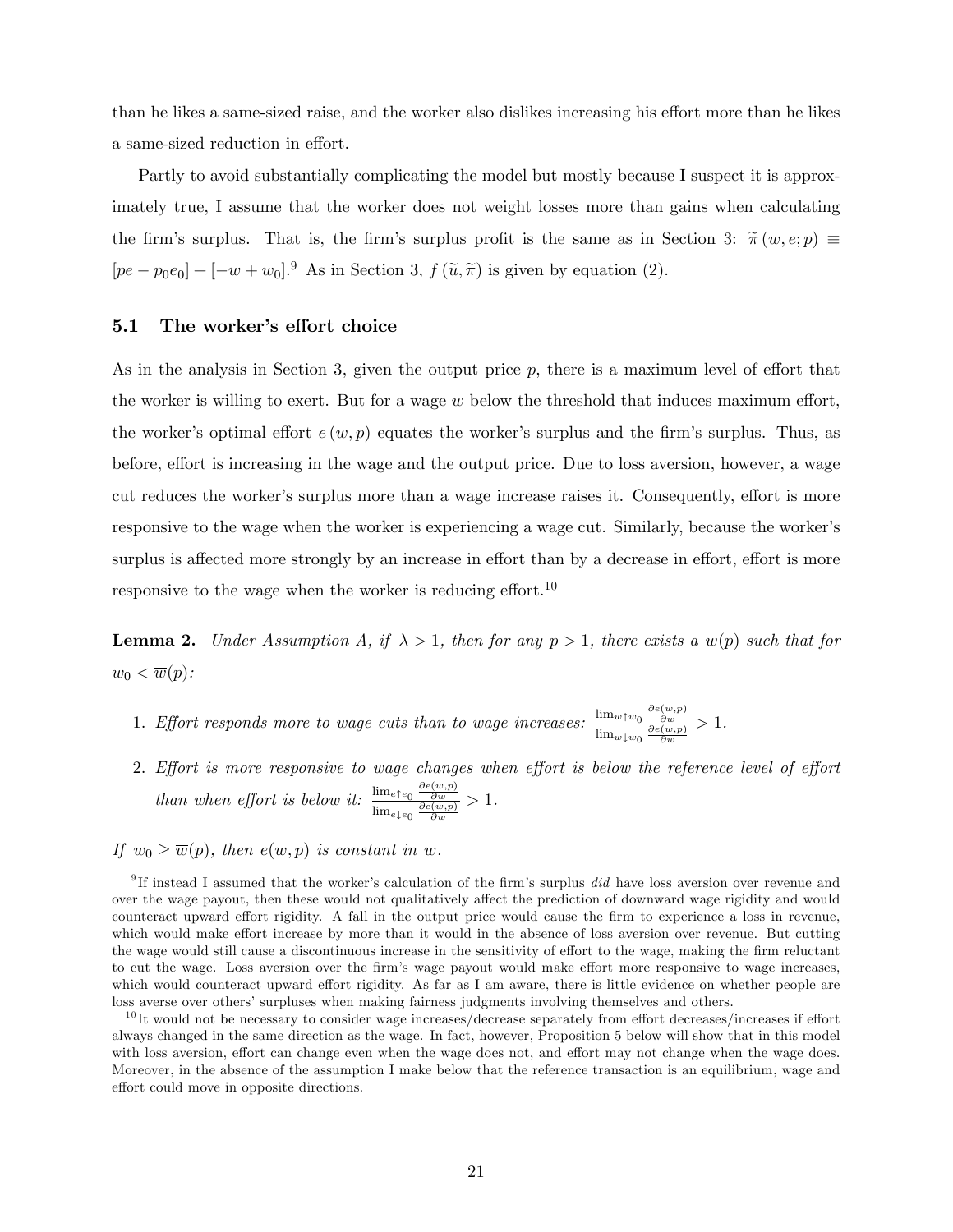than he likes a same-sized raise, and the worker also dislikes increasing his effort more than he likes a same-sized reduction in effort.

Partly to avoid substantially complicating the model but mostly because I suspect it is approximately true, I assume that the worker does not weight losses more than gains when calculating the firm's surplus. That is, the firm's surplus profit is the same as in Section 3: $\widetilde{\pi}(w, e; p) \equiv [pe - p_0 e_0] + [-w + w_0]$.[9] As in Section 3, $f(\widetilde{u}, \widetilde{\pi})$ is given by equation (2).

### 5.1 The worker's effort choice

As in the analysis in Section 3, given the output price $p$, there is a maximum level of effort that the worker is willing to exert. But for a wage $w$ below the threshold that induces maximum effort, the worker's optimal effort $e(w, p)$ equates the worker's surplus and the firm's surplus. Thus, as before, effort is increasing in the wage and the output price. Due to loss aversion, however, a wage cut reduces the worker's surplus more than a wage increase raises it. Consequently, effort is more responsive to the wage when the worker is experiencing a wage cut. Similarly, because the worker's surplus is affected more strongly by an increase in effort than by a decrease in effort, effort is more responsive to the wage when the worker is reducing effort.[10]

**Lemma 2.** *Under Assumption A, if $\lambda > 1$, then for any $p > 1$, there exists a $\overline{w}(p)$ such that for $w_0 < \overline{w}(p)$:*

1. *Effort responds more to wage cuts than to wage increases:* $\frac{\lim_{w \uparrow w_0} \frac{\partial e(w,p)}{\partial w}}{\lim_{w \downarrow w_0} \frac{\partial e(w,p)}{\partial w}} > 1$.
2. *Effort is more responsive to wage changes when effort is below the reference level of effort than when effort is below it:* $\frac{\lim_{e \uparrow e_0} \frac{\partial e(w,p)}{\partial w}}{\lim_{e \downarrow e_0} \frac{\partial e(w,p)}{\partial w}} > 1$.

*If $w_0 \geq \overline{w}(p)$, then $e(w, p)$ is constant in $w$.*

---

[9] If instead I assumed that the worker's calculation of the firm's surplus *did* have loss aversion over revenue and over the wage payout, then these would not qualitatively affect the prediction of downward wage rigidity and would counteract upward effort rigidity. A fall in the output price would cause the firm to experience a loss in revenue, which would make effort increase by more than it would in the absence of loss aversion over revenue. But cutting the wage would still cause a discontinuous increase in the sensitivity of effort to the wage, making the firm reluctant to cut the wage. Loss aversion over the firm's wage payout would make effort more responsive to wage increases, which would counteract upward effort rigidity. As far as I am aware, there is little evidence on whether people are loss averse over others' surpluses when making fairness judgments involving themselves and others.

[10] It would not be necessary to consider wage increases/decrease separately from effort decreases/increases if effort always changed in the same direction as the wage. In fact, however, Proposition 5 below will show that in this model with loss aversion, effort can change even when the wage does not, and effort may not change when the wage does. Moreover, in the absence of the assumption I make below that the reference transaction is an equilibrium, wage and effort could move in opposite directions.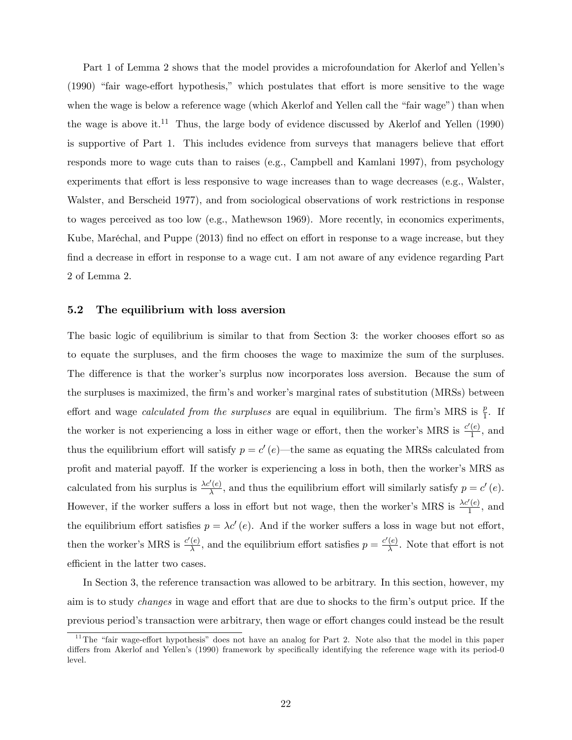Part 1 of Lemma 2 shows that the model provides a microfoundation for Akerlof and Yellen's (1990) "fair wage-effort hypothesis," which postulates that effort is more sensitive to the wage when the wage is below a reference wage (which Akerlof and Yellen call the "fair wage") than when the wage is above it.[11] Thus, the large body of evidence discussed by Akerlof and Yellen (1990) is supportive of Part 1. This includes evidence from surveys that managers believe that effort responds more to wage cuts than to raises (e.g., Campbell and Kamlani 1997), from psychology experiments that effort is less responsive to wage increases than to wage decreases (e.g., Walster, Walster, and Berscheid 1977), and from sociological observations of work restrictions in response to wages perceived as too low (e.g., Mathewson 1969). More recently, in economics experiments, Kube, Maréchal, and Puppe (2013) find no effect on effort in response to a wage increase, but they find a decrease in effort in response to a wage cut. I am not aware of any evidence regarding Part 2 of Lemma 2.

## 5.2 The equilibrium with loss aversion

The basic logic of equilibrium is similar to that from Section 3: the worker chooses effort so as to equate the surpluses, and the firm chooses the wage to maximize the sum of the surpluses. The difference is that the worker's surplus now incorporates loss aversion. Because the sum of the surpluses is maximized, the firm's and worker's marginal rates of substitution (MRSs) between effort and wage *calculated from the surpluses* are equal in equilibrium. The firm's MRS is $\frac{p}{1}$. If the worker is not experiencing a loss in either wage or effort, then the worker's MRS is $\frac{c'(e)}{1}$, and thus the equilibrium effort will satisfy $p = c'(e)$—the same as equating the MRSs calculated from profit and material payoff. If the worker is experiencing a loss in both, then the worker's MRS as calculated from his surplus is $\frac{\lambda c'(e)}{\lambda}$, and thus the equilibrium effort will similarly satisfy $p = c'(e)$. However, if the worker suffers a loss in effort but not wage, then the worker's MRS is $\frac{\lambda c'(e)}{1}$, and the equilibrium effort satisfies $p = \lambda c'(e)$. And if the worker suffers a loss in wage but not effort, then the worker's MRS is $\frac{c'(e)}{\lambda}$, and the equilibrium effort satisfies $p = \frac{c'(e)}{\lambda}$. Note that effort is not efficient in the latter two cases.

In Section 3, the reference transaction was allowed to be arbitrary. In this section, however, my aim is to study *changes* in wage and effort that are due to shocks to the firm's output price. If the previous period's transaction were arbitrary, then wage or effort changes could instead be the result

[11] The "fair wage-effort hypothesis" does not have an analog for Part 2. Note also that the model in this paper differs from Akerlof and Yellen's (1990) framework by specifically identifying the reference wage with its period-0 level.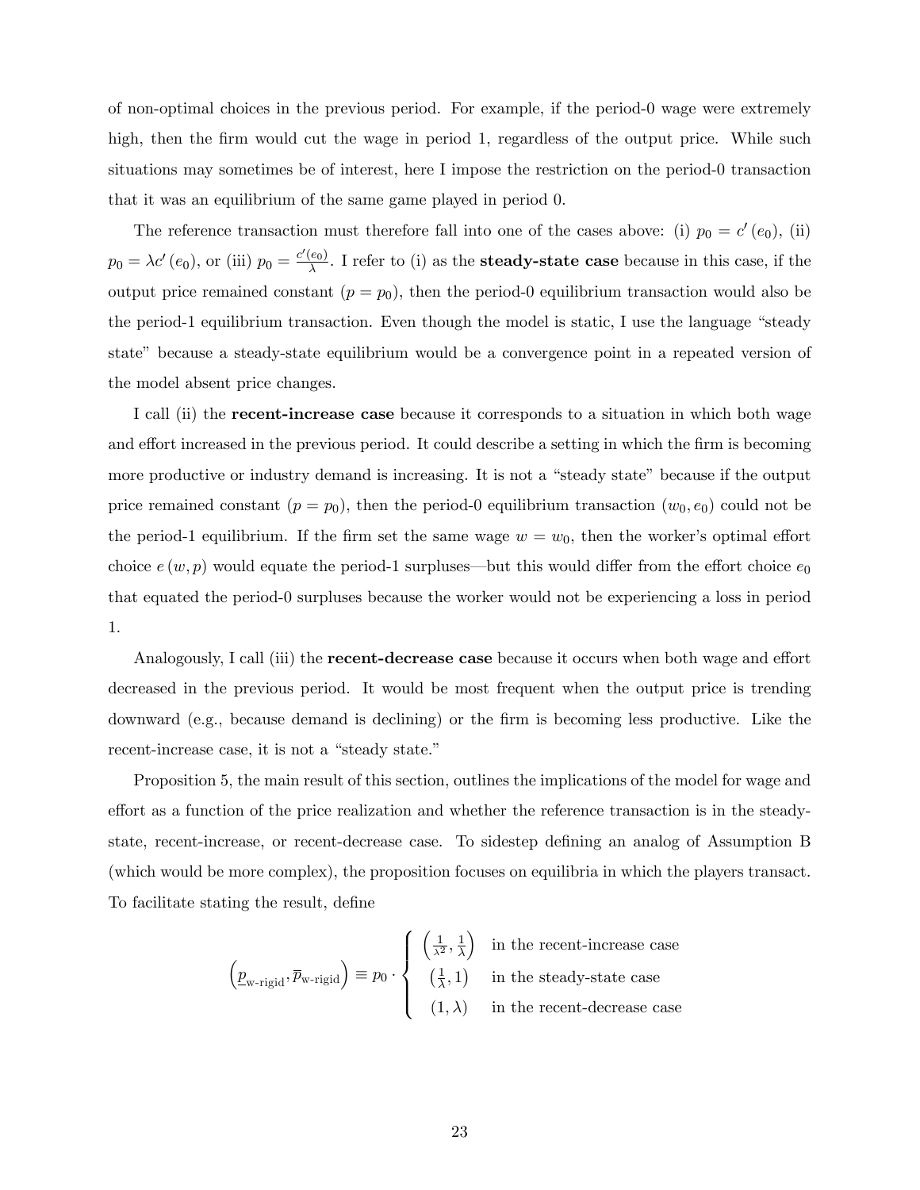of non-optimal choices in the previous period. For example, if the period-0 wage were extremely high, then the firm would cut the wage in period 1, regardless of the output price. While such situations may sometimes be of interest, here I impose the restriction on the period-0 transaction that it was an equilibrium of the same game played in period 0.

The reference transaction must therefore fall into one of the cases above: (i) $p_0 = c'(e_0)$, (ii) $p_0 = \lambda c'(e_0)$, or (iii) $p_0 = \frac{c'(e_0)}{\lambda}$. I refer to (i) as the **steady-state case** because in this case, if the output price remained constant ($p = p_0$), then the period-0 equilibrium transaction would also be the period-1 equilibrium transaction. Even though the model is static, I use the language "steady state" because a steady-state equilibrium would be a convergence point in a repeated version of the model absent price changes.

I call (ii) the **recent-increase case** because it corresponds to a situation in which both wage and effort increased in the previous period. It could describe a setting in which the firm is becoming more productive or industry demand is increasing. It is not a "steady state" because if the output price remained constant ($p = p_0$), then the period-0 equilibrium transaction $(w_0, e_0)$ could not be the period-1 equilibrium. If the firm set the same wage $w = w_0$, then the worker's optimal effort choice $e(w, p)$ would equate the period-1 surpluses—but this would differ from the effort choice $e_0$ that equated the period-0 surpluses because the worker would not be experiencing a loss in period 1.

Analogously, I call (iii) the **recent-decrease case** because it occurs when both wage and effort decreased in the previous period. It would be most frequent when the output price is trending downward (e.g., because demand is declining) or the firm is becoming less productive. Like the recent-increase case, it is not a "steady state."

Proposition 5, the main result of this section, outlines the implications of the model for wage and effort as a function of the price realization and whether the reference transaction is in the steady-state, recent-increase, or recent-decrease case. To sidestep defining an analog of Assumption B (which would be more complex), the proposition focuses on equilibria in which the players transact. To facilitate stating the result, define

$$\left(\underline{p}_{\text{w-rigid}}, \overline{p}_{\text{w-rigid}}\right) \equiv p_0 \cdot \begin{cases} \left(\frac{1}{\lambda^2}, \frac{1}{\lambda}\right) & \text{in the recent-increase case} \\ \left(\frac{1}{\lambda}, 1\right) & \text{in the steady-state case} \\ \left(1, \lambda\right) & \text{in the recent-decrease case} \end{cases}$$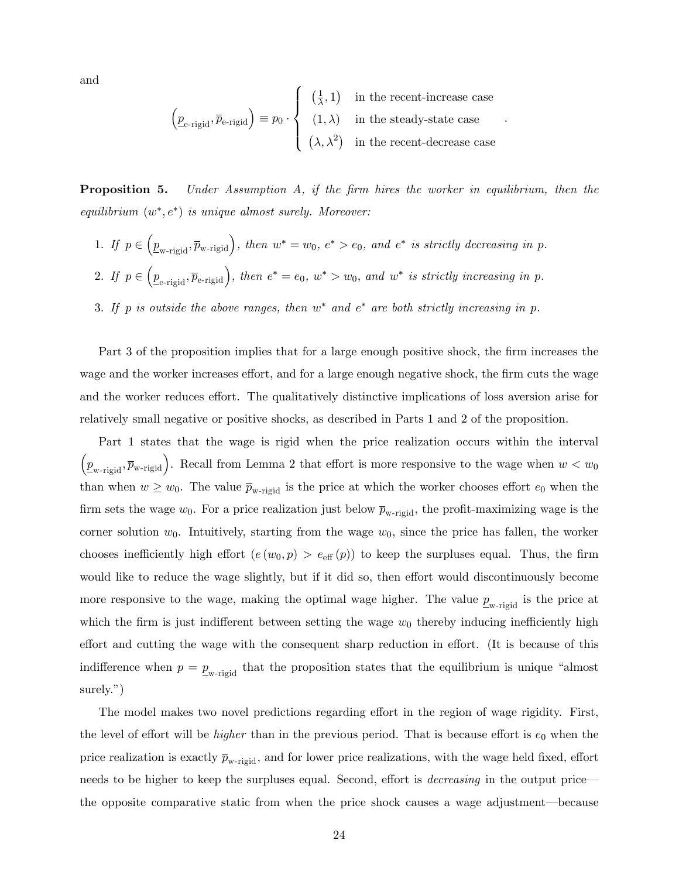and

$$
\left(\underline{p}_{\text{e-rigid}}, \overline{p}_{\text{e-rigid}}\right) \equiv p_0 \cdot \begin{cases} \left(\frac{1}{\lambda}, 1\right) & \text{in the recent-increase case} \\ (1, \lambda) & \text{in the steady-state case} \\ \left(\lambda, \lambda^2\right) & \text{in the recent-decrease case} \end{cases} .
$$

**Proposition 5.** *Under Assumption A, if the firm hires the worker in equilibrium, then the equilibrium $(w^*, e^*)$ is unique almost surely. Moreover:*

1. *If $p \in \left(\underline{p}_{\text{w-rigid}}, \overline{p}_{\text{w-rigid}}\right)$, then $w^* = w_0$, $e^* > e_0$, and $e^*$ is strictly decreasing in $p$.*
2. *If $p \in \left(\underline{p}_{\text{e-rigid}}, \overline{p}_{\text{e-rigid}}\right)$, then $e^* = e_0$, $w^* > w_0$, and $w^*$ is strictly increasing in $p$.*
3. *If $p$ is outside the above ranges, then $w^*$ and $e^*$ are both strictly increasing in $p$.*

Part 3 of the proposition implies that for a large enough positive shock, the firm increases the wage and the worker increases effort, and for a large enough negative shock, the firm cuts the wage and the worker reduces effort. The qualitatively distinctive implications of loss aversion arise for relatively small negative or positive shocks, as described in Parts 1 and 2 of the proposition.

Part 1 states that the wage is rigid when the price realization occurs within the interval $\left(\underline{p}_{\text{w-rigid}}, \overline{p}_{\text{w-rigid}}\right)$. Recall from Lemma 2 that effort is more responsive to the wage when $w < w_0$ than when $w \geq w_0$. The value $\overline{p}_{\text{w-rigid}}$ is the price at which the worker chooses effort $e_0$ when the firm sets the wage $w_0$. For a price realization just below $\overline{p}_{\text{w-rigid}}$, the profit-maximizing wage is the corner solution $w_0$. Intuitively, starting from the wage $w_0$, since the price has fallen, the worker chooses inefficiently high effort $(e(w_0, p) > e_{\text{eff}}(p))$ to keep the surpluses equal. Thus, the firm would like to reduce the wage slightly, but if it did so, then effort would discontinuously become more responsive to the wage, making the optimal wage higher. The value $\underline{p}_{\text{w-rigid}}$ is the price at which the firm is just indifferent between setting the wage $w_0$ thereby inducing inefficiently high effort and cutting the wage with the consequent sharp reduction in effort. (It is because of this indifference when $p = \underline{p}_{\text{w-rigid}}$ that the proposition states that the equilibrium is unique "almost surely.")

The model makes two novel predictions regarding effort in the region of wage rigidity. First, the level of effort will be *higher* than in the previous period. That is because effort is $e_0$ when the price realization is exactly $\overline{p}_{\text{w-rigid}}$, and for lower price realizations, with the wage held fixed, effort needs to be higher to keep the surpluses equal. Second, effort is *decreasing* in the output price—the opposite comparative static from when the price shock causes a wage adjustment—because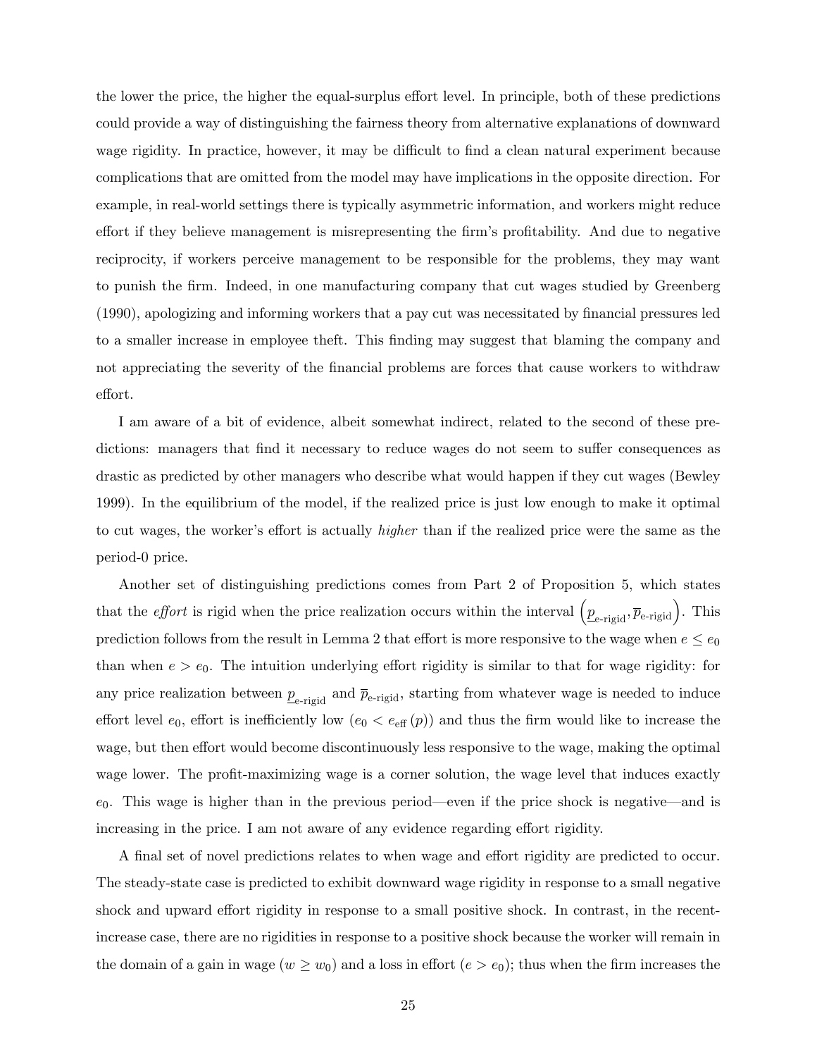the lower the price, the higher the equal-surplus effort level. In principle, both of these predictions could provide a way of distinguishing the fairness theory from alternative explanations of downward wage rigidity. In practice, however, it may be difficult to find a clean natural experiment because complications that are omitted from the model may have implications in the opposite direction. For example, in real-world settings there is typically asymmetric information, and workers might reduce effort if they believe management is misrepresenting the firm's profitability. And due to negative reciprocity, if workers perceive management to be responsible for the problems, they may want to punish the firm. Indeed, in one manufacturing company that cut wages studied by Greenberg (1990), apologizing and informing workers that a pay cut was necessitated by financial pressures led to a smaller increase in employee theft. This finding may suggest that blaming the company and not appreciating the severity of the financial problems are forces that cause workers to withdraw effort.

I am aware of a bit of evidence, albeit somewhat indirect, related to the second of these predictions: managers that find it necessary to reduce wages do not seem to suffer consequences as drastic as predicted by other managers who describe what would happen if they cut wages (Bewley 1999). In the equilibrium of the model, if the realized price is just low enough to make it optimal to cut wages, the worker's effort is actually *higher* than if the realized price were the same as the period-0 price.

Another set of distinguishing predictions comes from Part 2 of Proposition 5, which states that the *effort* is rigid when the price realization occurs within the interval $\left(\underline{p}_{\text{e-rigid}}, \overline{p}_{\text{e-rigid}}\right)$. This prediction follows from the result in Lemma 2 that effort is more responsive to the wage when $e \leq e_0$ than when $e > e_0$. The intuition underlying effort rigidity is similar to that for wage rigidity: for any price realization between $\underline{p}_{\text{e-rigid}}$ and $\overline{p}_{\text{e-rigid}}$, starting from whatever wage is needed to induce effort level $e_0$, effort is inefficiently low ($e_0 < e_{\text{eff}}(p)$) and thus the firm would like to increase the wage, but then effort would become discontinuously less responsive to the wage, making the optimal wage lower. The profit-maximizing wage is a corner solution, the wage level that induces exactly $e_0$. This wage is higher than in the previous period—even if the price shock is negative—and is increasing in the price. I am not aware of any evidence regarding effort rigidity.

A final set of novel predictions relates to when wage and effort rigidity are predicted to occur. The steady-state case is predicted to exhibit downward wage rigidity in response to a small negative shock and upward effort rigidity in response to a small positive shock. In contrast, in the recent-increase case, there are no rigidities in response to a positive shock because the worker will remain in the domain of a gain in wage ($w \geq w_0$) and a loss in effort ($e > e_0$); thus when the firm increases the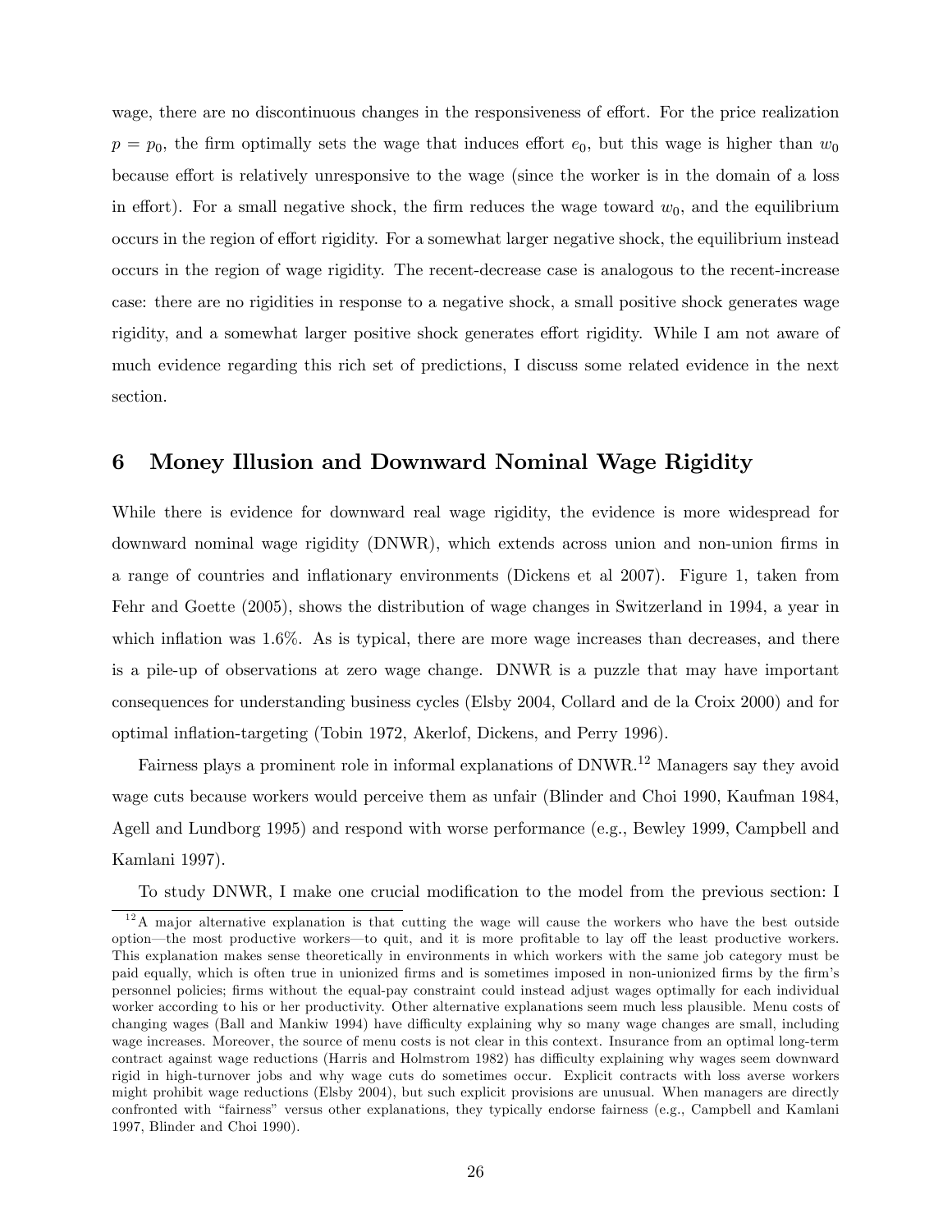wage, there are no discontinuous changes in the responsiveness of effort. For the price realization $p = p_0$, the firm optimally sets the wage that induces effort $e_0$, but this wage is higher than $w_0$ because effort is relatively unresponsive to the wage (since the worker is in the domain of a loss in effort). For a small negative shock, the firm reduces the wage toward $w_0$, and the equilibrium occurs in the region of effort rigidity. For a somewhat larger negative shock, the equilibrium instead occurs in the region of wage rigidity. The recent-decrease case is analogous to the recent-increase case: there are no rigidities in response to a negative shock, a small positive shock generates wage rigidity, and a somewhat larger positive shock generates effort rigidity. While I am not aware of much evidence regarding this rich set of predictions, I discuss some related evidence in the next section.

# 6 Money Illusion and Downward Nominal Wage Rigidity

While there is evidence for downward real wage rigidity, the evidence is more widespread for downward nominal wage rigidity (DNWR), which extends across union and non-union firms in a range of countries and inflationary environments (Dickens et al 2007). Figure 1, taken from Fehr and Goette (2005), shows the distribution of wage changes in Switzerland in 1994, a year in which inflation was 1.6%. As is typical, there are more wage increases than decreases, and there is a pile-up of observations at zero wage change. DNWR is a puzzle that may have important consequences for understanding business cycles (Elsby 2004, Collard and de la Croix 2000) and for optimal inflation-targeting (Tobin 1972, Akerlof, Dickens, and Perry 1996).

Fairness plays a prominent role in informal explanations of DNWR.[12] Managers say they avoid wage cuts because workers would perceive them as unfair (Blinder and Choi 1990, Kaufman 1984, Agell and Lundborg 1995) and respond with worse performance (e.g., Bewley 1999, Campbell and Kamlani 1997).

To study DNWR, I make one crucial modification to the model from the previous section: I

[12] A major alternative explanation is that cutting the wage will cause the workers who have the best outside option—the most productive workers—to quit, and it is more profitable to lay off the least productive workers. This explanation makes sense theoretically in environments in which workers with the same job category must be paid equally, which is often true in unionized firms and is sometimes imposed in non-unionized firms by the firm's personnel policies; firms without the equal-pay constraint could instead adjust wages optimally for each individual worker according to his or her productivity. Other alternative explanations seem much less plausible. Menu costs of changing wages (Ball and Mankiw 1994) have difficulty explaining why so many wage changes are small, including wage increases. Moreover, the source of menu costs is not clear in this context. Insurance from an optimal long-term contract against wage reductions (Harris and Holmstrom 1982) has difficulty explaining why wages seem downward rigid in high-turnover jobs and why wage cuts do sometimes occur. Explicit contracts with loss averse workers might prohibit wage reductions (Elsby 2004), but such explicit provisions are unusual. When managers are directly confronted with "fairness" versus other explanations, they typically endorse fairness (e.g., Campbell and Kamlani 1997, Blinder and Choi 1990).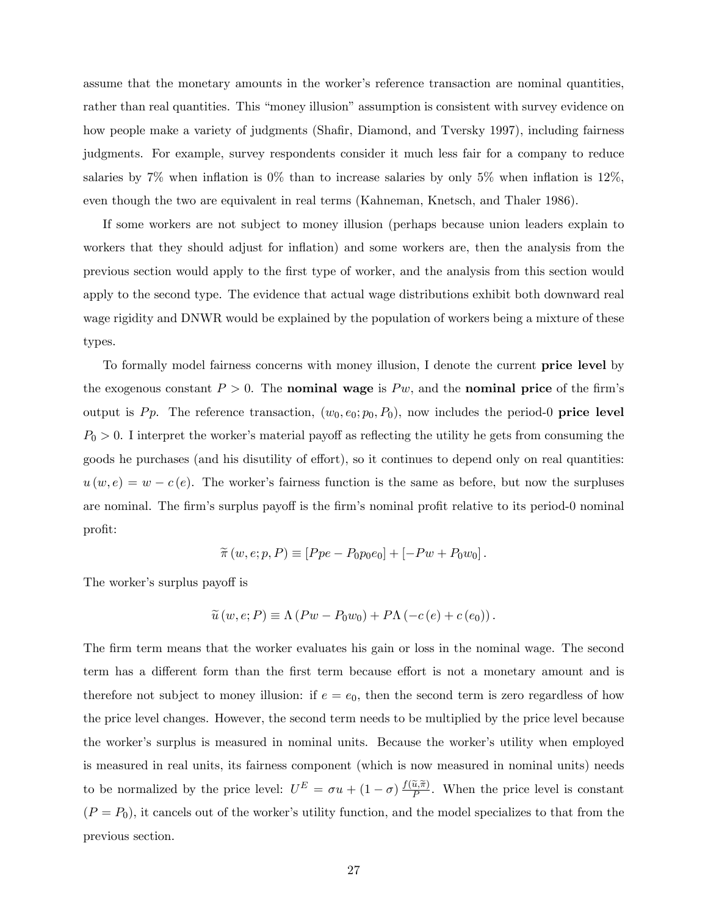assume that the monetary amounts in the worker's reference transaction are nominal quantities, rather than real quantities. This "money illusion" assumption is consistent with survey evidence on how people make a variety of judgments (Shafir, Diamond, and Tversky 1997), including fairness judgments. For example, survey respondents consider it much less fair for a company to reduce salaries by 7% when inflation is 0% than to increase salaries by only 5% when inflation is 12%, even though the two are equivalent in real terms (Kahneman, Knetsch, and Thaler 1986).

If some workers are not subject to money illusion (perhaps because union leaders explain to workers that they should adjust for inflation) and some workers are, then the analysis from the previous section would apply to the first type of worker, and the analysis from this section would apply to the second type. The evidence that actual wage distributions exhibit both downward real wage rigidity and DNWR would be explained by the population of workers being a mixture of these types.

To formally model fairness concerns with money illusion, I denote the current **price level** by the exogenous constant $P > 0$. The **nominal wage** is $Pw$, and the **nominal price** of the firm's output is $Pp$. The reference transaction, $(w_0, e_0; p_0, P_0)$, now includes the period-0 **price level** $P_0 > 0$. I interpret the worker's material payoff as reflecting the utility he gets from consuming the goods he purchases (and his disutility of effort), so it continues to depend only on real quantities: $u(w, e) = w - c(e)$. The worker's fairness function is the same as before, but now the surpluses are nominal. The firm's surplus payoff is the firm's nominal profit relative to its period-0 nominal profit:

$$\widetilde{\pi}(w, e; p, P) \equiv [Ppe - P_0 p_0 e_0] + [-Pw + P_0 w_0].$$

The worker's surplus payoff is

$$\widetilde{u}(w, e; P) \equiv \Lambda(Pw - P_0 w_0) + P\Lambda(-c(e) + c(e_0)).$$

The firm term means that the worker evaluates his gain or loss in the nominal wage. The second term has a different form than the first term because effort is not a monetary amount and is therefore not subject to money illusion: if $e = e_0$, then the second term is zero regardless of how the price level changes. However, the second term needs to be multiplied by the price level because the worker's surplus is measured in nominal units. Because the worker's utility when employed is measured in real units, its fairness component (which is now measured in nominal units) needs to be normalized by the price level: $U^E = \sigma u + (1 - \sigma)\frac{f(\widetilde{u}, \widetilde{\pi})}{P}$. When the price level is constant ($P = P_0$), it cancels out of the worker's utility function, and the model specializes to that from the previous section.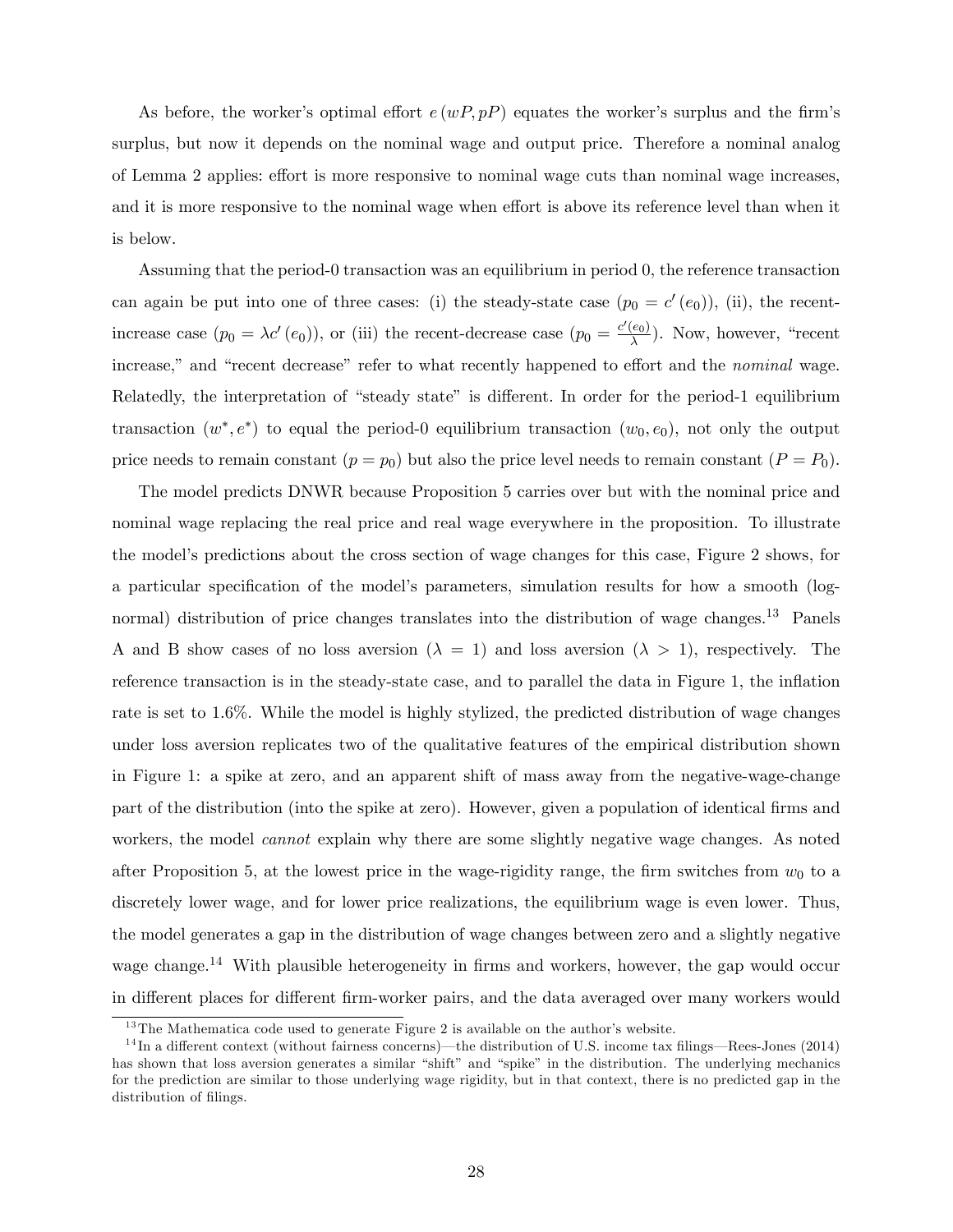As before, the worker's optimal effort $e(wP, pP)$ equates the worker's surplus and the firm's surplus, but now it depends on the nominal wage and output price. Therefore a nominal analog of Lemma 2 applies: effort is more responsive to nominal wage cuts than nominal wage increases, and it is more responsive to the nominal wage when effort is above its reference level than when it is below.

Assuming that the period-0 transaction was an equilibrium in period 0, the reference transaction can again be put into one of three cases: (i) the steady-state case ($p_0 = c'(e_0)$), (ii), the recent-increase case ($p_0 = \lambda c'(e_0)$), or (iii) the recent-decrease case ($p_0 = \frac{c'(e_0)}{\lambda}$). Now, however, "recent increase," and "recent decrease" refer to what recently happened to effort and the *nominal* wage. Relatedly, the interpretation of "steady state" is different. In order for the period-1 equilibrium transaction $(w^*, e^*)$ to equal the period-0 equilibrium transaction $(w_0, e_0)$, not only the output price needs to remain constant ($p = p_0$) but also the price level needs to remain constant ($P = P_0$).

The model predicts DNWR because Proposition 5 carries over but with the nominal price and nominal wage replacing the real price and real wage everywhere in the proposition. To illustrate the model's predictions about the cross section of wage changes for this case, Figure 2 shows, for a particular specification of the model's parameters, simulation results for how a smooth (log-normal) distribution of price changes translates into the distribution of wage changes.[13] Panels A and B show cases of no loss aversion ($\lambda = 1$) and loss aversion ($\lambda > 1$), respectively. The reference transaction is in the steady-state case, and to parallel the data in Figure 1, the inflation rate is set to 1.6%. While the model is highly stylized, the predicted distribution of wage changes under loss aversion replicates two of the qualitative features of the empirical distribution shown in Figure 1: a spike at zero, and an apparent shift of mass away from the negative-wage-change part of the distribution (into the spike at zero). However, given a population of identical firms and workers, the model *cannot* explain why there are some slightly negative wage changes. As noted after Proposition 5, at the lowest price in the wage-rigidity range, the firm switches from $w_0$ to a discretely lower wage, and for lower price realizations, the equilibrium wage is even lower. Thus, the model generates a gap in the distribution of wage changes between zero and a slightly negative wage change.[14] With plausible heterogeneity in firms and workers, however, the gap would occur in different places for different firm-worker pairs, and the data averaged over many workers would

[13] The Mathematica code used to generate Figure 2 is available on the author's website.

[14] In a different context (without fairness concerns)—the distribution of U.S. income tax filings—Rees-Jones (2014) has shown that loss aversion generates a similar "shift" and "spike" in the distribution. The underlying mechanics for the prediction are similar to those underlying wage rigidity, but in that context, there is no predicted gap in the distribution of filings.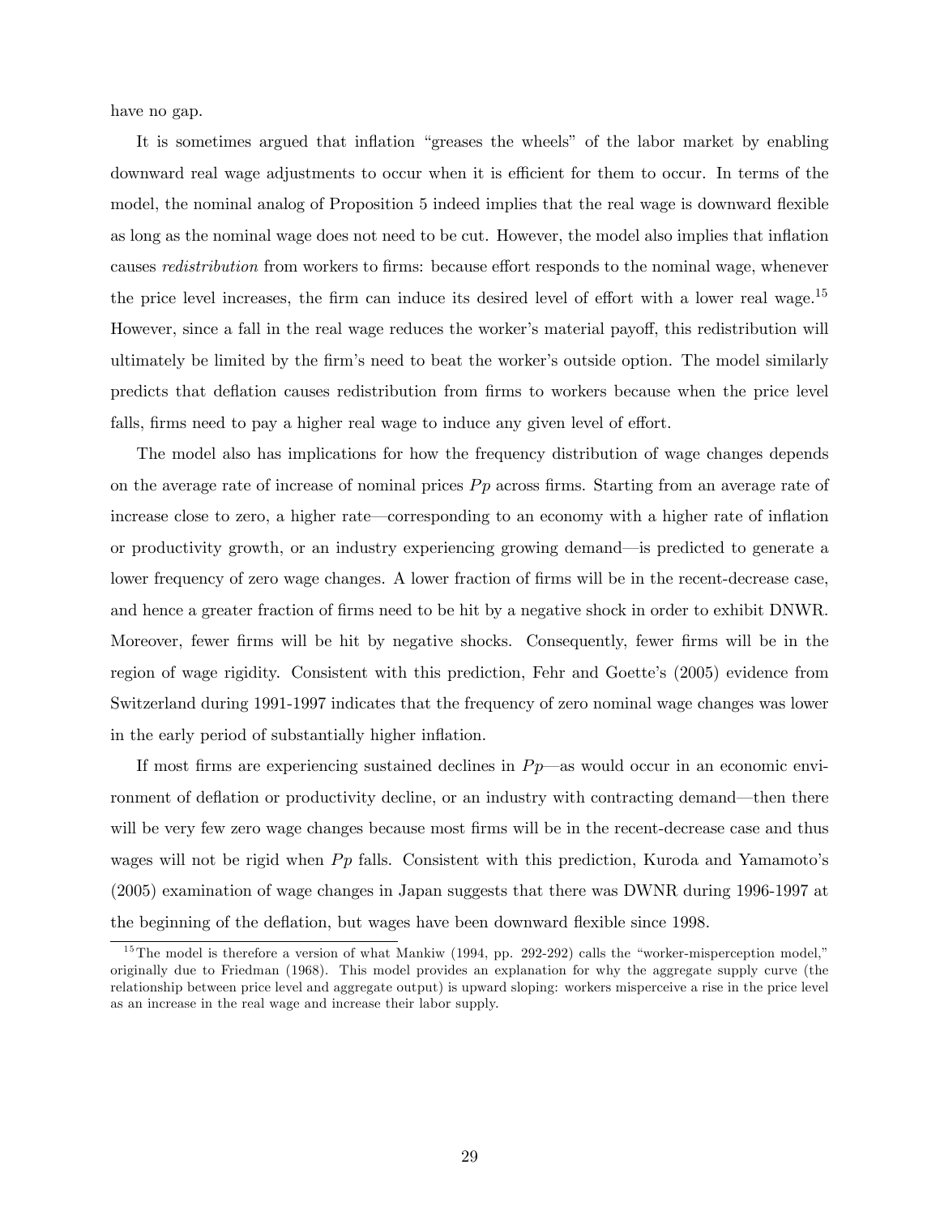have no gap.

It is sometimes argued that inflation "greases the wheels" of the labor market by enabling downward real wage adjustments to occur when it is efficient for them to occur. In terms of the model, the nominal analog of Proposition 5 indeed implies that the real wage is downward flexible as long as the nominal wage does not need to be cut. However, the model also implies that inflation causes *redistribution* from workers to firms: because effort responds to the nominal wage, whenever the price level increases, the firm can induce its desired level of effort with a lower real wage.[15] However, since a fall in the real wage reduces the worker's material payoff, this redistribution will ultimately be limited by the firm's need to beat the worker's outside option. The model similarly predicts that deflation causes redistribution from firms to workers because when the price level falls, firms need to pay a higher real wage to induce any given level of effort.

The model also has implications for how the frequency distribution of wage changes depends on the average rate of increase of nominal prices $Pp$ across firms. Starting from an average rate of increase close to zero, a higher rate—corresponding to an economy with a higher rate of inflation or productivity growth, or an industry experiencing growing demand—is predicted to generate a lower frequency of zero wage changes. A lower fraction of firms will be in the recent-decrease case, and hence a greater fraction of firms need to be hit by a negative shock in order to exhibit DNWR. Moreover, fewer firms will be hit by negative shocks. Consequently, fewer firms will be in the region of wage rigidity. Consistent with this prediction, Fehr and Goette's (2005) evidence from Switzerland during 1991-1997 indicates that the frequency of zero nominal wage changes was lower in the early period of substantially higher inflation.

If most firms are experiencing sustained declines in $Pp$—as would occur in an economic environment of deflation or productivity decline, or an industry with contracting demand—then there will be very few zero wage changes because most firms will be in the recent-decrease case and thus wages will not be rigid when $Pp$ falls. Consistent with this prediction, Kuroda and Yamamoto's (2005) examination of wage changes in Japan suggests that there was DWNR during 1996-1997 at the beginning of the deflation, but wages have been downward flexible since 1998.

[15] The model is therefore a version of what Mankiw (1994, pp. 292-292) calls the "worker-misperception model," originally due to Friedman (1968). This model provides an explanation for why the aggregate supply curve (the relationship between price level and aggregate output) is upward sloping: workers misperceive a rise in the price level as an increase in the real wage and increase their labor supply.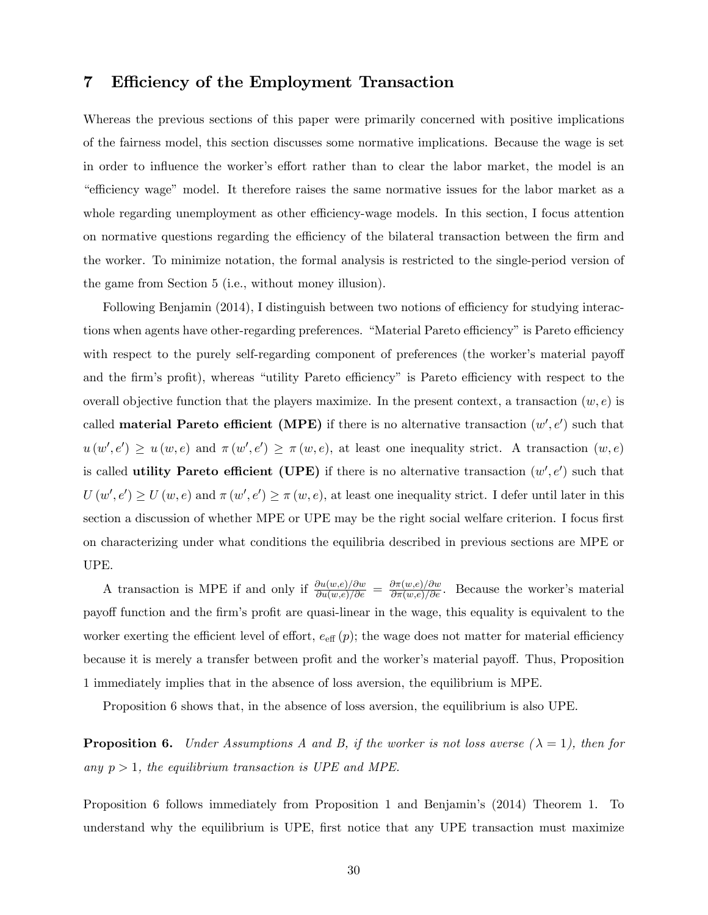## 7 Efficiency of the Employment Transaction

Whereas the previous sections of this paper were primarily concerned with positive implications of the fairness model, this section discusses some normative implications. Because the wage is set in order to influence the worker's effort rather than to clear the labor market, the model is an "efficiency wage" model. It therefore raises the same normative issues for the labor market as a whole regarding unemployment as other efficiency-wage models. In this section, I focus attention on normative questions regarding the efficiency of the bilateral transaction between the firm and the worker. To minimize notation, the formal analysis is restricted to the single-period version of the game from Section 5 (i.e., without money illusion).

Following Benjamin (2014), I distinguish between two notions of efficiency for studying interactions when agents have other-regarding preferences. "Material Pareto efficiency" is Pareto efficiency with respect to the purely self-regarding component of preferences (the worker's material payoff and the firm's profit), whereas "utility Pareto efficiency" is Pareto efficiency with respect to the overall objective function that the players maximize. In the present context, a transaction $(w, e)$ is called **material Pareto efficient (MPE)** if there is no alternative transaction $(w', e')$ such that $u(w', e') \geq u(w, e)$ and $\pi(w', e') \geq \pi(w, e)$, at least one inequality strict. A transaction $(w, e)$ is called **utility Pareto efficient (UPE)** if there is no alternative transaction $(w', e')$ such that $U(w', e') \geq U(w, e)$ and $\pi(w', e') \geq \pi(w, e)$, at least one inequality strict. I defer until later in this section a discussion of whether MPE or UPE may be the right social welfare criterion. I focus first on characterizing under what conditions the equilibria described in previous sections are MPE or UPE.

A transaction is MPE if and only if $\frac{\partial u(w,e)/\partial w}{\partial u(w,e)/\partial e} = \frac{\partial \pi(w,e)/\partial w}{\partial \pi(w,e)/\partial e}$. Because the worker's material payoff function and the firm's profit are quasi-linear in the wage, this equality is equivalent to the worker exerting the efficient level of effort, $e_{\text{eff}}(p)$; the wage does not matter for material efficiency because it is merely a transfer between profit and the worker's material payoff. Thus, Proposition 1 immediately implies that in the absence of loss aversion, the equilibrium is MPE.

Proposition 6 shows that, in the absence of loss aversion, the equilibrium is also UPE.

**Proposition 6.** *Under Assumptions A and B, if the worker is not loss averse ($\lambda = 1$), then for any $p > 1$, the equilibrium transaction is UPE and MPE.*

Proposition 6 follows immediately from Proposition 1 and Benjamin's (2014) Theorem 1. To understand why the equilibrium is UPE, first notice that any UPE transaction must maximize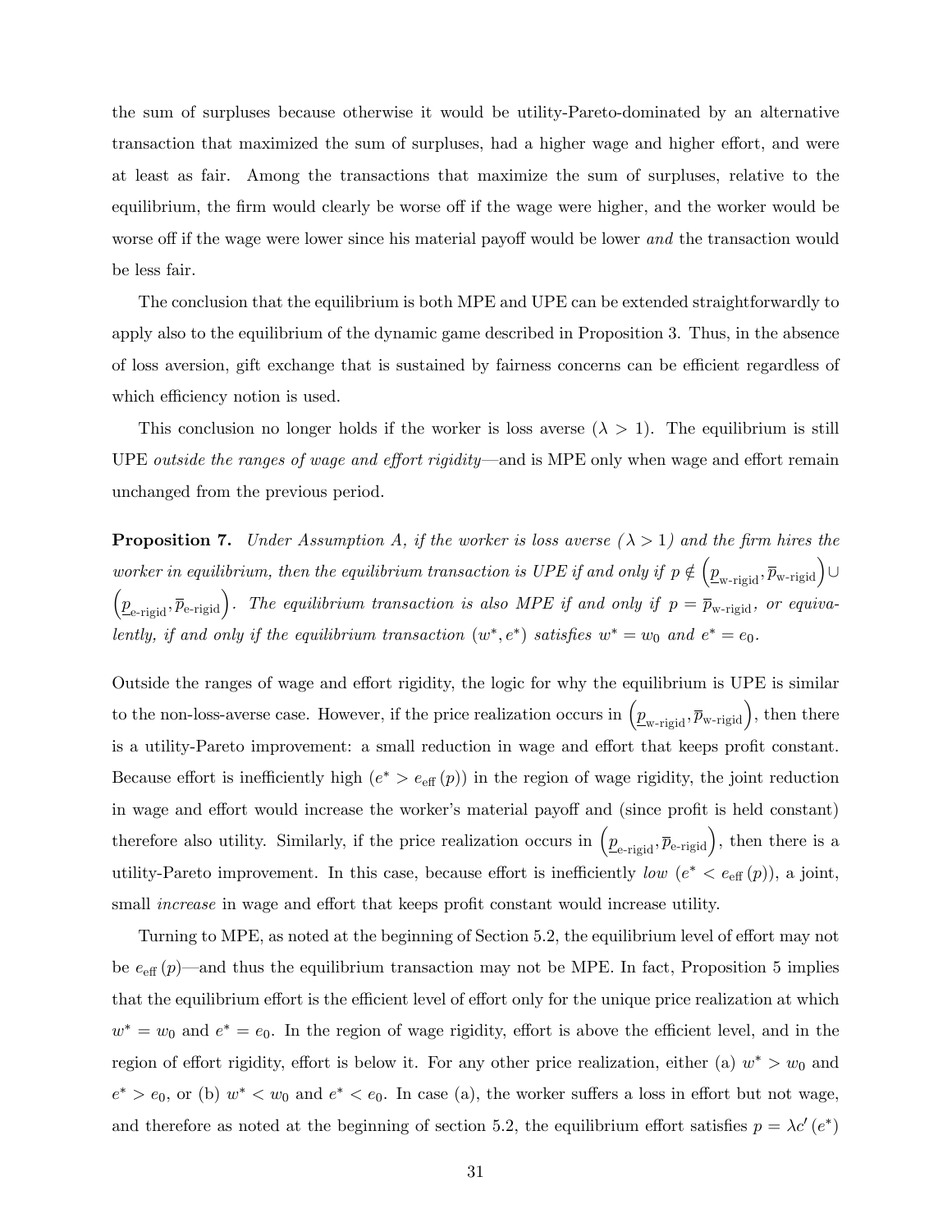the sum of surpluses because otherwise it would be utility-Pareto-dominated by an alternative transaction that maximized the sum of surpluses, had a higher wage and higher effort, and were at least as fair. Among the transactions that maximize the sum of surpluses, relative to the equilibrium, the firm would clearly be worse off if the wage were higher, and the worker would be worse off if the wage were lower since his material payoff would be lower *and* the transaction would be less fair.

The conclusion that the equilibrium is both MPE and UPE can be extended straightforwardly to apply also to the equilibrium of the dynamic game described in Proposition 3. Thus, in the absence of loss aversion, gift exchange that is sustained by fairness concerns can be efficient regardless of which efficiency notion is used.

This conclusion no longer holds if the worker is loss averse ($\lambda > 1$). The equilibrium is still UPE *outside the ranges of wage and effort rigidity*—and is MPE only when wage and effort remain unchanged from the previous period.

**Proposition 7.** *Under Assumption A, if the worker is loss averse ($\lambda > 1$) and the firm hires the worker in equilibrium, then the equilibrium transaction is UPE if and only if $p \notin \left(\underline{p}_{\text{w-rigid}}, \overline{p}_{\text{w-rigid}}\right) \cup \left(\underline{p}_{\text{e-rigid}}, \overline{p}_{\text{e-rigid}}\right)$. The equilibrium transaction is also MPE if and only if $p = \overline{p}_{\text{w-rigid}}$, or equivalently, if and only if the equilibrium transaction $(w^*, e^*)$ satisfies $w^* = w_0$ and $e^* = e_0$.*

Outside the ranges of wage and effort rigidity, the logic for why the equilibrium is UPE is similar to the non-loss-averse case. However, if the price realization occurs in $\left(\underline{p}_{\text{w-rigid}}, \overline{p}_{\text{w-rigid}}\right)$, then there is a utility-Pareto improvement: a small reduction in wage and effort that keeps profit constant. Because effort is inefficiently high ($e^* > e_{\text{eff}}(p)$) in the region of wage rigidity, the joint reduction in wage and effort would increase the worker's material payoff and (since profit is held constant) therefore also utility. Similarly, if the price realization occurs in $\left(\underline{p}_{\text{e-rigid}}, \overline{p}_{\text{e-rigid}}\right)$, then there is a utility-Pareto improvement. In this case, because effort is inefficiently *low* ($e^* < e_{\text{eff}}(p)$), a joint, small *increase* in wage and effort that keeps profit constant would increase utility.

Turning to MPE, as noted at the beginning of Section 5.2, the equilibrium level of effort may not be $e_{\text{eff}}(p)$—and thus the equilibrium transaction may not be MPE. In fact, Proposition 5 implies that the equilibrium effort is the efficient level of effort only for the unique price realization at which $w^* = w_0$ and $e^* = e_0$. In the region of wage rigidity, effort is above the efficient level, and in the region of effort rigidity, effort is below it. For any other price realization, either (a) $w^* > w_0$ and $e^* > e_0$, or (b) $w^* < w_0$ and $e^* < e_0$. In case (a), the worker suffers a loss in effort but not wage, and therefore as noted at the beginning of section 5.2, the equilibrium effort satisfies $p = \lambda c'(e^*)$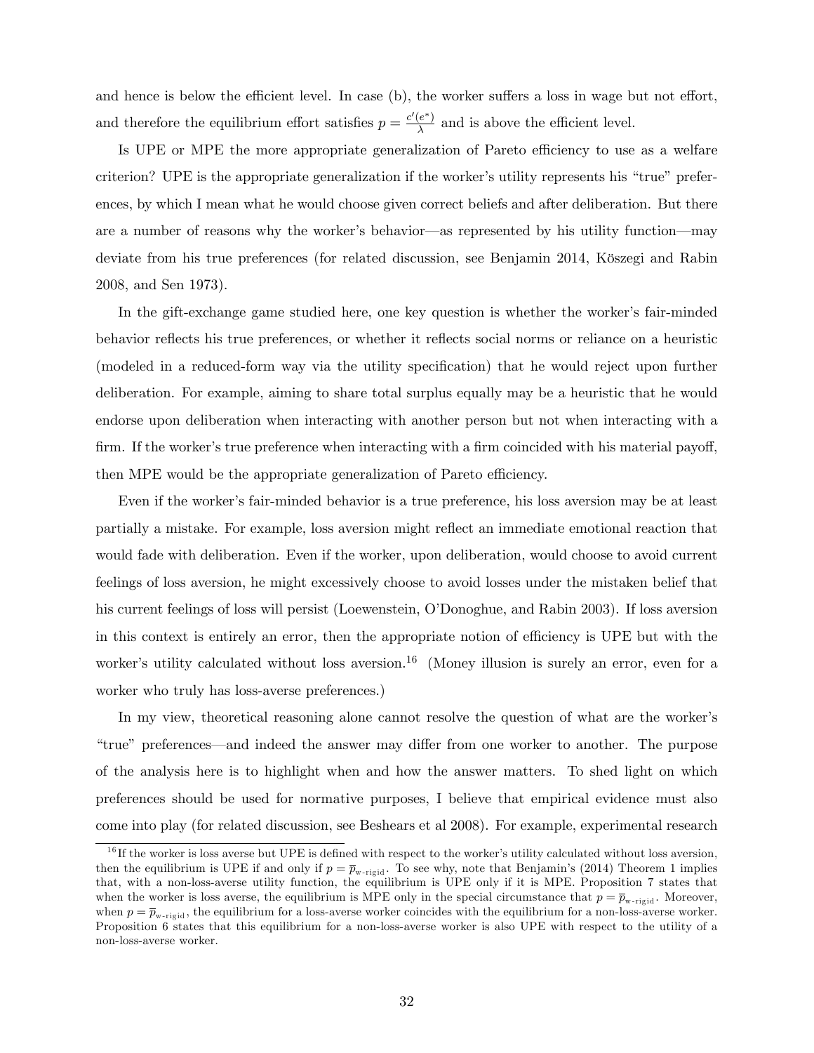and hence is below the efficient level. In case (b), the worker suffers a loss in wage but not effort, and therefore the equilibrium effort satisfies $p = \frac{c'(e^*)}{\lambda}$ and is above the efficient level.

Is UPE or MPE the more appropriate generalization of Pareto efficiency to use as a welfare criterion? UPE is the appropriate generalization if the worker's utility represents his "true" preferences, by which I mean what he would choose given correct beliefs and after deliberation. But there are a number of reasons why the worker's behavior—as represented by his utility function—may deviate from his true preferences (for related discussion, see Benjamin 2014, Köszegi and Rabin 2008, and Sen 1973).

In the gift-exchange game studied here, one key question is whether the worker's fair-minded behavior reflects his true preferences, or whether it reflects social norms or reliance on a heuristic (modeled in a reduced-form way via the utility specification) that he would reject upon further deliberation. For example, aiming to share total surplus equally may be a heuristic that he would endorse upon deliberation when interacting with another person but not when interacting with a firm. If the worker's true preference when interacting with a firm coincided with his material payoff, then MPE would be the appropriate generalization of Pareto efficiency.

Even if the worker's fair-minded behavior is a true preference, his loss aversion may be at least partially a mistake. For example, loss aversion might reflect an immediate emotional reaction that would fade with deliberation. Even if the worker, upon deliberation, would choose to avoid current feelings of loss aversion, he might excessively choose to avoid losses under the mistaken belief that his current feelings of loss will persist (Loewenstein, O'Donoghue, and Rabin 2003). If loss aversion in this context is entirely an error, then the appropriate notion of efficiency is UPE but with the worker's utility calculated without loss aversion.[16] (Money illusion is surely an error, even for a worker who truly has loss-averse preferences.)

In my view, theoretical reasoning alone cannot resolve the question of what are the worker's "true" preferences—and indeed the answer may differ from one worker to another. The purpose of the analysis here is to highlight when and how the answer matters. To shed light on which preferences should be used for normative purposes, I believe that empirical evidence must also come into play (for related discussion, see Beshears et al 2008). For example, experimental research

[16] If the worker is loss averse but UPE is defined with respect to the worker's utility calculated without loss aversion, then the equilibrium is UPE if and only if $p = \overline{p}_{\text{w-rigid}}$. To see why, note that Benjamin's (2014) Theorem 1 implies that, with a non-loss-averse utility function, the equilibrium is UPE only if it is MPE. Proposition 7 states that when the worker is loss averse, the equilibrium is MPE only in the special circumstance that $p = \overline{p}_{\text{w-rigid}}$. Moreover, when $p = \overline{p}_{\text{w-rigid}}$, the equilibrium for a loss-averse worker coincides with the equilibrium for a non-loss-averse worker. Proposition 6 states that this equilibrium for a non-loss-averse worker is also UPE with respect to the utility of a non-loss-averse worker.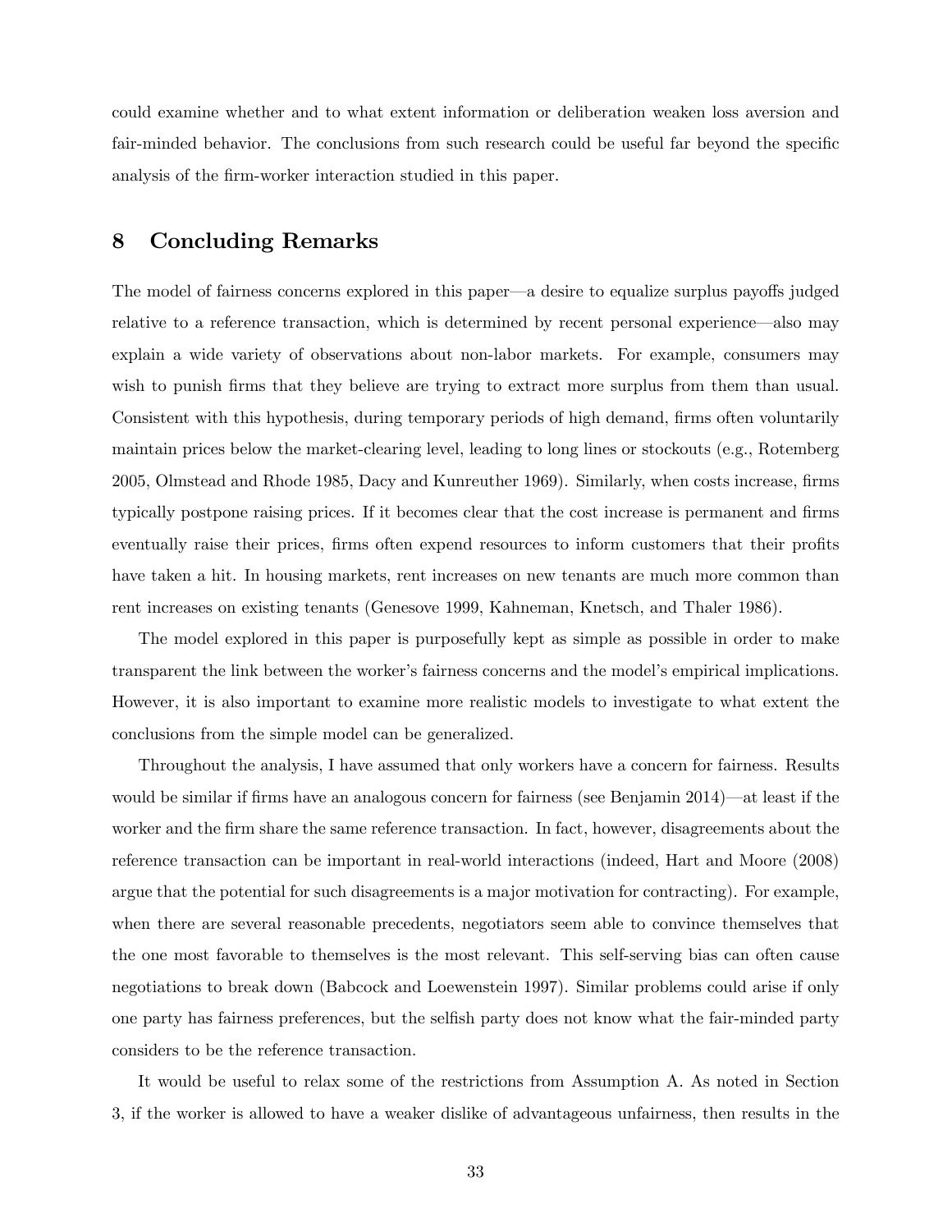could examine whether and to what extent information or deliberation weaken loss aversion and fair-minded behavior. The conclusions from such research could be useful far beyond the specific analysis of the firm-worker interaction studied in this paper.

## 8 Concluding Remarks

The model of fairness concerns explored in this paper—a desire to equalize surplus payoffs judged relative to a reference transaction, which is determined by recent personal experience—also may explain a wide variety of observations about non-labor markets. For example, consumers may wish to punish firms that they believe are trying to extract more surplus from them than usual. Consistent with this hypothesis, during temporary periods of high demand, firms often voluntarily maintain prices below the market-clearing level, leading to long lines or stockouts (e.g., Rotemberg 2005, Olmstead and Rhode 1985, Dacy and Kunreuther 1969). Similarly, when costs increase, firms typically postpone raising prices. If it becomes clear that the cost increase is permanent and firms eventually raise their prices, firms often expend resources to inform customers that their profits have taken a hit. In housing markets, rent increases on new tenants are much more common than rent increases on existing tenants (Genesove 1999, Kahneman, Knetsch, and Thaler 1986).

The model explored in this paper is purposefully kept as simple as possible in order to make transparent the link between the worker's fairness concerns and the model's empirical implications. However, it is also important to examine more realistic models to investigate to what extent the conclusions from the simple model can be generalized.

Throughout the analysis, I have assumed that only workers have a concern for fairness. Results would be similar if firms have an analogous concern for fairness (see Benjamin 2014)—at least if the worker and the firm share the same reference transaction. In fact, however, disagreements about the reference transaction can be important in real-world interactions (indeed, Hart and Moore (2008) argue that the potential for such disagreements is a major motivation for contracting). For example, when there are several reasonable precedents, negotiators seem able to convince themselves that the one most favorable to themselves is the most relevant. This self-serving bias can often cause negotiations to break down (Babcock and Loewenstein 1997). Similar problems could arise if only one party has fairness preferences, but the selfish party does not know what the fair-minded party considers to be the reference transaction.

It would be useful to relax some of the restrictions from Assumption A. As noted in Section 3, if the worker is allowed to have a weaker dislike of advantageous unfairness, then results in the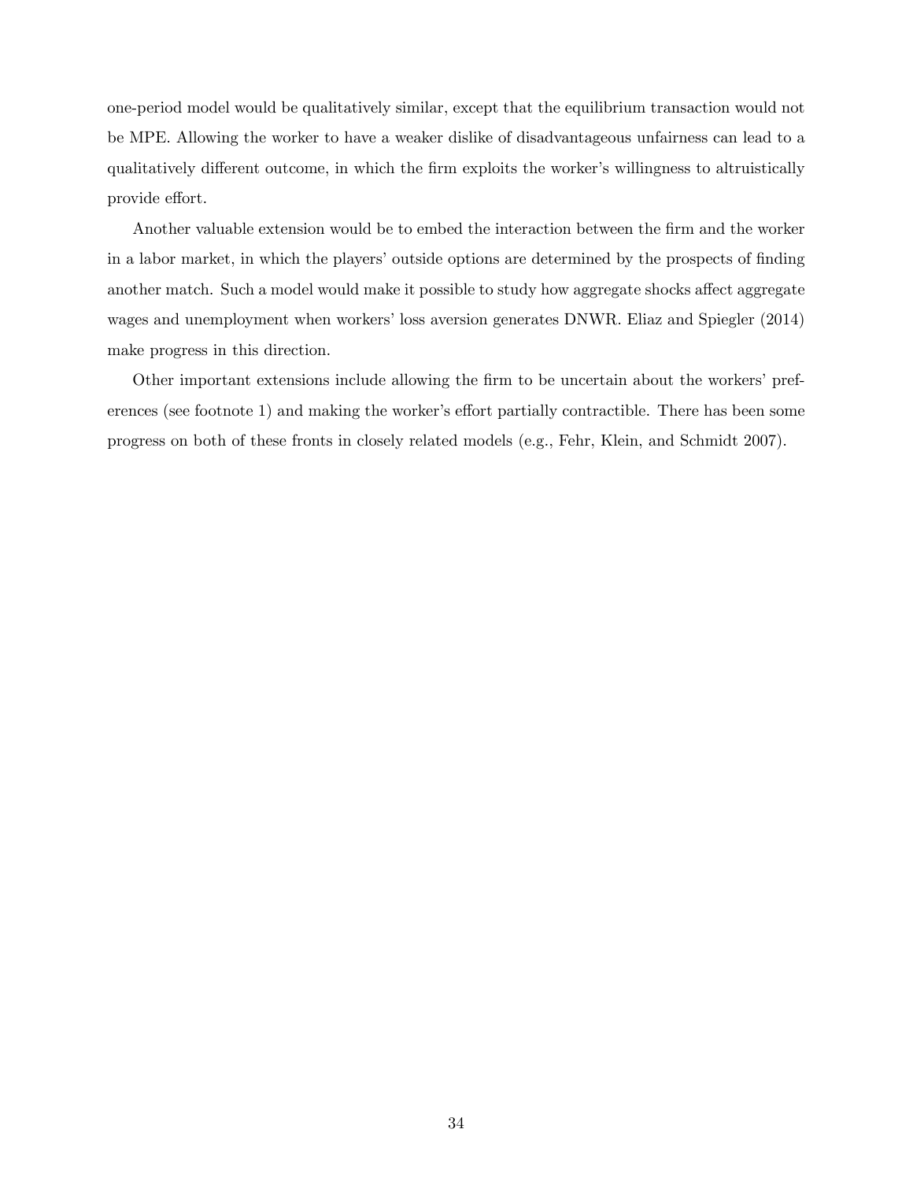one-period model would be qualitatively similar, except that the equilibrium transaction would not be MPE. Allowing the worker to have a weaker dislike of disadvantageous unfairness can lead to a qualitatively different outcome, in which the firm exploits the worker's willingness to altruistically provide effort.

Another valuable extension would be to embed the interaction between the firm and the worker in a labor market, in which the players' outside options are determined by the prospects of finding another match. Such a model would make it possible to study how aggregate shocks affect aggregate wages and unemployment when workers' loss aversion generates DNWR. Eliaz and Spiegler (2014) make progress in this direction.

Other important extensions include allowing the firm to be uncertain about the workers' preferences (see footnote 1) and making the worker's effort partially contractible. There has been some progress on both of these fronts in closely related models (e.g., Fehr, Klein, and Schmidt 2007).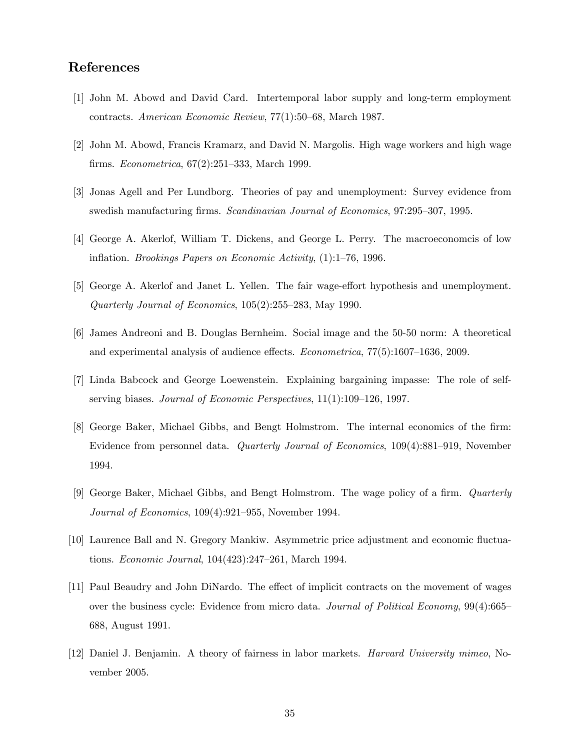## References

[1] John M. Abowd and David Card. Intertemporal labor supply and long-term employment contracts. *American Economic Review*, 77(1):50–68, March 1987.

[2] John M. Abowd, Francis Kramarz, and David N. Margolis. High wage workers and high wage firms. *Econometrica*, 67(2):251–333, March 1999.

[3] Jonas Agell and Per Lundborg. Theories of pay and unemployment: Survey evidence from swedish manufacturing firms. *Scandinavian Journal of Economics*, 97:295–307, 1995.

[4] George A. Akerlof, William T. Dickens, and George L. Perry. The macroeconomcis of low inflation. *Brookings Papers on Economic Activity*, (1):1–76, 1996.

[5] George A. Akerlof and Janet L. Yellen. The fair wage-effort hypothesis and unemployment. *Quarterly Journal of Economics*, 105(2):255–283, May 1990.

[6] James Andreoni and B. Douglas Bernheim. Social image and the 50-50 norm: A theoretical and experimental analysis of audience effects. *Econometrica*, 77(5):1607–1636, 2009.

[7] Linda Babcock and George Loewenstein. Explaining bargaining impasse: The role of self-serving biases. *Journal of Economic Perspectives*, 11(1):109–126, 1997.

[8] George Baker, Michael Gibbs, and Bengt Holmstrom. The internal economics of the firm: Evidence from personnel data. *Quarterly Journal of Economics*, 109(4):881–919, November 1994.

[9] George Baker, Michael Gibbs, and Bengt Holmstrom. The wage policy of a firm. *Quarterly Journal of Economics*, 109(4):921–955, November 1994.

[10] Laurence Ball and N. Gregory Mankiw. Asymmetric price adjustment and economic fluctuations. *Economic Journal*, 104(423):247–261, March 1994.

[11] Paul Beaudry and John DiNardo. The effect of implicit contracts on the movement of wages over the business cycle: Evidence from micro data. *Journal of Political Economy*, 99(4):665–688, August 1991.

[12] Daniel J. Benjamin. A theory of fairness in labor markets. *Harvard University mimeo*, November 2005.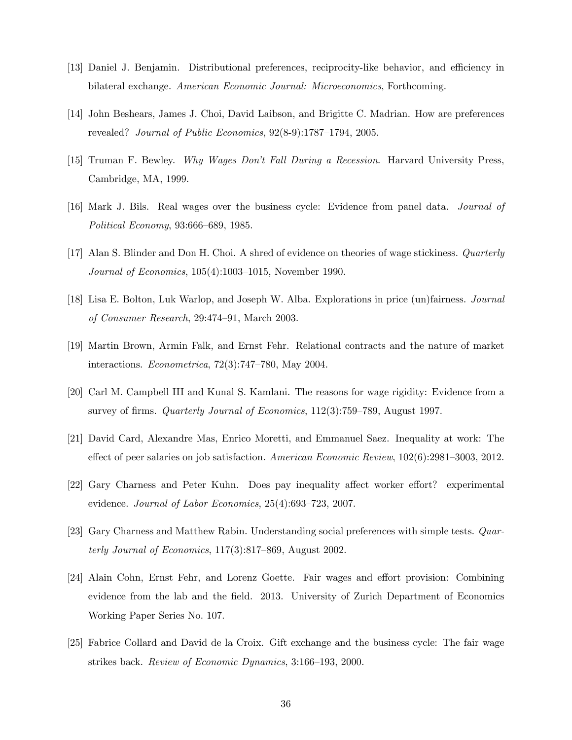[13] Daniel J. Benjamin. Distributional preferences, reciprocity-like behavior, and efficiency in bilateral exchange. *American Economic Journal: Microeconomics*, Forthcoming.

[14] John Beshears, James J. Choi, David Laibson, and Brigitte C. Madrian. How are preferences revealed? *Journal of Public Economics*, 92(8-9):1787–1794, 2005.

[15] Truman F. Bewley. *Why Wages Don't Fall During a Recession*. Harvard University Press, Cambridge, MA, 1999.

[16] Mark J. Bils. Real wages over the business cycle: Evidence from panel data. *Journal of Political Economy*, 93:666–689, 1985.

[17] Alan S. Blinder and Don H. Choi. A shred of evidence on theories of wage stickiness. *Quarterly Journal of Economics*, 105(4):1003–1015, November 1990.

[18] Lisa E. Bolton, Luk Warlop, and Joseph W. Alba. Explorations in price (un)fairness. *Journal of Consumer Research*, 29:474–91, March 2003.

[19] Martin Brown, Armin Falk, and Ernst Fehr. Relational contracts and the nature of market interactions. *Econometrica*, 72(3):747–780, May 2004.

[20] Carl M. Campbell III and Kunal S. Kamlani. The reasons for wage rigidity: Evidence from a survey of firms. *Quarterly Journal of Economics*, 112(3):759–789, August 1997.

[21] David Card, Alexandre Mas, Enrico Moretti, and Emmanuel Saez. Inequality at work: The effect of peer salaries on job satisfaction. *American Economic Review*, 102(6):2981–3003, 2012.

[22] Gary Charness and Peter Kuhn. Does pay inequality affect worker effort? experimental evidence. *Journal of Labor Economics*, 25(4):693–723, 2007.

[23] Gary Charness and Matthew Rabin. Understanding social preferences with simple tests. *Quarterly Journal of Economics*, 117(3):817–869, August 2002.

[24] Alain Cohn, Ernst Fehr, and Lorenz Goette. Fair wages and effort provision: Combining evidence from the lab and the field. 2013. University of Zurich Department of Economics Working Paper Series No. 107.

[25] Fabrice Collard and David de la Croix. Gift exchange and the business cycle: The fair wage strikes back. *Review of Economic Dynamics*, 3:166–193, 2000.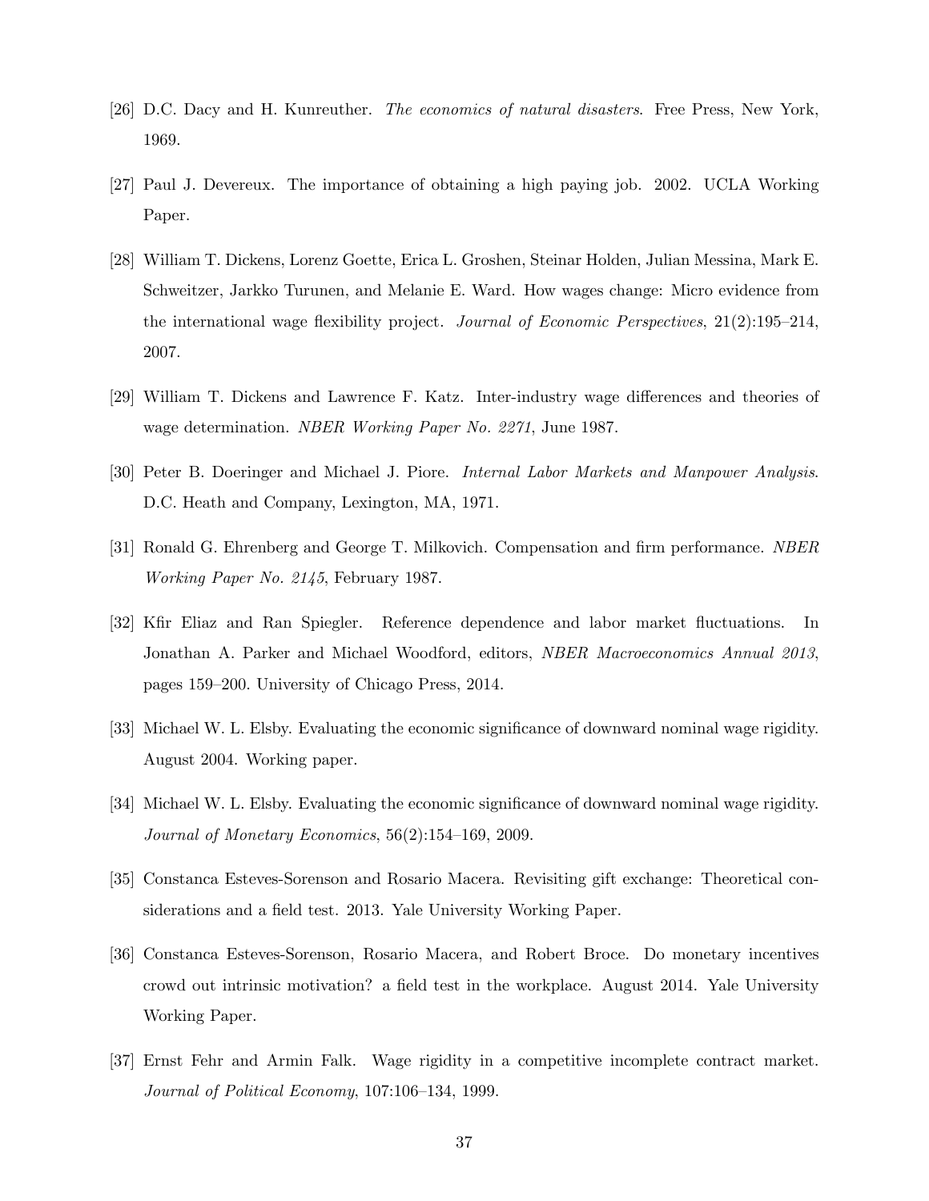[26] D.C. Dacy and H. Kunreuther. *The economics of natural disasters*. Free Press, New York, 1969.

[27] Paul J. Devereux. The importance of obtaining a high paying job. 2002. UCLA Working Paper.

[28] William T. Dickens, Lorenz Goette, Erica L. Groshen, Steinar Holden, Julian Messina, Mark E. Schweitzer, Jarkko Turunen, and Melanie E. Ward. How wages change: Micro evidence from the international wage flexibility project. *Journal of Economic Perspectives*, 21(2):195–214, 2007.

[29] William T. Dickens and Lawrence F. Katz. Inter-industry wage differences and theories of wage determination. *NBER Working Paper No. 2271*, June 1987.

[30] Peter B. Doeringer and Michael J. Piore. *Internal Labor Markets and Manpower Analysis*. D.C. Heath and Company, Lexington, MA, 1971.

[31] Ronald G. Ehrenberg and George T. Milkovich. Compensation and firm performance. *NBER Working Paper No. 2145*, February 1987.

[32] Kfir Eliaz and Ran Spiegler. Reference dependence and labor market fluctuations. In Jonathan A. Parker and Michael Woodford, editors, *NBER Macroeconomics Annual 2013*, pages 159–200. University of Chicago Press, 2014.

[33] Michael W. L. Elsby. Evaluating the economic significance of downward nominal wage rigidity. August 2004. Working paper.

[34] Michael W. L. Elsby. Evaluating the economic significance of downward nominal wage rigidity. *Journal of Monetary Economics*, 56(2):154–169, 2009.

[35] Constanca Esteves-Sorenson and Rosario Macera. Revisiting gift exchange: Theoretical considerations and a field test. 2013. Yale University Working Paper.

[36] Constanca Esteves-Sorenson, Rosario Macera, and Robert Broce. Do monetary incentives crowd out intrinsic motivation? a field test in the workplace. August 2014. Yale University Working Paper.

[37] Ernst Fehr and Armin Falk. Wage rigidity in a competitive incomplete contract market. *Journal of Political Economy*, 107:106–134, 1999.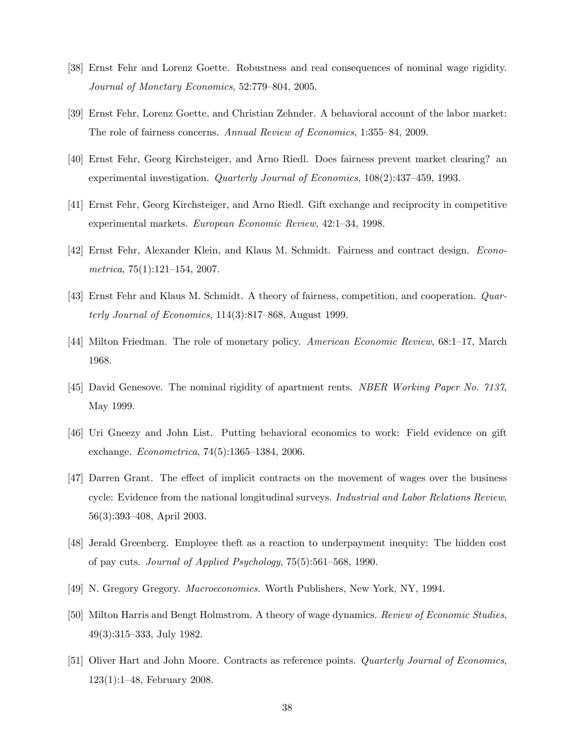[38] Ernst Fehr and Lorenz Goette. Robustness and real consequences of nominal wage rigidity. *Journal of Monetary Economics*, 52:779–804, 2005.

[39] Ernst Fehr, Lorenz Goette, and Christian Zehnder. A behavioral account of the labor market: The role of fairness concerns. *Annual Review of Economics*, 1:355–84, 2009.

[40] Ernst Fehr, Georg Kirchsteiger, and Arno Riedl. Does fairness prevent market clearing? an experimental investigation. *Quarterly Journal of Economics*, 108(2):437–459, 1993.

[41] Ernst Fehr, Georg Kirchsteiger, and Arno Riedl. Gift exchange and reciprocity in competitive experimental markets. *European Economic Review*, 42:1–34, 1998.

[42] Ernst Fehr, Alexander Klein, and Klaus M. Schmidt. Fairness and contract design. *Econometrica*, 75(1):121–154, 2007.

[43] Ernst Fehr and Klaus M. Schmidt. A theory of fairness, competition, and cooperation. *Quarterly Journal of Economics*, 114(3):817–868, August 1999.

[44] Milton Friedman. The role of monetary policy. *American Economic Review*, 68:1–17, March 1968.

[45] David Genesove. The nominal rigidity of apartment rents. *NBER Working Paper No. 7137*, May 1999.

[46] Uri Gneezy and John List. Putting behavioral economics to work: Field evidence on gift exchange. *Econometrica*, 74(5):1365–1384, 2006.

[47] Darren Grant. The effect of implicit contracts on the movement of wages over the business cycle: Evidence from the national longitudinal surveys. *Industrial and Labor Relations Review*, 56(3):393–408, April 2003.

[48] Jerald Greenberg. Employee theft as a reaction to underpayment inequity: The hidden cost of pay cuts. *Journal of Applied Psychology*, 75(5):561–568, 1990.

[49] N. Gregory Gregory. *Macroeconomics*. Worth Publishers, New York, NY, 1994.

[50] Milton Harris and Bengt Holmstrom. A theory of wage dynamics. *Review of Economic Studies*, 49(3):315–333, July 1982.

[51] Oliver Hart and John Moore. Contracts as reference points. *Quarterly Journal of Economics*, 123(1):1–48, February 2008.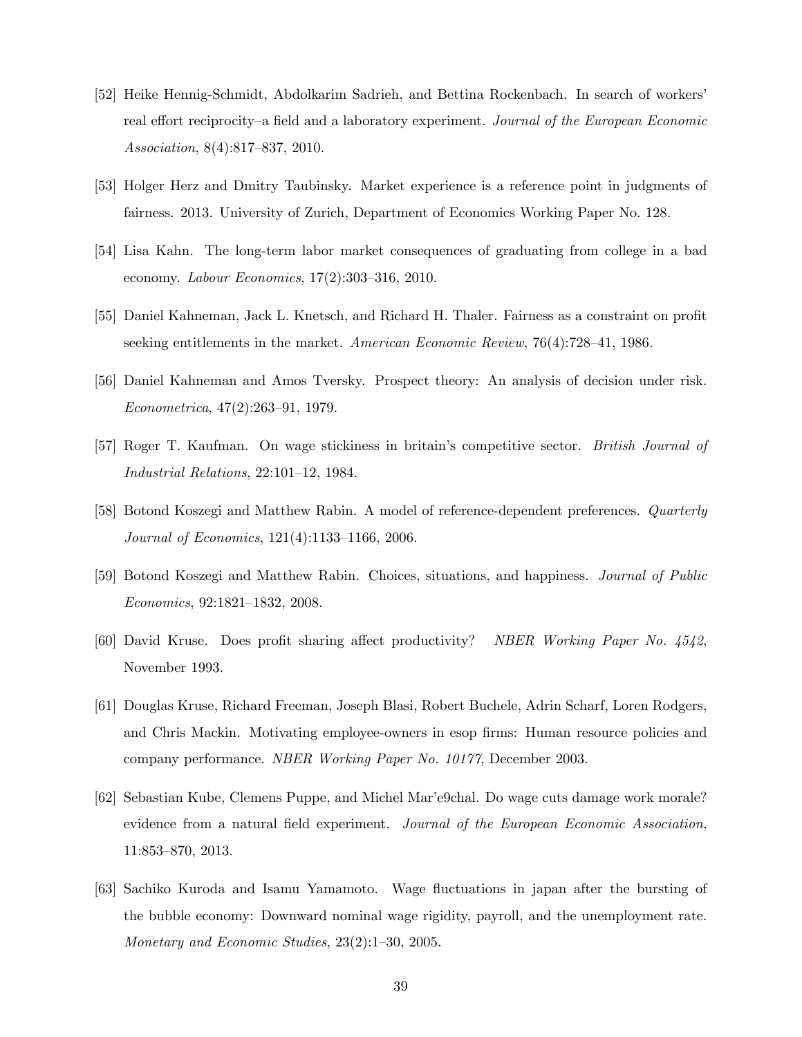[52] Heike Hennig-Schmidt, Abdolkarim Sadrieh, and Bettina Rockenbach. In search of workers' real effort reciprocity–a field and a laboratory experiment. *Journal of the European Economic Association*, 8(4):817–837, 2010.

[53] Holger Herz and Dmitry Taubinsky. Market experience is a reference point in judgments of fairness. 2013. University of Zurich, Department of Economics Working Paper No. 128.

[54] Lisa Kahn. The long-term labor market consequences of graduating from college in a bad economy. *Labour Economics*, 17(2):303–316, 2010.

[55] Daniel Kahneman, Jack L. Knetsch, and Richard H. Thaler. Fairness as a constraint on profit seeking entitlements in the market. *American Economic Review*, 76(4):728–41, 1986.

[56] Daniel Kahneman and Amos Tversky. Prospect theory: An analysis of decision under risk. *Econometrica*, 47(2):263–91, 1979.

[57] Roger T. Kaufman. On wage stickiness in britain's competitive sector. *British Journal of Industrial Relations*, 22:101–12, 1984.

[58] Botond Koszegi and Matthew Rabin. A model of reference-dependent preferences. *Quarterly Journal of Economics*, 121(4):1133–1166, 2006.

[59] Botond Koszegi and Matthew Rabin. Choices, situations, and happiness. *Journal of Public Economics*, 92:1821–1832, 2008.

[60] David Kruse. Does profit sharing affect productivity? *NBER Working Paper No. 4542*, November 1993.

[61] Douglas Kruse, Richard Freeman, Joseph Blasi, Robert Buchele, Adrin Scharf, Loren Rodgers, and Chris Mackin. Motivating employee-owners in esop firms: Human resource policies and company performance. *NBER Working Paper No. 10177*, December 2003.

[62] Sebastian Kube, Clemens Puppe, and Michel Mar'e9chal. Do wage cuts damage work morale? evidence from a natural field experiment. *Journal of the European Economic Association*, 11:853–870, 2013.

[63] Sachiko Kuroda and Isamu Yamamoto. Wage fluctuations in japan after the bursting of the bubble economy: Downward nominal wage rigidity, payroll, and the unemployment rate. *Monetary and Economic Studies*, 23(2):1–30, 2005.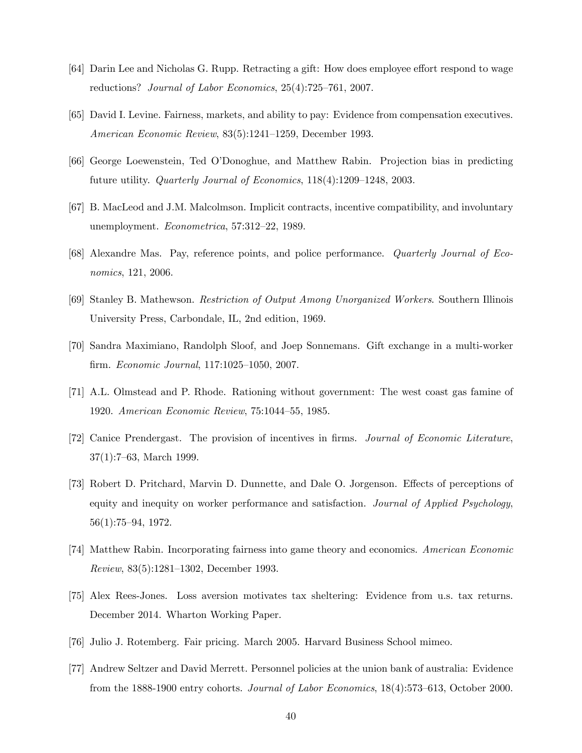[64] Darin Lee and Nicholas G. Rupp. Retracting a gift: How does employee effort respond to wage reductions? *Journal of Labor Economics*, 25(4):725–761, 2007.

[65] David I. Levine. Fairness, markets, and ability to pay: Evidence from compensation executives. *American Economic Review*, 83(5):1241–1259, December 1993.

[66] George Loewenstein, Ted O'Donoghue, and Matthew Rabin. Projection bias in predicting future utility. *Quarterly Journal of Economics*, 118(4):1209–1248, 2003.

[67] B. MacLeod and J.M. Malcolmson. Implicit contracts, incentive compatibility, and involuntary unemployment. *Econometrica*, 57:312–22, 1989.

[68] Alexandre Mas. Pay, reference points, and police performance. *Quarterly Journal of Economics*, 121, 2006.

[69] Stanley B. Mathewson. *Restriction of Output Among Unorganized Workers*. Southern Illinois University Press, Carbondale, IL, 2nd edition, 1969.

[70] Sandra Maximiano, Randolph Sloof, and Joep Sonnemans. Gift exchange in a multi-worker firm. *Economic Journal*, 117:1025–1050, 2007.

[71] A.L. Olmstead and P. Rhode. Rationing without government: The west coast gas famine of 1920. *American Economic Review*, 75:1044–55, 1985.

[72] Canice Prendergast. The provision of incentives in firms. *Journal of Economic Literature*, 37(1):7–63, March 1999.

[73] Robert D. Pritchard, Marvin D. Dunnette, and Dale O. Jorgenson. Effects of perceptions of equity and inequity on worker performance and satisfaction. *Journal of Applied Psychology*, 56(1):75–94, 1972.

[74] Matthew Rabin. Incorporating fairness into game theory and economics. *American Economic Review*, 83(5):1281–1302, December 1993.

[75] Alex Rees-Jones. Loss aversion motivates tax sheltering: Evidence from u.s. tax returns. December 2014. Wharton Working Paper.

[76] Julio J. Rotemberg. Fair pricing. March 2005. Harvard Business School mimeo.

[77] Andrew Seltzer and David Merrett. Personnel policies at the union bank of australia: Evidence from the 1888-1900 entry cohorts. *Journal of Labor Economics*, 18(4):573–613, October 2000.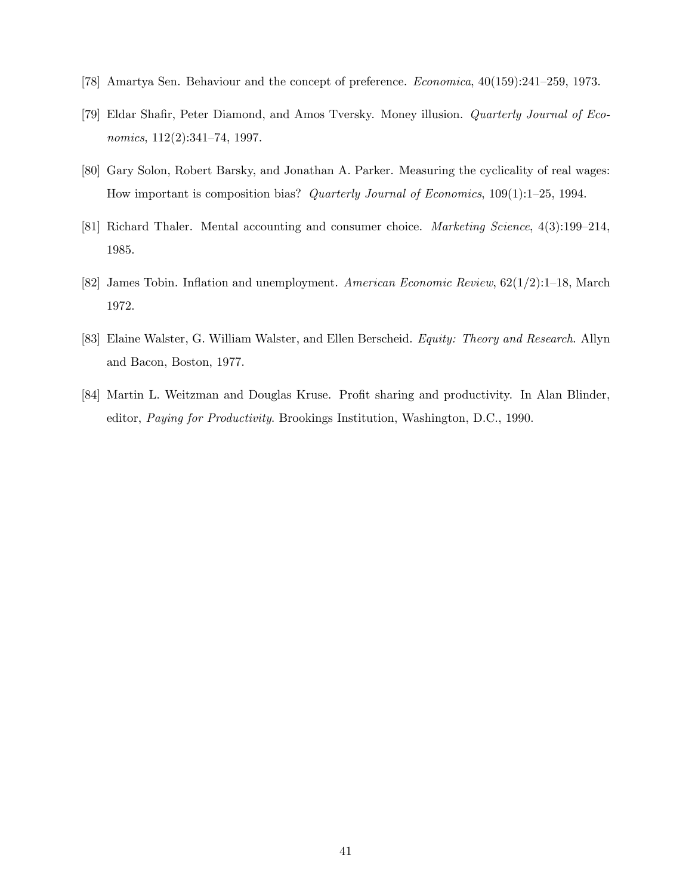[78] Amartya Sen. Behaviour and the concept of preference. *Economica*, 40(159):241–259, 1973.

[79] Eldar Shafir, Peter Diamond, and Amos Tversky. Money illusion. *Quarterly Journal of Economics*, 112(2):341–74, 1997.

[80] Gary Solon, Robert Barsky, and Jonathan A. Parker. Measuring the cyclicality of real wages: How important is composition bias? *Quarterly Journal of Economics*, 109(1):1–25, 1994.

[81] Richard Thaler. Mental accounting and consumer choice. *Marketing Science*, 4(3):199–214, 1985.

[82] James Tobin. Inflation and unemployment. *American Economic Review*, 62(1/2):1–18, March 1972.

[83] Elaine Walster, G. William Walster, and Ellen Berscheid. *Equity: Theory and Research*. Allyn and Bacon, Boston, 1977.

[84] Martin L. Weitzman and Douglas Kruse. Profit sharing and productivity. In Alan Blinder, editor, *Paying for Productivity*. Brookings Institution, Washington, D.C., 1990.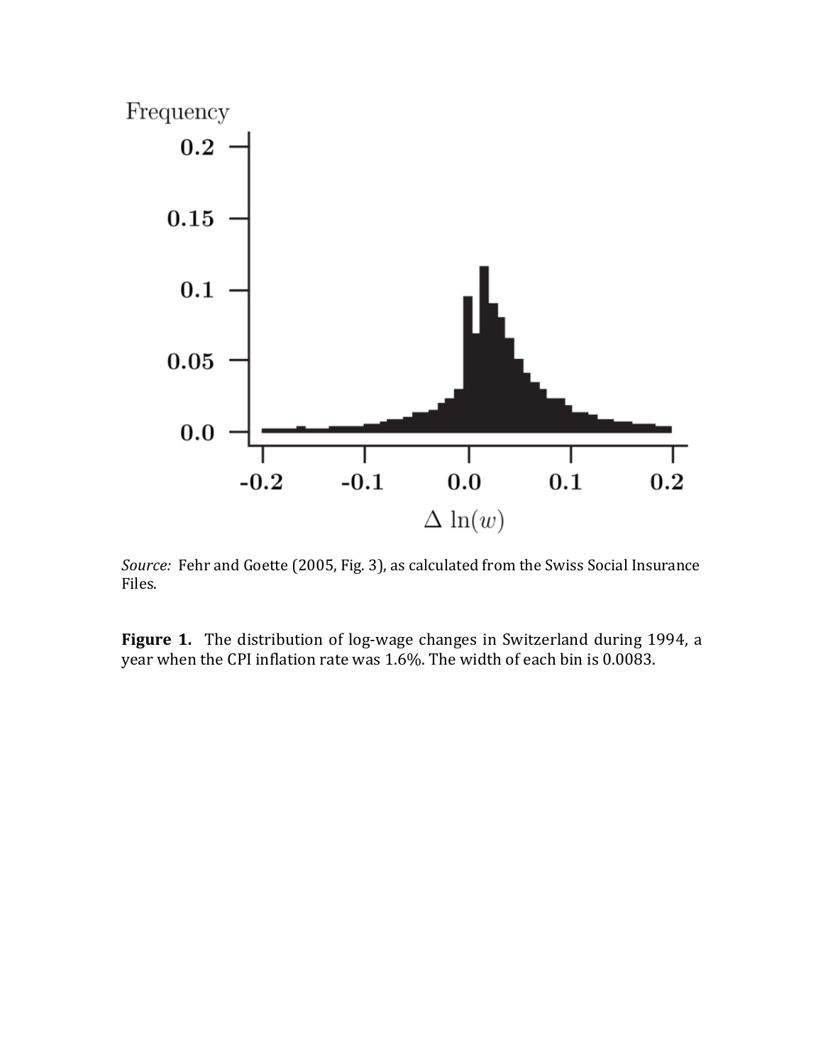*Source:* Fehr and Goette (2005, Fig. 3), as calculated from the Swiss Social Insurance Files.

**Figure 1.** The distribution of log-wage changes in Switzerland during 1994, a year when the CPI inflation rate was 1.6%. The width of each bin is 0.0083.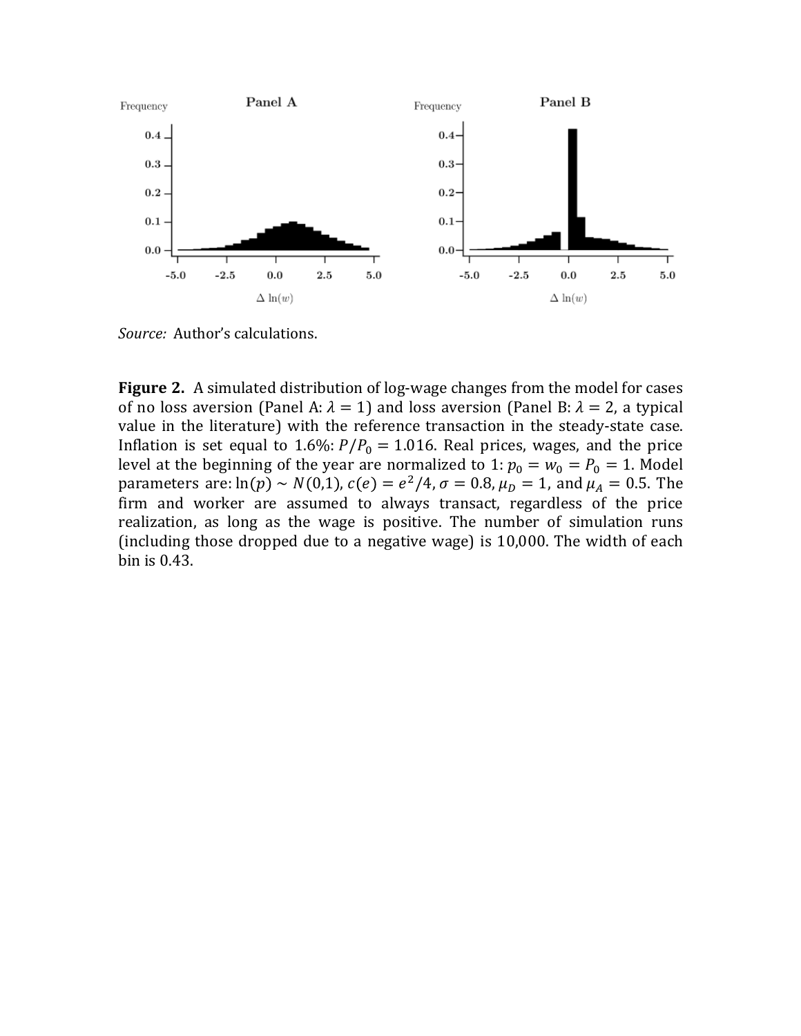Panel A

Frequency

0.4

0.3

0.2

0.1

0.0

-5.0 -2.5 0.0 2.5 5.0

Δ ln(w)

Panel B

Frequency

0.4

0.3

0.2

0.1

0.0

-5.0 -2.5 0.0 2.5 5.0

Δ ln(w)

*Source:* Author's calculations.

**Figure 2.** A simulated distribution of log-wage changes from the model for cases of no loss aversion (Panel A: $\lambda = 1$) and loss aversion (Panel B: $\lambda = 2$, a typical value in the literature) with the reference transaction in the steady-state case. Inflation is set equal to 1.6%: $P/P_0 = 1.016$. Real prices, wages, and the price level at the beginning of the year are normalized to 1: $p_0 = w_0 = P_0 = 1$. Model parameters are: $\ln(p) \sim N(0,1)$, $c(e) = e^2/4$, $\sigma = 0.8$, $\mu_D = 1$, and $\mu_A = 0.5$. The firm and worker are assumed to always transact, regardless of the price realization, as long as the wage is positive. The number of simulation runs (including those dropped due to a negative wage) is 10,000. The width of each bin is 0.43.